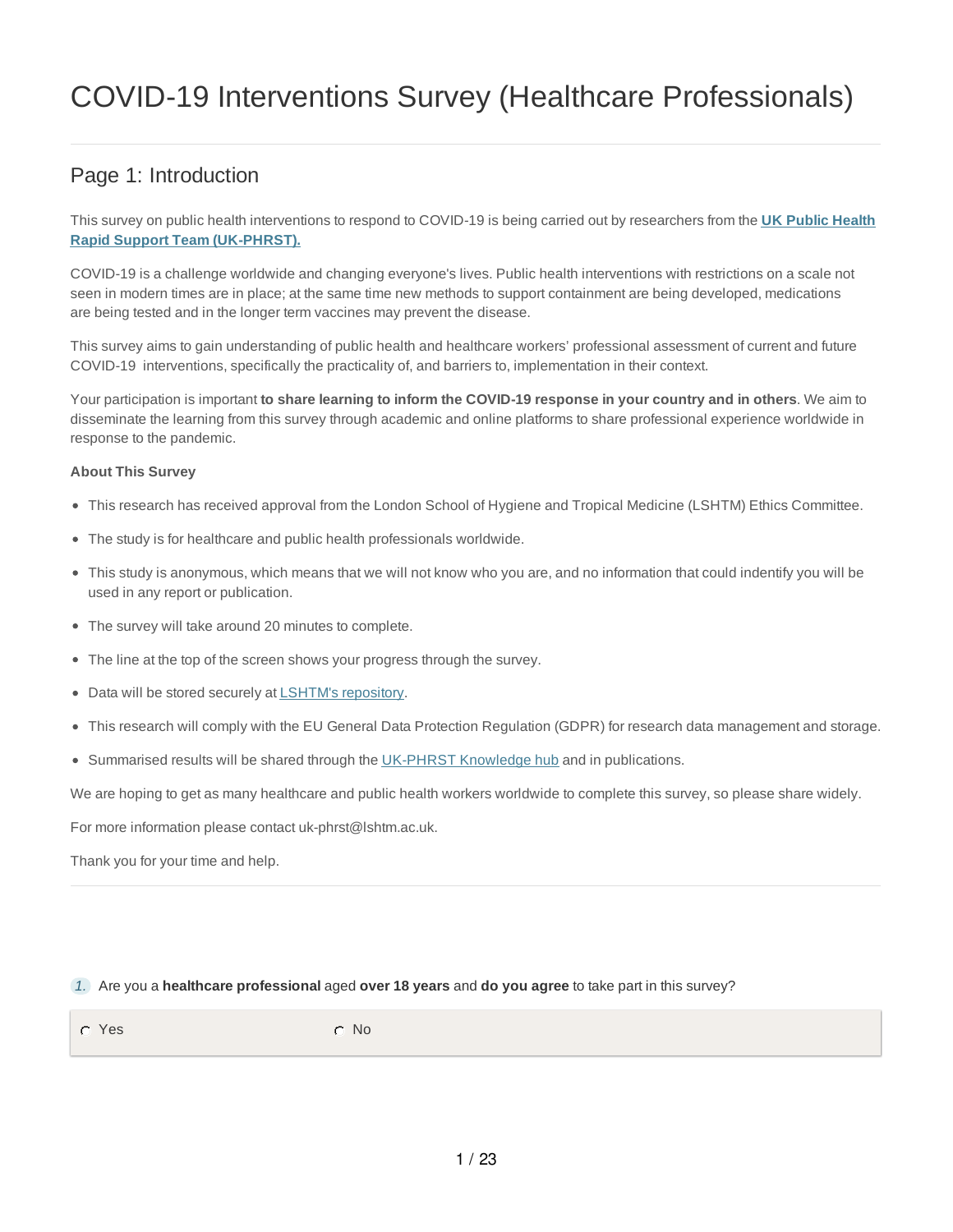# COVID-19 Interventions Survey (Healthcare Professionals)

## Page 1: Introduction

This survey on public health interventions to respond to COVID-19 is being carried out by researchers from the **UK Public Health Rapid Support Team (UK-PHRST).**

COVID-19 is a challenge worldwide and changing everyone's lives. Public health interventions with restrictions on a scale not seen in modern times are in place; at the same time new methods to support containment are being developed, medications are being tested and in the longer term vaccines may prevent the disease.

This survey aims to gain understanding of public health and healthcare workers' professional assessment of current and future COVID-19 interventions, specifically the practicality of, and barriers to, implementation in their context.

Your participation is important **to share learning to inform the COVID-19 response in your country and in others**. We aim to disseminate the learning from this survey through academic and online platforms to share professional experience worldwide in response to the pandemic.

**About This Survey**

- This research has received approval from the London School of Hygiene and Tropical Medicine (LSHTM) Ethics Committee.
- The study is for healthcare and public health professionals worldwide.
- This study is anonymous, which means that we will not know who you are, and no information that could indentify you will be used in any report or publication.
- The survey will take around 20 minutes to complete.
- The line at the top of the screen shows your progress through the survey.
- Data will be stored securely at LSHTM's repository.
- This research will comply with the EU General Data Protection Regulation (GDPR) for research data management and storage.
- Summarised results will be shared through the UK-PHRST Knowledge hub and in publications.

We are hoping to get as many healthcare and public health workers worldwide to complete this survey, so please share widely.

For more information please contact uk-phrst@lshtm.ac.uk.

Thank you for your time and help.

---

*1.* Are you a **healthcare professional** aged **over 18 years** and **do you agree** to take part in this survey?

- Yes
- No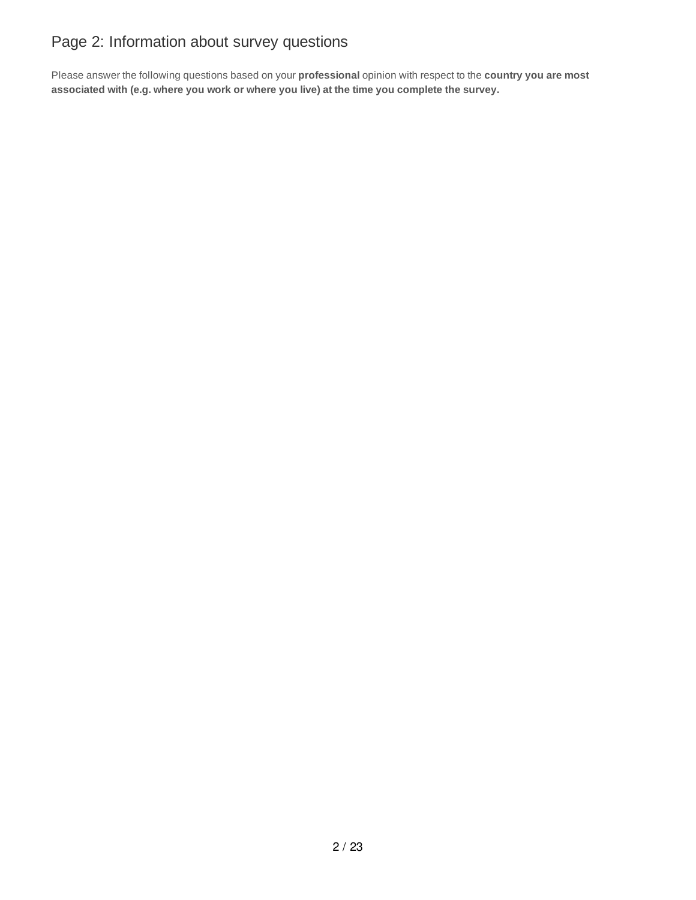## Page 2: Information about survey questions

Please answer the following questions based on your **professional** opinion with respect to the **country you are most associated with (e.g. where you work or where you live) at the time you complete the survey.**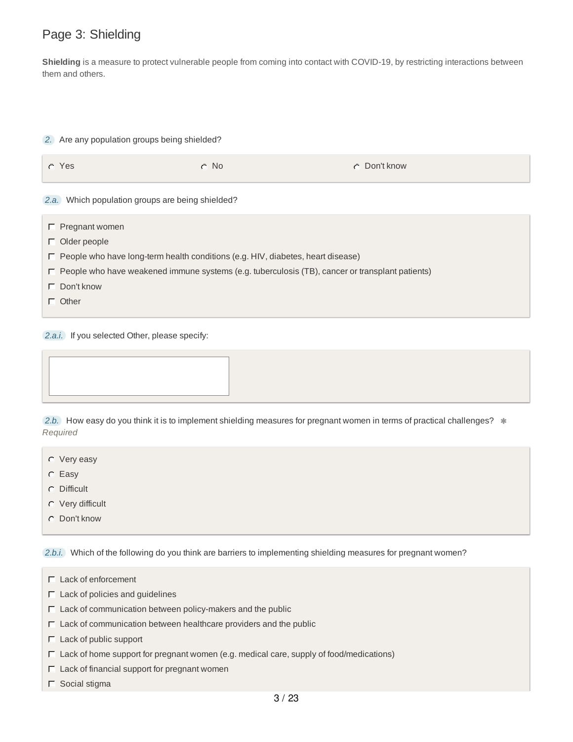# Page 3: Shielding

**Shielding** is a measure to protect vulnerable people from coming into contact with COVID-19, by restricting interactions between them and others.

2. Are any population groups being shielded?

- Yes
- No
- Don't know

2.a. Which population groups are being shielded?

- Pregnant women
- Older people
- People who have long-term health conditions (e.g. HIV, diabetes, heart disease)
- People who have weakened immune systems (e.g. tuberculosis (TB), cancer or transplant patients)
- Don't know
- Other

2.a.i. If you selected Other, please specify:

2.b. How easy do you think it is to implement shielding measures for pregnant women in terms of practical challenges? * *Required*

- Very easy
- Easy
- Difficult
- Very difficult
- Don't know

2.b.i. Which of the following do you think are barriers to implementing shielding measures for pregnant women?

- Lack of enforcement
- Lack of policies and guidelines
- Lack of communication between policy-makers and the public
- Lack of communication between healthcare providers and the public
- Lack of public support
- Lack of home support for pregnant women (e.g. medical care, supply of food/medications)
- Lack of financial support for pregnant women
- Social stigma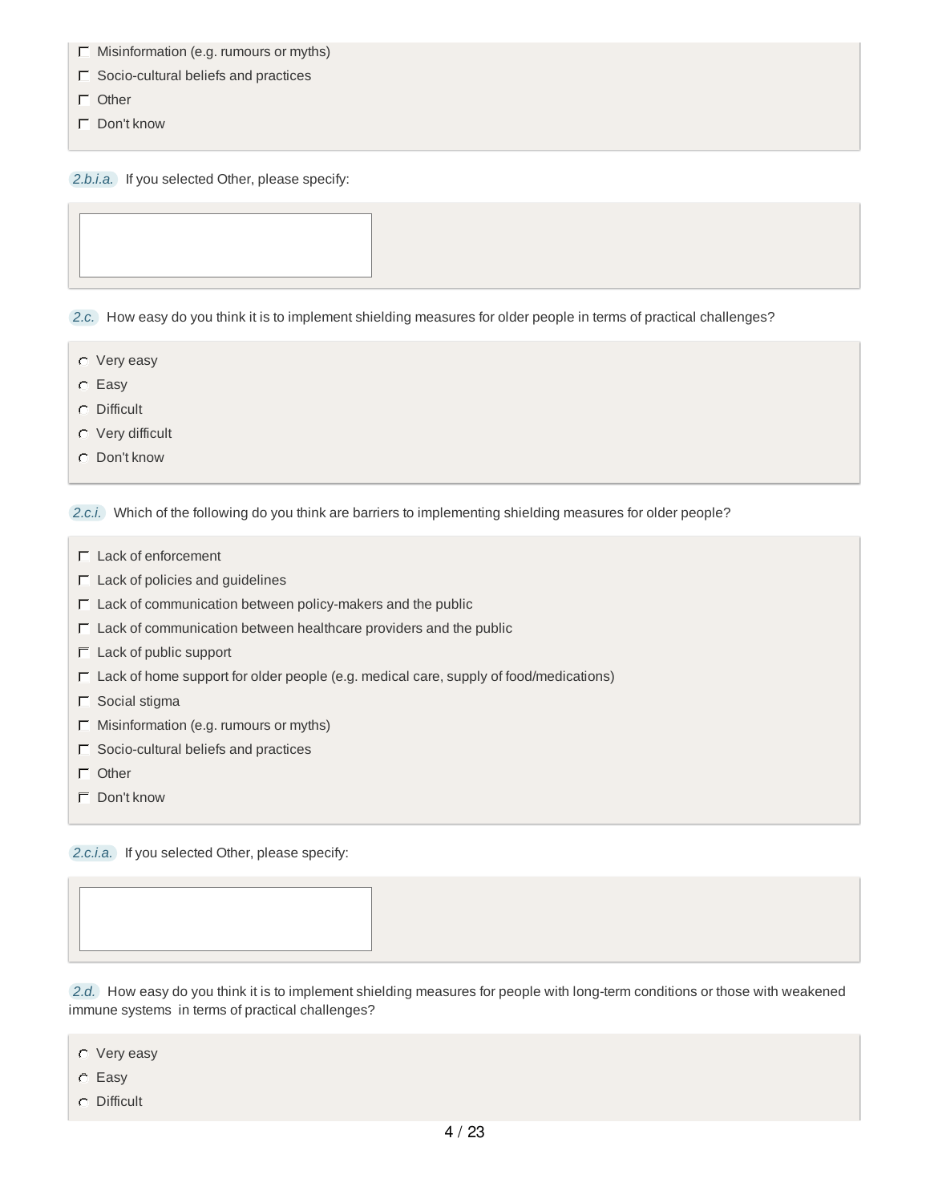- [ ] Misinformation (e.g. rumours or myths)
- [ ] Socio-cultural beliefs and practices
- [ ] Other
- [ ] Don't know

*2.b.i.a.* If you selected Other, please specify:

*2.c.* How easy do you think it is to implement shielding measures for older people in terms of practical challenges?

- ○ Very easy
- ○ Easy
- ○ Difficult
- ○ Very difficult
- ○ Don't know

*2.c.i.* Which of the following do you think are barriers to implementing shielding measures for older people?

- [ ] Lack of enforcement
- [ ] Lack of policies and guidelines
- [ ] Lack of communication between policy-makers and the public
- [ ] Lack of communication between healthcare providers and the public
- [ ] Lack of public support
- [ ] Lack of home support for older people (e.g. medical care, supply of food/medications)
- [ ] Social stigma
- [ ] Misinformation (e.g. rumours or myths)
- [ ] Socio-cultural beliefs and practices
- [ ] Other
- [ ] Don't know

*2.c.i.a.* If you selected Other, please specify:

*2.d.* How easy do you think it is to implement shielding measures for people with long-term conditions or those with weakened immune systems in terms of practical challenges?

- ○ Very easy
- ○ Easy
- ○ Difficult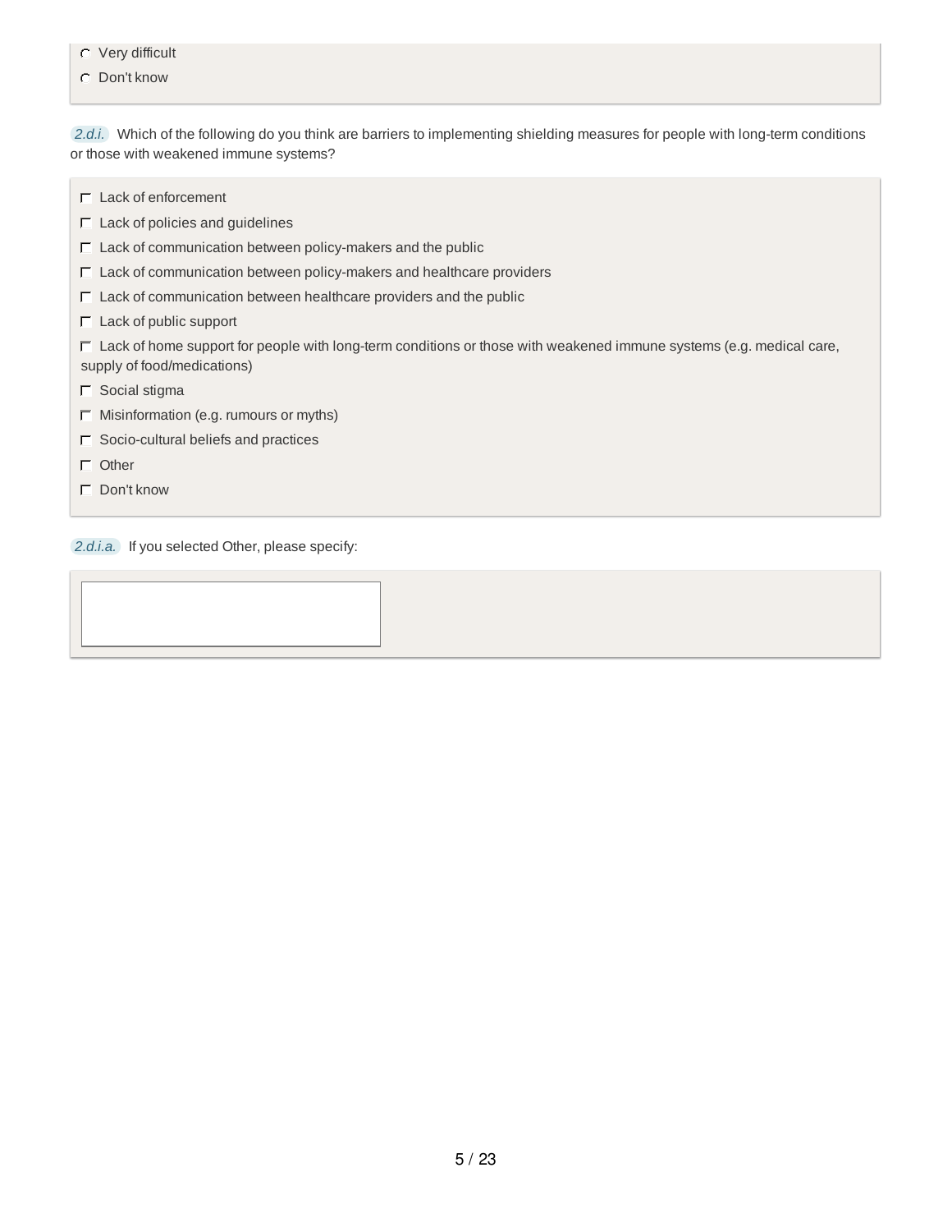- ○ Very difficult
- ○ Don't know

*2.d.i.* Which of the following do you think are barriers to implementing shielding measures for people with long-term conditions or those with weakened immune systems?

- ☐ Lack of enforcement
- ☐ Lack of policies and guidelines
- ☐ Lack of communication between policy-makers and the public
- ☐ Lack of communication between policy-makers and healthcare providers
- ☐ Lack of communication between healthcare providers and the public
- ☐ Lack of public support
- ☐ Lack of home support for people with long-term conditions or those with weakened immune systems (e.g. medical care, supply of food/medications)
- ☐ Social stigma
- ☐ Misinformation (e.g. rumours or myths)
- ☐ Socio-cultural beliefs and practices
- ☐ Other
- ☐ Don't know

*2.d.i.a.* If you selected Other, please specify: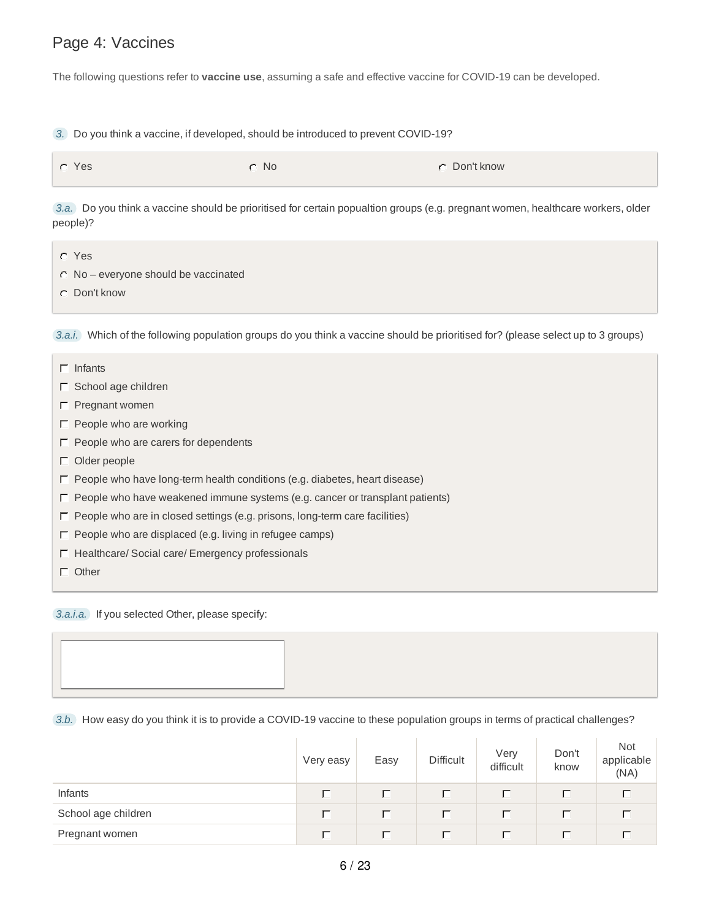## Page 4: Vaccines

The following questions refer to **vaccine use**, assuming a safe and effective vaccine for COVID-19 can be developed.

*3.* Do you think a vaccine, if developed, should be introduced to prevent COVID-19?

- ○ Yes
- ○ No
- ○ Don't know

*3.a.* Do you think a vaccine should be prioritised for certain popualtion groups (e.g. pregnant women, healthcare workers, older people)?

- ○ Yes
- ○ No – everyone should be vaccinated
- ○ Don't know

*3.a.i.* Which of the following population groups do you think a vaccine should be prioritised for? (please select up to 3 groups)

- ☐ Infants
- ☐ School age children
- ☐ Pregnant women
- ☐ People who are working
- ☐ People who are carers for dependents
- ☐ Older people
- ☐ People who have long-term health conditions (e.g. diabetes, heart disease)
- ☐ People who have weakened immune systems (e.g. cancer or transplant patients)
- ☐ People who are in closed settings (e.g. prisons, long-term care facilities)
- ☐ People who are displaced (e.g. living in refugee camps)
- ☐ Healthcare/ Social care/ Emergency professionals
- ☐ Other

*3.a.i.a.* If you selected Other, please specify:

*3.b.* How easy do you think it is to provide a COVID-19 vaccine to these population groups in terms of practical challenges?

| | Very easy | Easy | Difficult | Very difficult | Don't know | Not applicable (NA) |
|---|---|---|---|---|---|---|
| Infants | ☐ | ☐ | ☐ | ☐ | ☐ | ☐ |
| School age children | ☐ | ☐ | ☐ | ☐ | ☐ | ☐ |
| Pregnant women | ☐ | ☐ | ☐ | ☐ | ☐ | ☐ |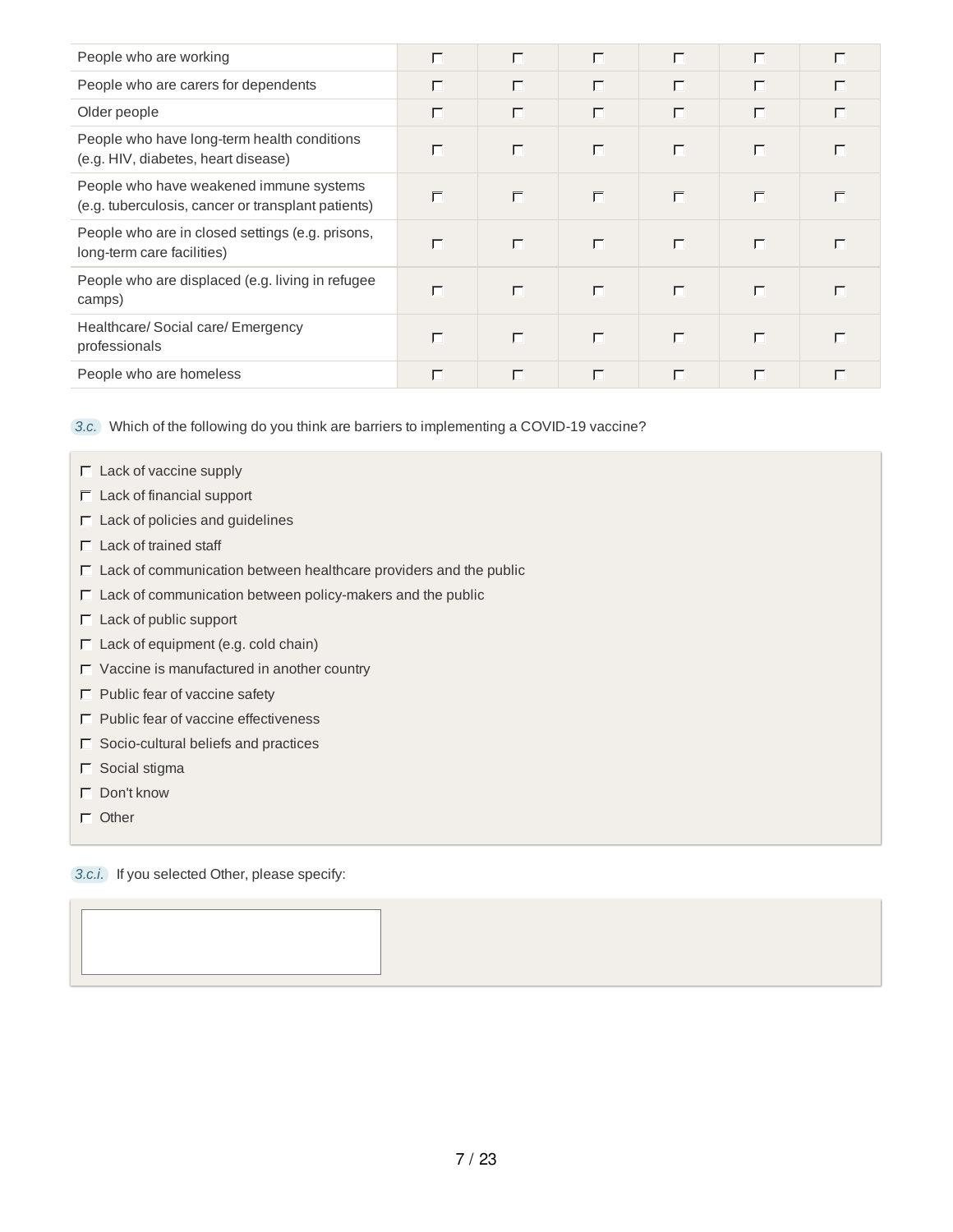| | | | | | | |
|---|---|---|---|---|---|---|
| People who are working | ☐ | ☐ | ☐ | ☐ | ☐ | ☐ |
| People who are carers for dependents | ☐ | ☐ | ☐ | ☐ | ☐ | ☐ |
| Older people | ☐ | ☐ | ☐ | ☐ | ☐ | ☐ |
| People who have long-term health conditions (e.g. HIV, diabetes, heart disease) | ☐ | ☐ | ☐ | ☐ | ☐ | ☐ |
| People who have weakened immune systems (e.g. tuberculosis, cancer or transplant patients) | ☐ | ☐ | ☐ | ☐ | ☐ | ☐ |
| People who are in closed settings (e.g. prisons, long-term care facilities) | ☐ | ☐ | ☐ | ☐ | ☐ | ☐ |
| People who are displaced (e.g. living in refugee camps) | ☐ | ☐ | ☐ | ☐ | ☐ | ☐ |
| Healthcare/ Social care/ Emergency professionals | ☐ | ☐ | ☐ | ☐ | ☐ | ☐ |
| People who are homeless | ☐ | ☐ | ☐ | ☐ | ☐ | ☐ |

*3.c.* Which of the following do you think are barriers to implementing a COVID-19 vaccine?

- ☐ Lack of vaccine supply
- ☐ Lack of financial support
- ☐ Lack of policies and guidelines
- ☐ Lack of trained staff
- ☐ Lack of communication between healthcare providers and the public
- ☐ Lack of communication between policy-makers and the public
- ☐ Lack of public support
- ☐ Lack of equipment (e.g. cold chain)
- ☐ Vaccine is manufactured in another country
- ☐ Public fear of vaccine safety
- ☐ Public fear of vaccine effectiveness
- ☐ Socio-cultural beliefs and practices
- ☐ Social stigma
- ☐ Don't know
- ☐ Other

*3.c.i.* If you selected Other, please specify: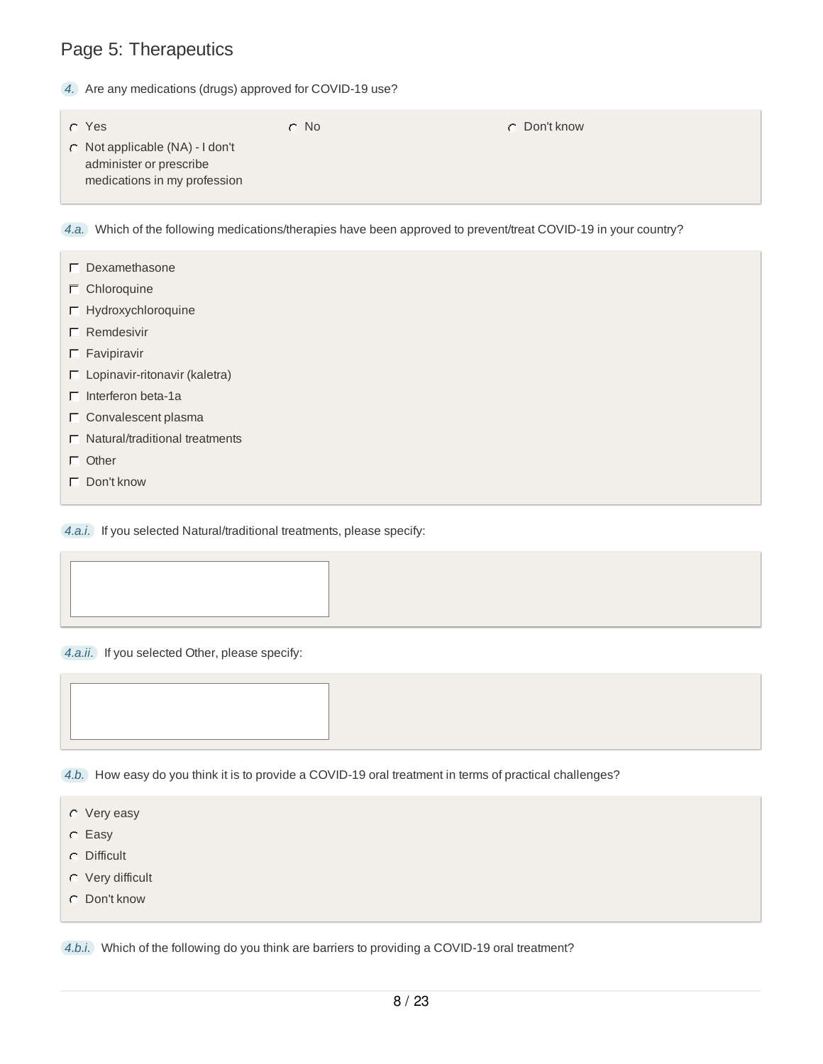## Page 5: Therapeutics

*4.* Are any medications (drugs) approved for COVID-19 use?

- Yes
- No
- Don't know
- Not applicable (NA) - I don't administer or prescribe medications in my profession

*4.a.* Which of the following medications/therapies have been approved to prevent/treat COVID-19 in your country?

- Dexamethasone
- Chloroquine
- Hydroxychloroquine
- Remdesivir
- Favipiravir
- Lopinavir-ritonavir (kaletra)
- Interferon beta-1a
- Convalescent plasma
- Natural/traditional treatments
- Other
- Don't know

*4.a.i.* If you selected Natural/traditional treatments, please specify:

*4.a.ii.* If you selected Other, please specify:

*4.b.* How easy do you think it is to provide a COVID-19 oral treatment in terms of practical challenges?

- Very easy
- Easy
- Difficult
- Very difficult
- Don't know

*4.b.i.* Which of the following do you think are barriers to providing a COVID-19 oral treatment?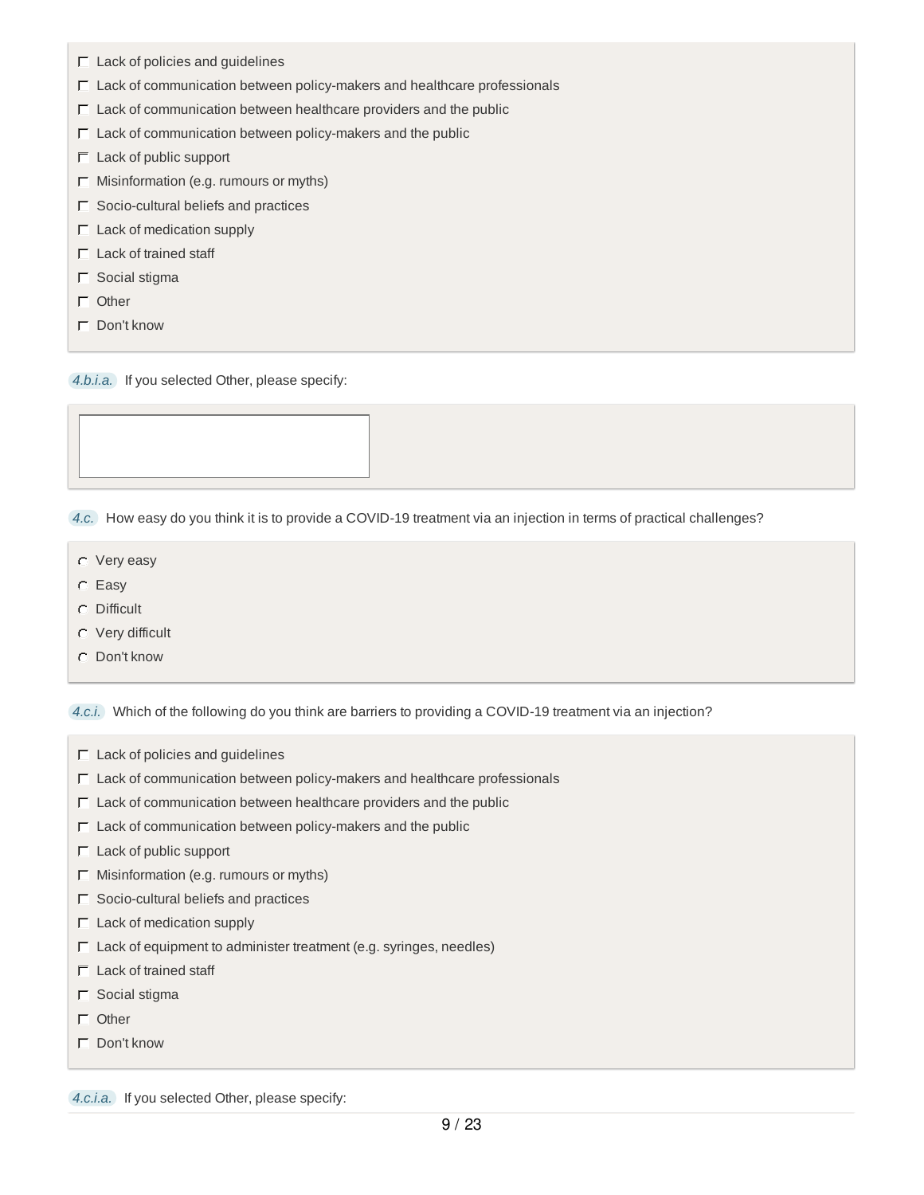- ☐ Lack of policies and guidelines
- ☐ Lack of communication between policy-makers and healthcare professionals
- ☐ Lack of communication between healthcare providers and the public
- ☐ Lack of communication between policy-makers and the public
- ☐ Lack of public support
- ☐ Misinformation (e.g. rumours or myths)
- ☐ Socio-cultural beliefs and practices
- ☐ Lack of medication supply
- ☐ Lack of trained staff
- ☐ Social stigma
- ☐ Other
- ☐ Don't know

*4.b.i.a.* If you selected Other, please specify:

*4.c.* How easy do you think it is to provide a COVID-19 treatment via an injection in terms of practical challenges?

- ○ Very easy
- ○ Easy
- ○ Difficult
- ○ Very difficult
- ○ Don't know

*4.c.i.* Which of the following do you think are barriers to providing a COVID-19 treatment via an injection?

- ☐ Lack of policies and guidelines
- ☐ Lack of communication between policy-makers and healthcare professionals
- ☐ Lack of communication between healthcare providers and the public
- ☐ Lack of communication between policy-makers and the public
- ☐ Lack of public support
- ☐ Misinformation (e.g. rumours or myths)
- ☐ Socio-cultural beliefs and practices
- ☐ Lack of medication supply
- ☐ Lack of equipment to administer treatment (e.g. syringes, needles)
- ☐ Lack of trained staff
- ☐ Social stigma
- ☐ Other
- ☐ Don't know

*4.c.i.a.* If you selected Other, please specify: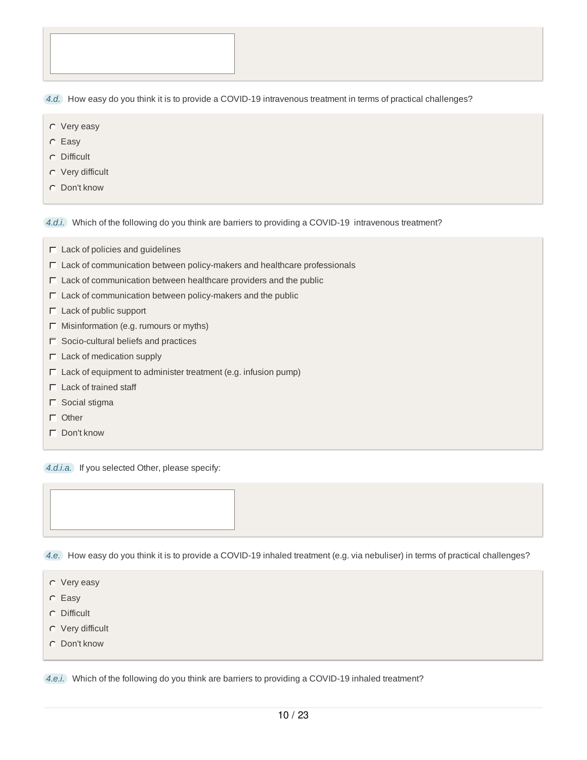4.d. How easy do you think it is to provide a COVID-19 intravenous treatment in terms of practical challenges?

- Very easy
- Easy
- Difficult
- Very difficult
- Don't know

4.d.i. Which of the following do you think are barriers to providing a COVID-19 intravenous treatment?

- Lack of policies and guidelines
- Lack of communication between policy-makers and healthcare professionals
- Lack of communication between healthcare providers and the public
- Lack of communication between policy-makers and the public
- Lack of public support
- Misinformation (e.g. rumours or myths)
- Socio-cultural beliefs and practices
- Lack of medication supply
- Lack of equipment to administer treatment (e.g. infusion pump)
- Lack of trained staff
- Social stigma
- Other
- Don't know

4.d.i.a. If you selected Other, please specify:

4.e. How easy do you think it is to provide a COVID-19 inhaled treatment (e.g. via nebuliser) in terms of practical challenges?

- Very easy
- Easy
- Difficult
- Very difficult
- Don't know

4.e.i. Which of the following do you think are barriers to providing a COVID-19 inhaled treatment?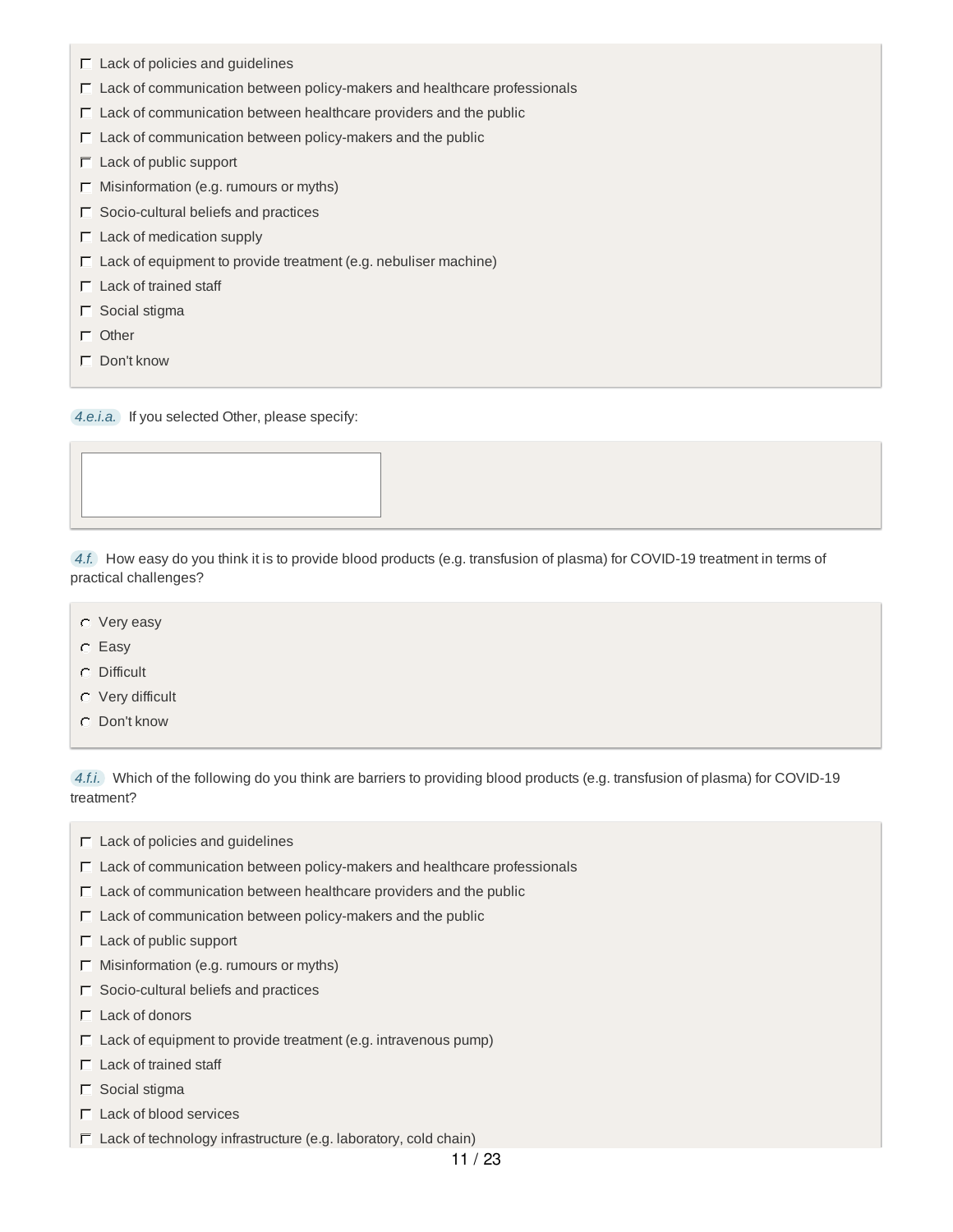- ☐ Lack of policies and guidelines
- ☐ Lack of communication between policy-makers and healthcare professionals
- ☐ Lack of communication between healthcare providers and the public
- ☐ Lack of communication between policy-makers and the public
- ☐ Lack of public support
- ☐ Misinformation (e.g. rumours or myths)
- ☐ Socio-cultural beliefs and practices
- ☐ Lack of medication supply
- ☐ Lack of equipment to provide treatment (e.g. nebuliser machine)
- ☐ Lack of trained staff
- ☐ Social stigma
- ☐ Other
- ☐ Don't know

*4.e.i.a.* If you selected Other, please specify:

*4.f.* How easy do you think it is to provide blood products (e.g. transfusion of plasma) for COVID-19 treatment in terms of practical challenges?

- ○ Very easy
- ○ Easy
- ○ Difficult
- ○ Very difficult
- ○ Don't know

*4.f.i.* Which of the following do you think are barriers to providing blood products (e.g. transfusion of plasma) for COVID-19 treatment?

- ☐ Lack of policies and guidelines
- ☐ Lack of communication between policy-makers and healthcare professionals
- ☐ Lack of communication between healthcare providers and the public
- ☐ Lack of communication between policy-makers and the public
- ☐ Lack of public support
- ☐ Misinformation (e.g. rumours or myths)
- ☐ Socio-cultural beliefs and practices
- ☐ Lack of donors
- ☐ Lack of equipment to provide treatment (e.g. intravenous pump)
- ☐ Lack of trained staff
- ☐ Social stigma
- ☐ Lack of blood services
- ☐ Lack of technology infrastructure (e.g. laboratory, cold chain)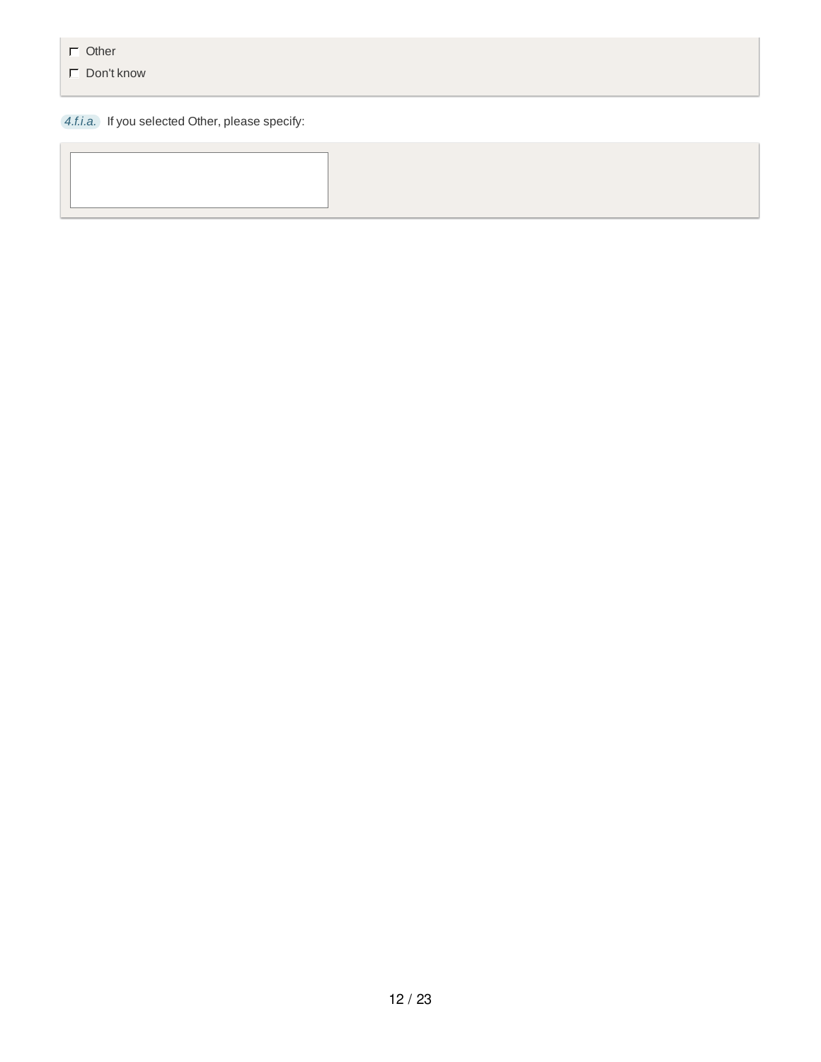- [ ] Other
- [ ] Don't know

*4.f.i.a.* If you selected Other, please specify: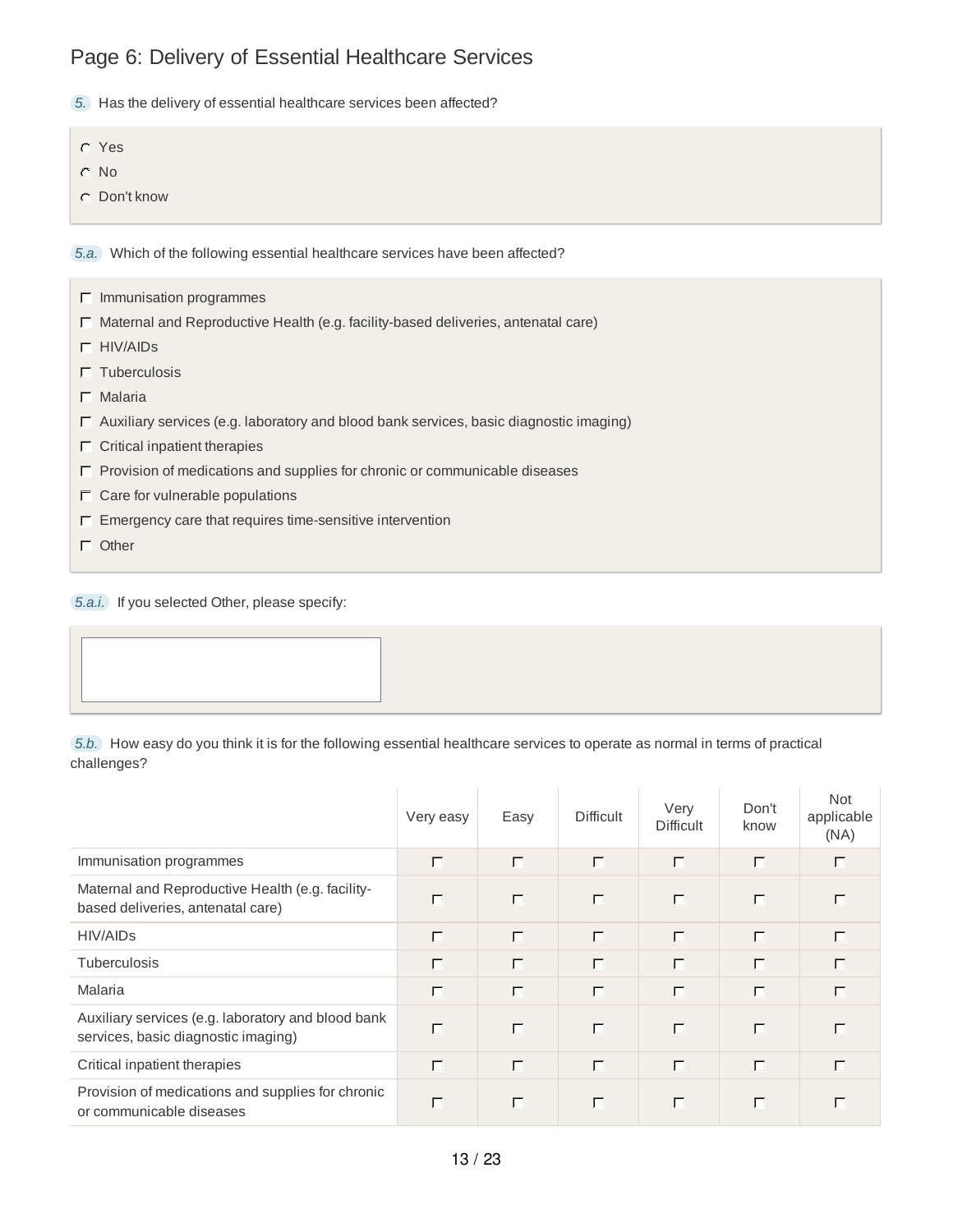## Page 6: Delivery of Essential Healthcare Services

5. Has the delivery of essential healthcare services been affected?

- Yes
- No
- Don't know

5.a. Which of the following essential healthcare services have been affected?

- Immunisation programmes
- Maternal and Reproductive Health (e.g. facility-based deliveries, antenatal care)
- HIV/AIDs
- Tuberculosis
- Malaria
- Auxiliary services (e.g. laboratory and blood bank services, basic diagnostic imaging)
- Critical inpatient therapies
- Provision of medications and supplies for chronic or communicable diseases
- Care for vulnerable populations
- Emergency care that requires time-sensitive intervention
- Other

5.a.i. If you selected Other, please specify:

5.b. How easy do you think it is for the following essential healthcare services to operate as normal in terms of practical challenges?

| | Very easy | Easy | Difficult | Very Difficult | Don't know | Not applicable (NA) |
|---|---|---|---|---|---|---|
| Immunisation programmes | | | | | | |
| Maternal and Reproductive Health (e.g. facility-based deliveries, antenatal care) | | | | | | |
| HIV/AIDs | | | | | | |
| Tuberculosis | | | | | | |
| Malaria | | | | | | |
| Auxiliary services (e.g. laboratory and blood bank services, basic diagnostic imaging) | | | | | | |
| Critical inpatient therapies | | | | | | |
| Provision of medications and supplies for chronic or communicable diseases | | | | | | |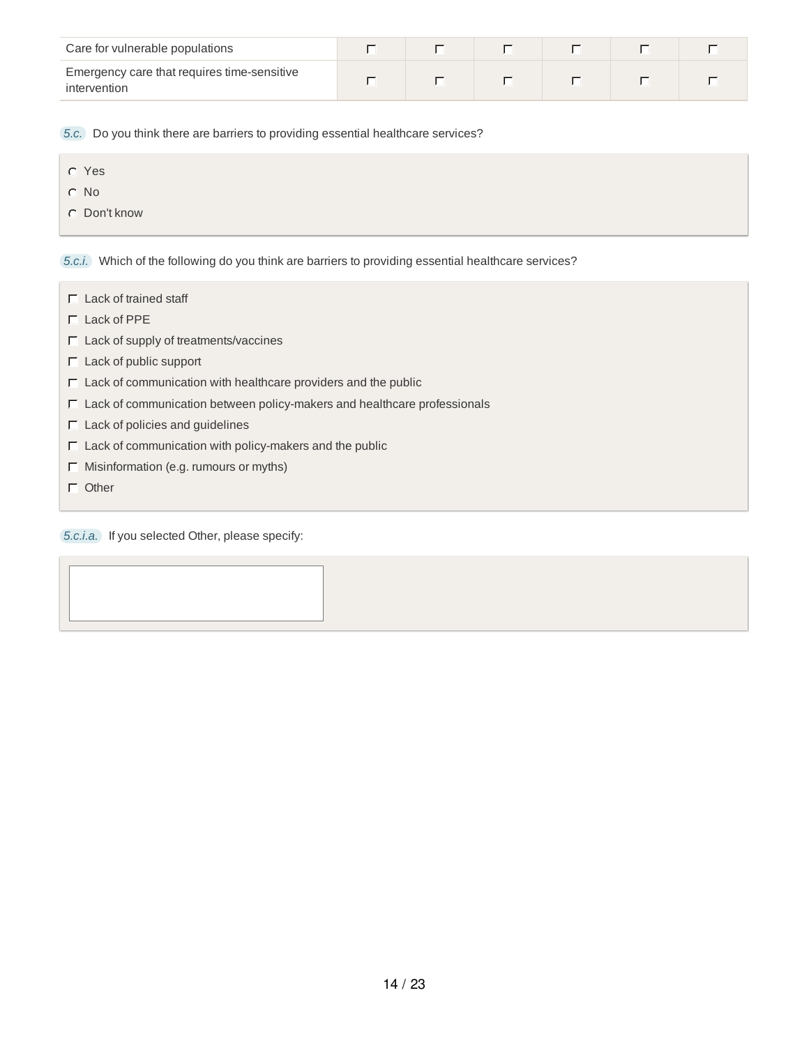| | | | | | | |
|---|---|---|---|---|---|---|
| Care for vulnerable populations | ☐ | ☐ | ☐ | ☐ | ☐ | ☐ |
| Emergency care that requires time-sensitive intervention | ☐ | ☐ | ☐ | ☐ | ☐ | ☐ |

*5.c.* Do you think there are barriers to providing essential healthcare services?

- ○ Yes
- ○ No
- ○ Don't know

*5.c.i.* Which of the following do you think are barriers to providing essential healthcare services?

- ☐ Lack of trained staff
- ☐ Lack of PPE
- ☐ Lack of supply of treatments/vaccines
- ☐ Lack of public support
- ☐ Lack of communication with healthcare providers and the public
- ☐ Lack of communication between policy-makers and healthcare professionals
- ☐ Lack of policies and guidelines
- ☐ Lack of communication with policy-makers and the public
- ☐ Misinformation (e.g. rumours or myths)
- ☐ Other

*5.c.i.a.* If you selected Other, please specify: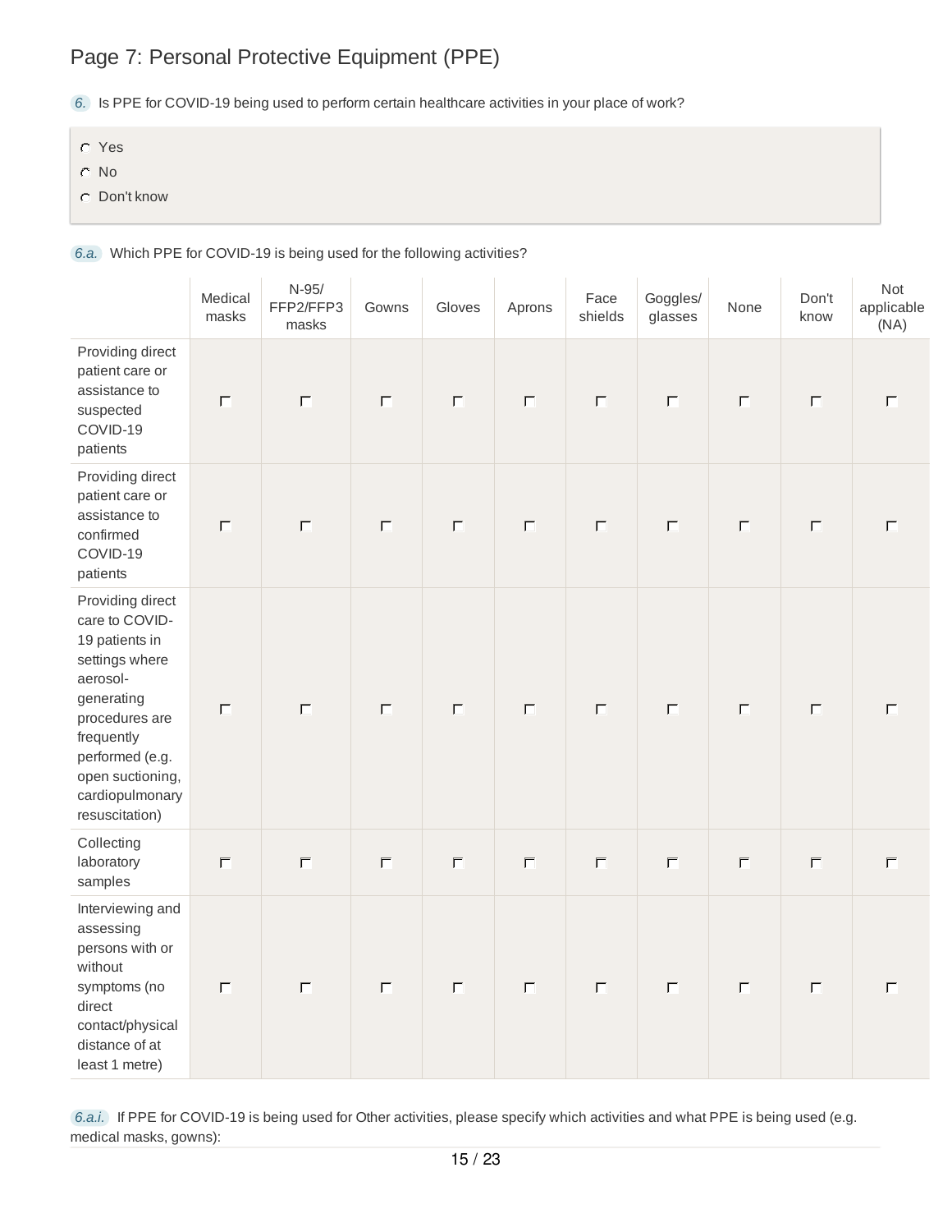## Page 7: Personal Protective Equipment (PPE)

*6.* Is PPE for COVID-19 being used to perform certain healthcare activities in your place of work?

- ◯ Yes
- ◯ No
- ◯ Don't know

*6.a.* Which PPE for COVID-19 is being used for the following activities?

| | Medical masks | N-95/ FFP2/FFP3 masks | Gowns | Gloves | Aprons | Face shields | Goggles/ glasses | None | Don't know | Not applicable (NA) |
|---|---|---|---|---|---|---|---|---|---|---|
| Providing direct patient care or assistance to suspected COVID-19 patients | ☐ | ☐ | ☐ | ☐ | ☐ | ☐ | ☐ | ☐ | ☐ | ☐ |
| Providing direct patient care or assistance to confirmed COVID-19 patients | ☐ | ☐ | ☐ | ☐ | ☐ | ☐ | ☐ | ☐ | ☐ | ☐ |
| Providing direct care to COVID-19 patients in settings where aerosol-generating procedures are frequently performed (e.g. open suctioning, cardiopulmonary resuscitation) | ☐ | ☐ | ☐ | ☐ | ☐ | ☐ | ☐ | ☐ | ☐ | ☐ |
| Collecting laboratory samples | ☐ | ☐ | ☐ | ☐ | ☐ | ☐ | ☐ | ☐ | ☐ | ☐ |
| Interviewing and assessing persons with or without symptoms (no direct contact/physical distance of at least 1 metre) | ☐ | ☐ | ☐ | ☐ | ☐ | ☐ | ☐ | ☐ | ☐ | ☐ |

*6.a.i.* If PPE for COVID-19 is being used for Other activities, please specify which activities and what PPE is being used (e.g. medical masks, gowns):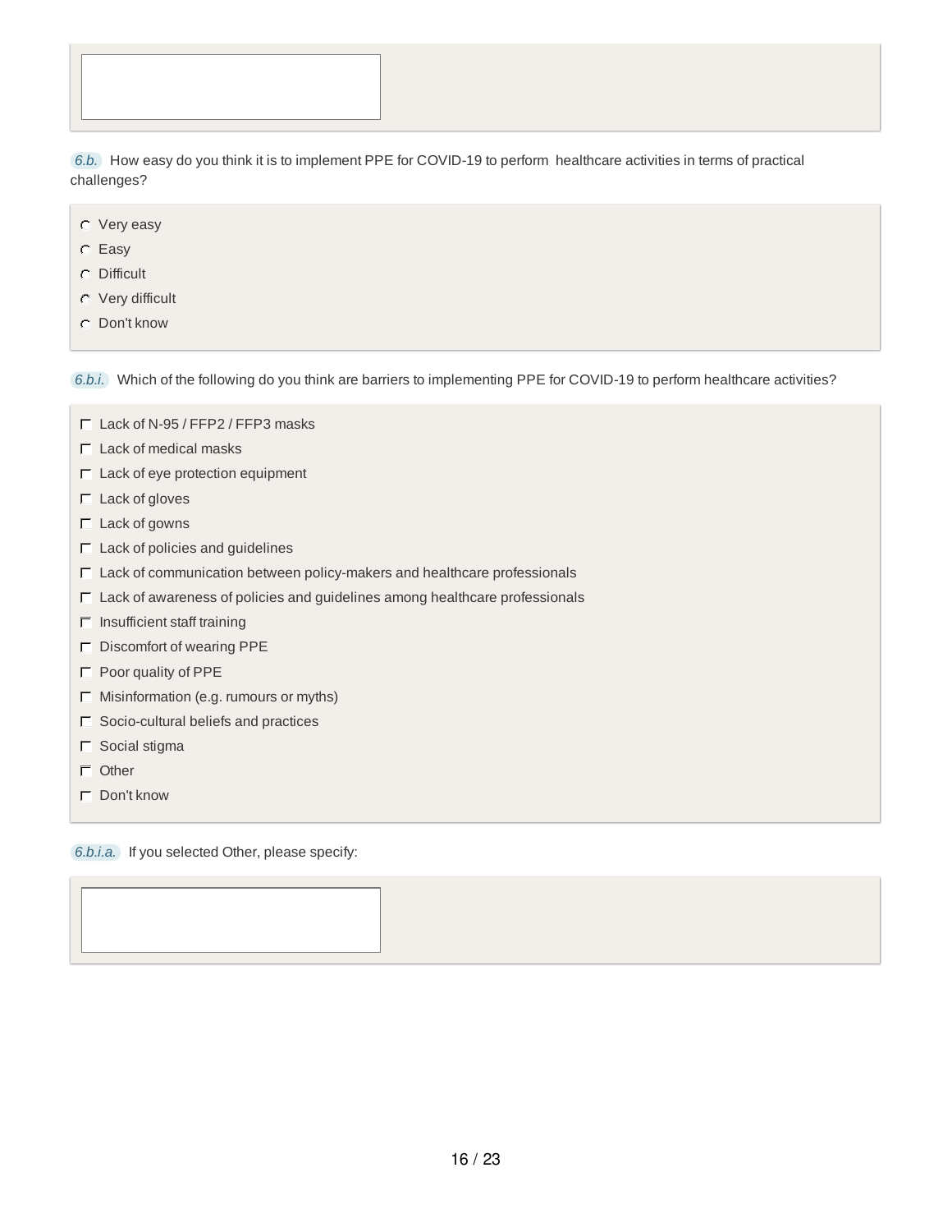6.b. How easy do you think it is to implement PPE for COVID-19 to perform healthcare activities in terms of practical challenges?

- Very easy
- Easy
- Difficult
- Very difficult
- Don't know

6.b.i. Which of the following do you think are barriers to implementing PPE for COVID-19 to perform healthcare activities?

- Lack of N-95 / FFP2 / FFP3 masks
- Lack of medical masks
- Lack of eye protection equipment
- Lack of gloves
- Lack of gowns
- Lack of policies and guidelines
- Lack of communication between policy-makers and healthcare professionals
- Lack of awareness of policies and guidelines among healthcare professionals
- Insufficient staff training
- Discomfort of wearing PPE
- Poor quality of PPE
- Misinformation (e.g. rumours or myths)
- Socio-cultural beliefs and practices
- Social stigma
- Other
- Don't know

6.b.i.a. If you selected Other, please specify: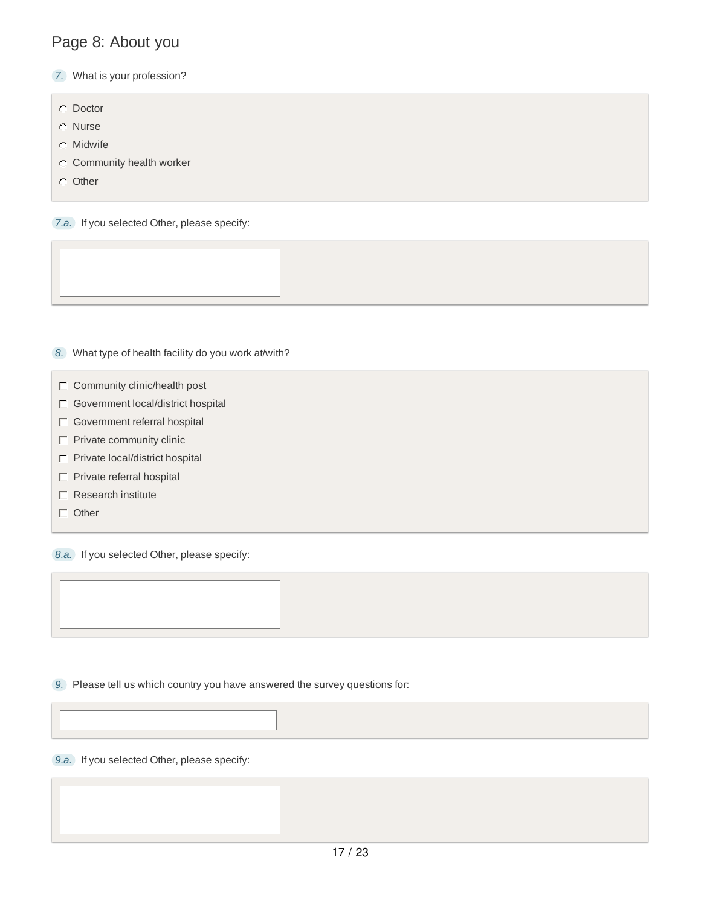## Page 8: About you

7. What is your profession?

- ○ Doctor
- ○ Nurse
- ○ Midwife
- ○ Community health worker
- ○ Other

7.a. If you selected Other, please specify:

8. What type of health facility do you work at/with?

- ☐ Community clinic/health post
- ☐ Government local/district hospital
- ☐ Government referral hospital
- ☐ Private community clinic
- ☐ Private local/district hospital
- ☐ Private referral hospital
- ☐ Research institute
- ☐ Other

8.a. If you selected Other, please specify:

9. Please tell us which country you have answered the survey questions for:

9.a. If you selected Other, please specify: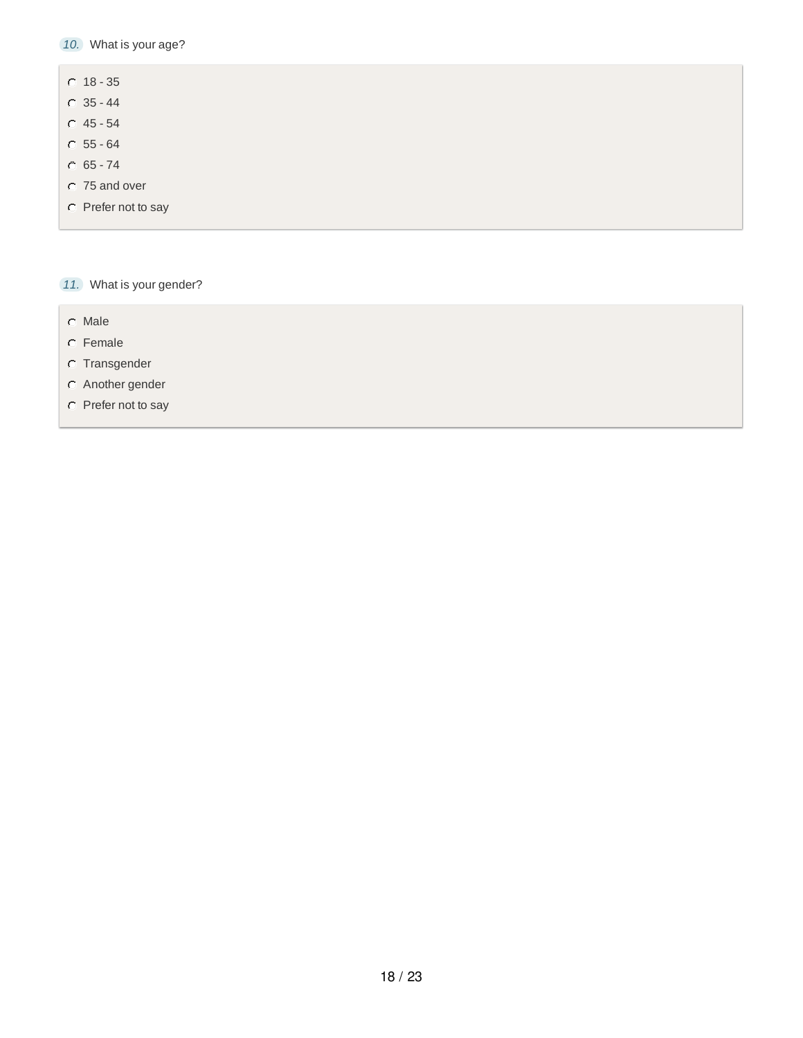10. What is your age?

- 18 - 35
- 35 - 44
- 45 - 54
- 55 - 64
- 65 - 74
- 75 and over
- Prefer not to say

11. What is your gender?

- Male
- Female
- Transgender
- Another gender
- Prefer not to say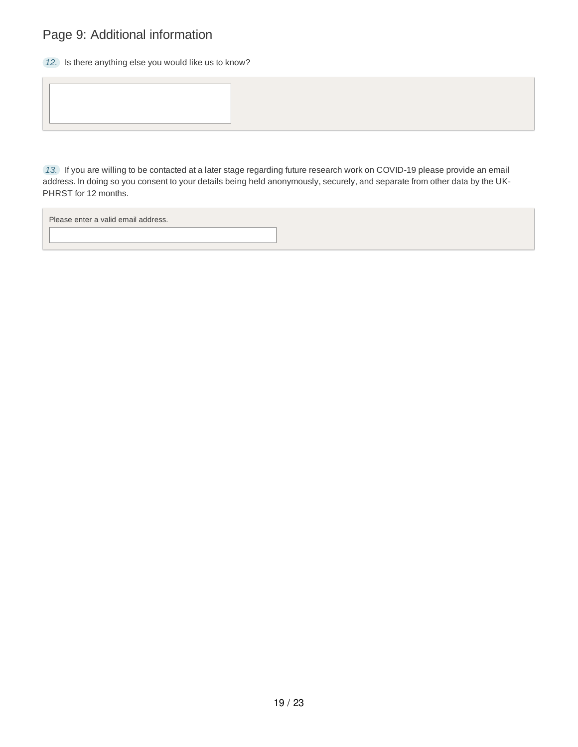## Page 9: Additional information

*12.* Is there anything else you would like us to know?

*13.* If you are willing to be contacted at a later stage regarding future research work on COVID-19 please provide an email address. In doing so you consent to your details being held anonymously, securely, and separate from other data by the UK-PHRST for 12 months.

Please enter a valid email address.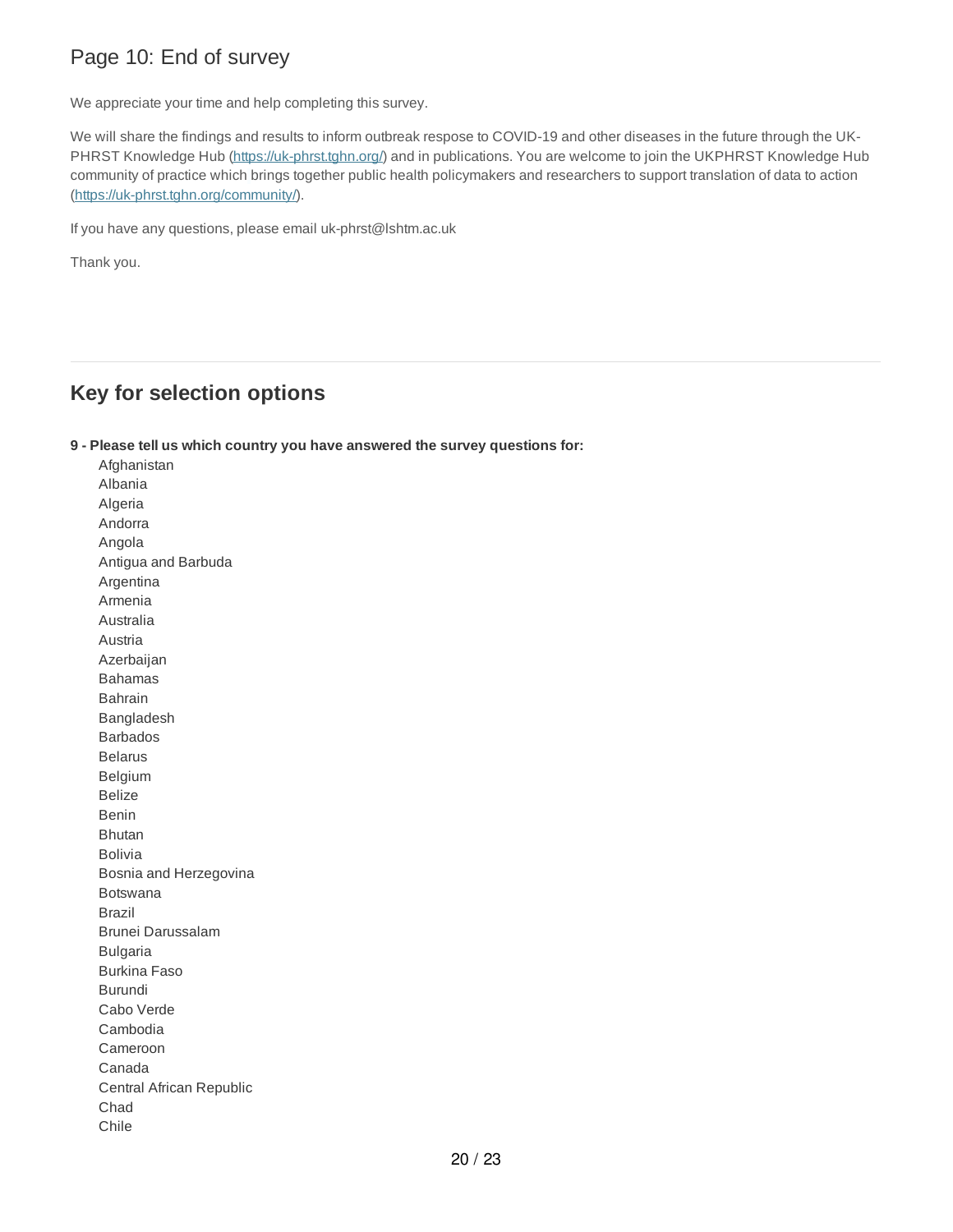## Page 10: End of survey

We appreciate your time and help completing this survey.

We will share the findings and results to inform outbreak respose to COVID-19 and other diseases in the future through the UK-PHRST Knowledge Hub (https://uk-phrst.tghn.org/) and in publications. You are welcome to join the UKPHRST Knowledge Hub community of practice which brings together public health policymakers and researchers to support translation of data to action (https://uk-phrst.tghn.org/community/).

If you have any questions, please email uk-phrst@lshtm.ac.uk

Thank you.

---

## Key for selection options

**9 - Please tell us which country you have answered the survey questions for:**

Afghanistan
Albania
Algeria
Andorra
Angola
Antigua and Barbuda
Argentina
Armenia
Australia
Austria
Azerbaijan
Bahamas
Bahrain
Bangladesh
Barbados
Belarus
Belgium
Belize
Benin
Bhutan
Bolivia
Bosnia and Herzegovina
Botswana
Brazil
Brunei Darussalam
Bulgaria
Burkina Faso
Burundi
Cabo Verde
Cambodia
Cameroon
Canada
Central African Republic
Chad
Chile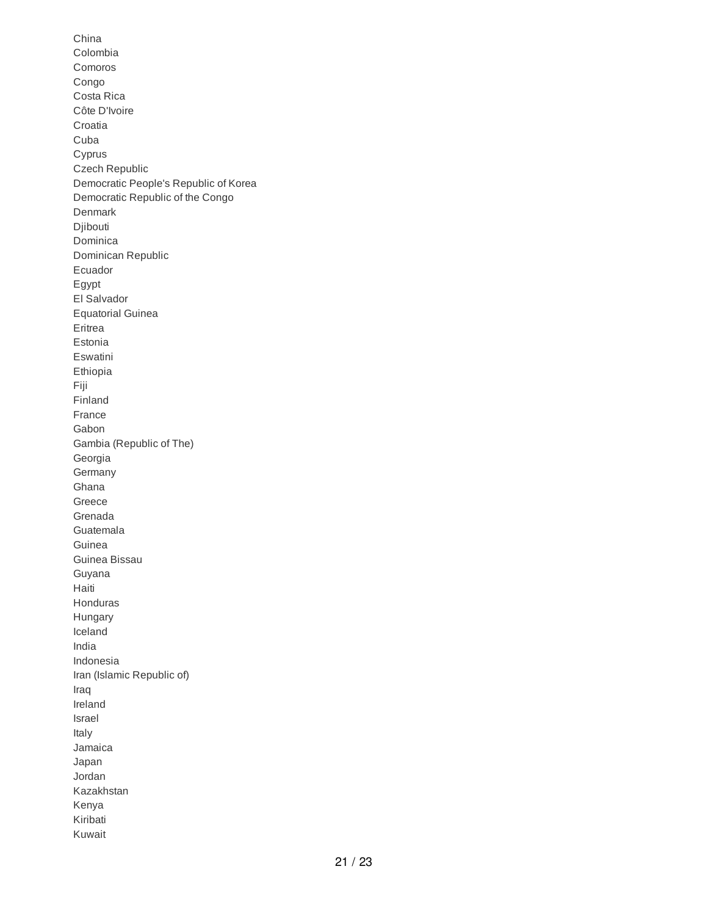China
Colombia
Comoros
Congo
Costa Rica
Côte D'Ivoire
Croatia
Cuba
Cyprus
Czech Republic
Democratic People's Republic of Korea
Democratic Republic of the Congo
Denmark
Djibouti
Dominica
Dominican Republic
Ecuador
Egypt
El Salvador
Equatorial Guinea
Eritrea
Estonia
Eswatini
Ethiopia
Fiji
Finland
France
Gabon
Gambia (Republic of The)
Georgia
Germany
Ghana
Greece
Grenada
Guatemala
Guinea
Guinea Bissau
Guyana
Haiti
Honduras
Hungary
Iceland
India
Indonesia
Iran (Islamic Republic of)
Iraq
Ireland
Israel
Italy
Jamaica
Japan
Jordan
Kazakhstan
Kenya
Kiribati
Kuwait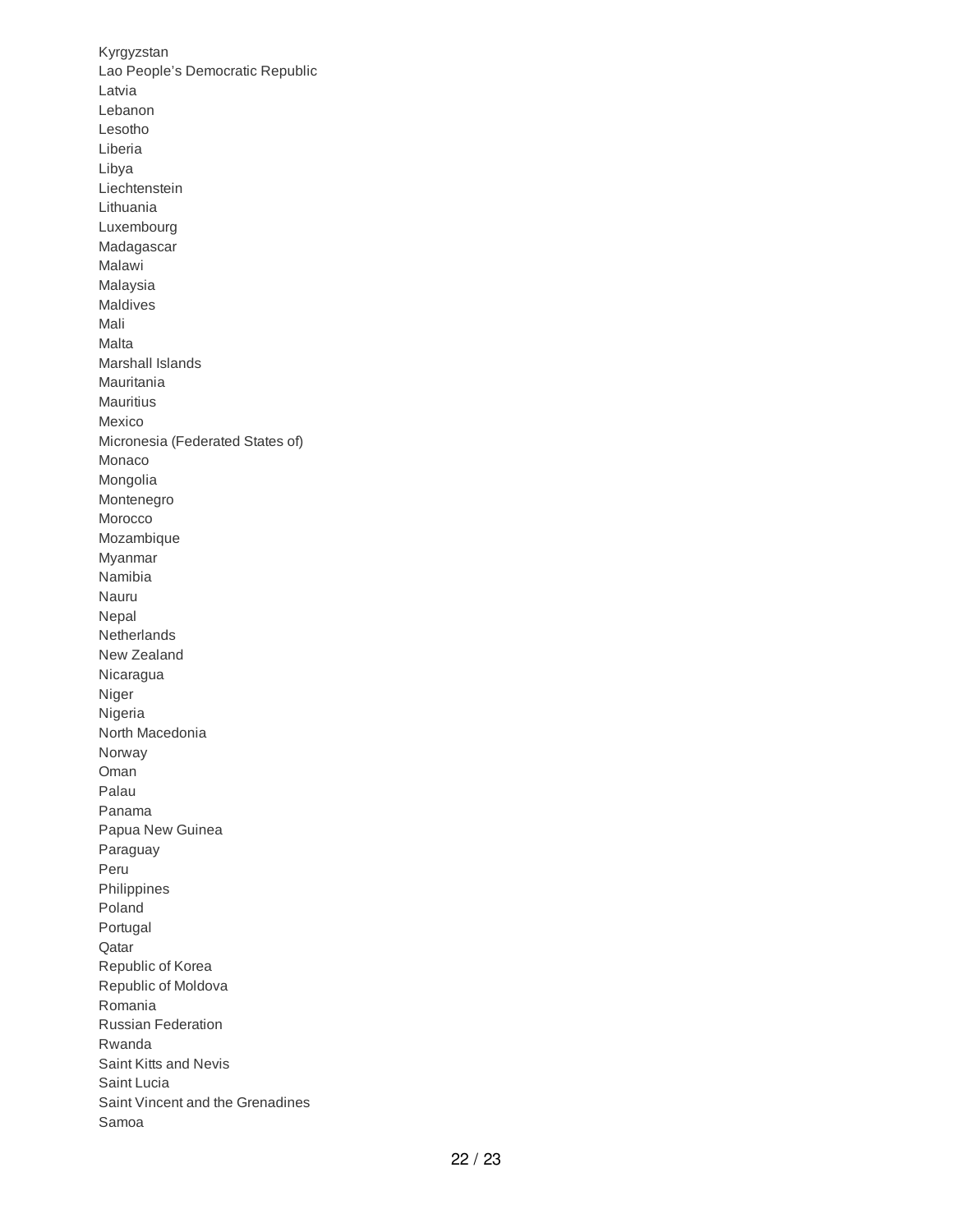Kyrgyzstan
Lao People's Democratic Republic
Latvia
Lebanon
Lesotho
Liberia
Libya
Liechtenstein
Lithuania
Luxembourg
Madagascar
Malawi
Malaysia
Maldives
Mali
Malta
Marshall Islands
Mauritania
Mauritius
Mexico
Micronesia (Federated States of)
Monaco
Mongolia
Montenegro
Morocco
Mozambique
Myanmar
Namibia
Nauru
Nepal
Netherlands
New Zealand
Nicaragua
Niger
Nigeria
North Macedonia
Norway
Oman
Palau
Panama
Papua New Guinea
Paraguay
Peru
Philippines
Poland
Portugal
Qatar
Republic of Korea
Republic of Moldova
Romania
Russian Federation
Rwanda
Saint Kitts and Nevis
Saint Lucia
Saint Vincent and the Grenadines
Samoa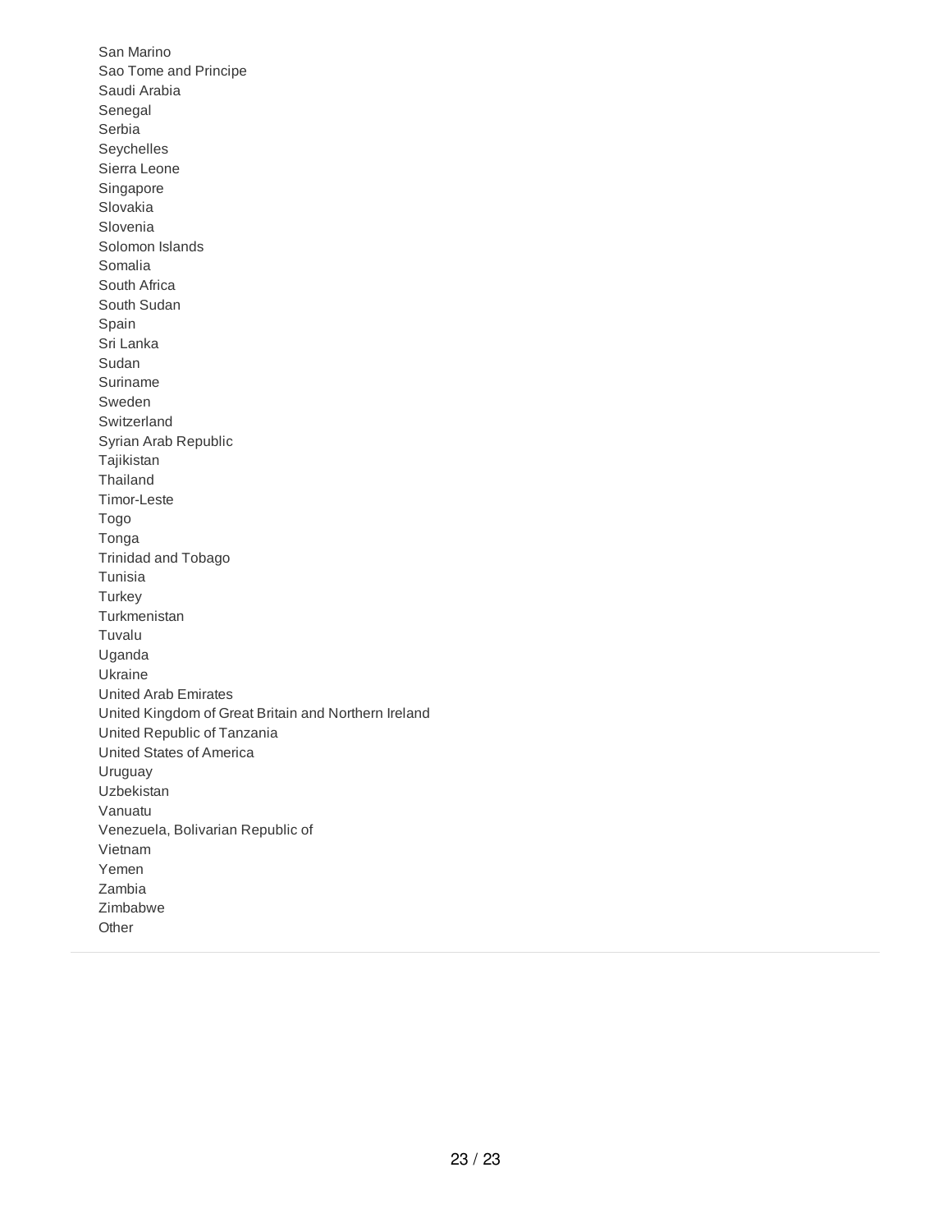San Marino
Sao Tome and Principe
Saudi Arabia
Senegal
Serbia
Seychelles
Sierra Leone
Singapore
Slovakia
Slovenia
Solomon Islands
Somalia
South Africa
South Sudan
Spain
Sri Lanka
Sudan
Suriname
Sweden
Switzerland
Syrian Arab Republic
Tajikistan
Thailand
Timor-Leste
Togo
Tonga
Trinidad and Tobago
Tunisia
Turkey
Turkmenistan
Tuvalu
Uganda
Ukraine
United Arab Emirates
United Kingdom of Great Britain and Northern Ireland
United Republic of Tanzania
United States of America
Uruguay
Uzbekistan
Vanuatu
Venezuela, Bolivarian Republic of
Vietnam
Yemen
Zambia
Zimbabwe
Other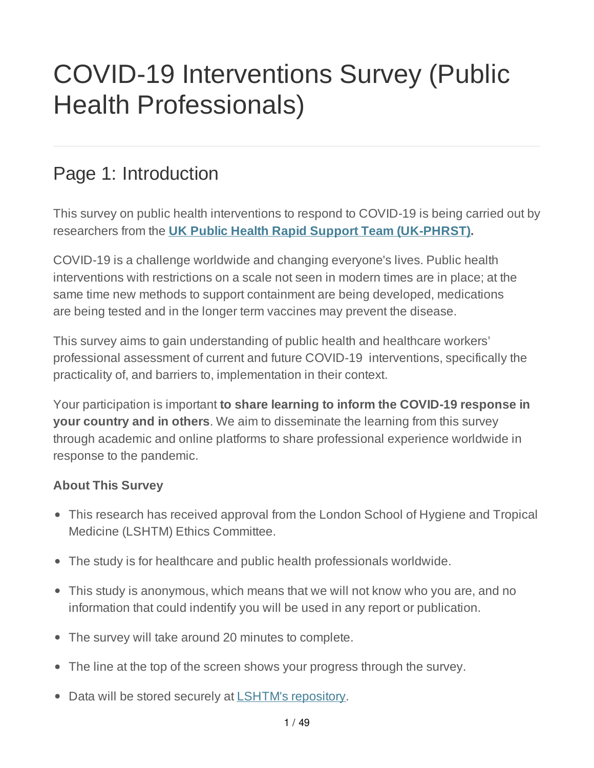# COVID-19 Interventions Survey (Public Health Professionals)

## Page 1: Introduction

This survey on public health interventions to respond to COVID-19 is being carried out by researchers from the **UK Public Health Rapid Support Team (UK-PHRST).**

COVID-19 is a challenge worldwide and changing everyone's lives. Public health interventions with restrictions on a scale not seen in modern times are in place; at the same time new methods to support containment are being developed, medications are being tested and in the longer term vaccines may prevent the disease.

This survey aims to gain understanding of public health and healthcare workers' professional assessment of current and future COVID-19 interventions, specifically the practicality of, and barriers to, implementation in their context.

Your participation is important **to share learning to inform the COVID-19 response in your country and in others**. We aim to disseminate the learning from this survey through academic and online platforms to share professional experience worldwide in response to the pandemic.

**About This Survey**

- This research has received approval from the London School of Hygiene and Tropical Medicine (LSHTM) Ethics Committee.
- The study is for healthcare and public health professionals worldwide.
- This study is anonymous, which means that we will not know who you are, and no information that could indentify you will be used in any report or publication.
- The survey will take around 20 minutes to complete.
- The line at the top of the screen shows your progress through the survey.
- Data will be stored securely at LSHTM's repository.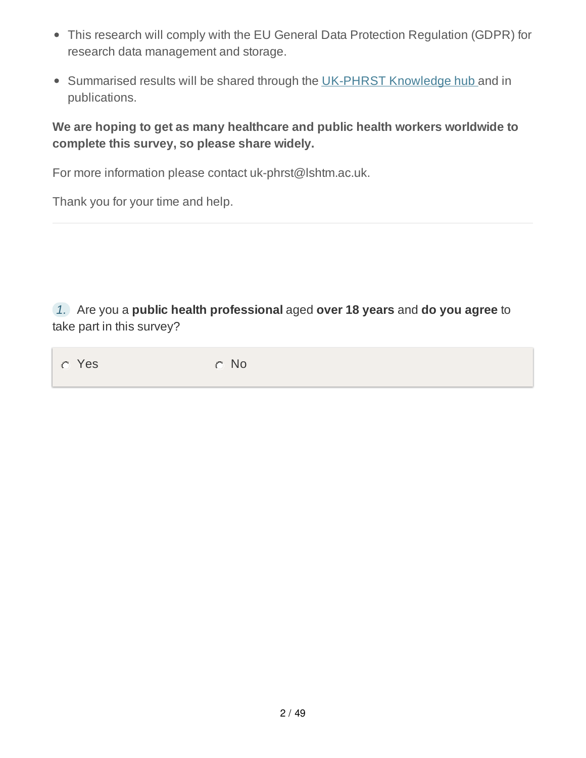- This research will comply with the EU General Data Protection Regulation (GDPR) for research data management and storage.
- Summarised results will be shared through the [UK-PHRST Knowledge hub](#) and in publications.

**We are hoping to get as many healthcare and public health workers worldwide to complete this survey, so please share widely.**

For more information please contact uk-phrst@lshtm.ac.uk.

Thank you for your time and help.

---

*1.* Are you a **public health professional** aged **over 18 years** and **do you agree** to take part in this survey?

○ Yes ○ No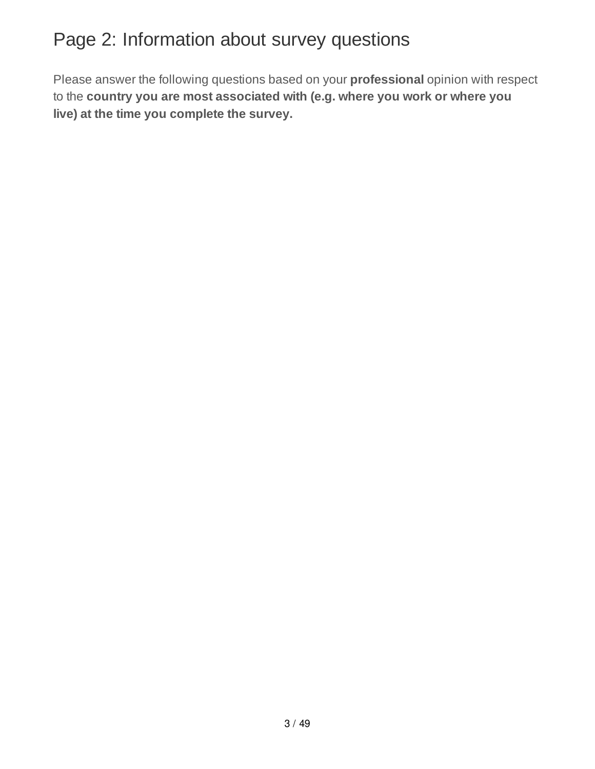# Page 2: Information about survey questions

Please answer the following questions based on your **professional** opinion with respect to the **country you are most associated with (e.g. where you work or where you live) at the time you complete the survey.**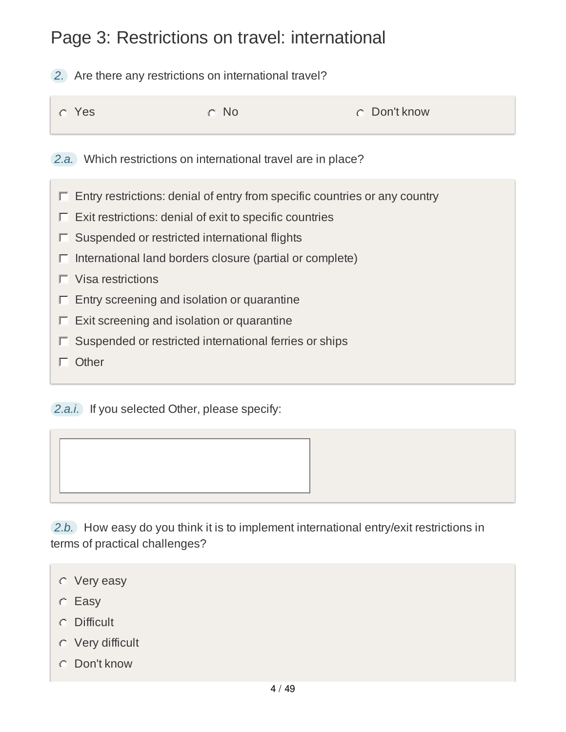# Page 3: Restrictions on travel: international

*2.* Are there any restrictions on international travel?

- ( ) Yes
- ( ) No
- ( ) Don't know

*2.a.* Which restrictions on international travel are in place?

- [ ] Entry restrictions: denial of entry from specific countries or any country
- [ ] Exit restrictions: denial of exit to specific countries
- [ ] Suspended or restricted international flights
- [ ] International land borders closure (partial or complete)
- [ ] Visa restrictions
- [ ] Entry screening and isolation or quarantine
- [ ] Exit screening and isolation or quarantine
- [ ] Suspended or restricted international ferries or ships
- [ ] Other

*2.a.i.* If you selected Other, please specify:

*2.b.* How easy do you think it is to implement international entry/exit restrictions in terms of practical challenges?

- ( ) Very easy
- ( ) Easy
- ( ) Difficult
- ( ) Very difficult
- ( ) Don't know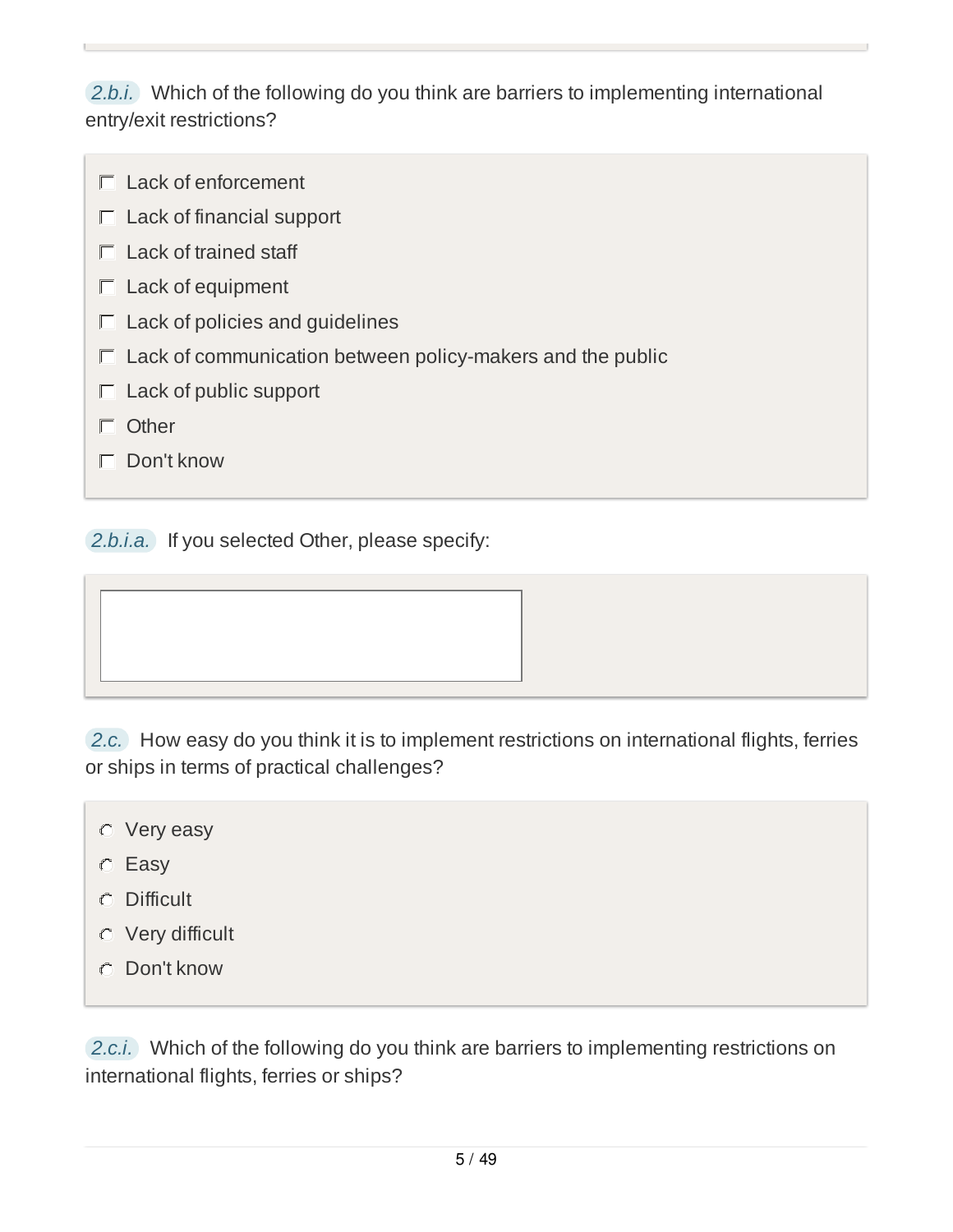*2.b.i.* Which of the following do you think are barriers to implementing international entry/exit restrictions?

- ☐ Lack of enforcement
- ☐ Lack of financial support
- ☐ Lack of trained staff
- ☐ Lack of equipment
- ☐ Lack of policies and guidelines
- ☐ Lack of communication between policy-makers and the public
- ☐ Lack of public support
- ☐ Other
- ☐ Don't know

*2.b.i.a.* If you selected Other, please specify:

*2.c.* How easy do you think it is to implement restrictions on international flights, ferries or ships in terms of practical challenges?

- ○ Very easy
- ○ Easy
- ○ Difficult
- ○ Very difficult
- ○ Don't know

*2.c.i.* Which of the following do you think are barriers to implementing restrictions on international flights, ferries or ships?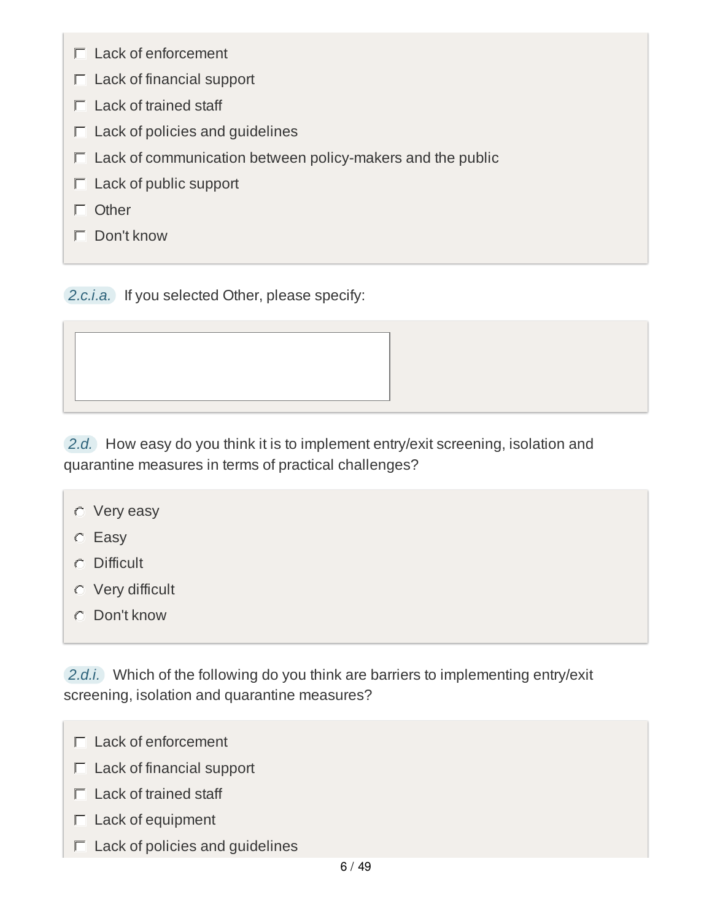- ☐ Lack of enforcement
- ☐ Lack of financial support
- ☐ Lack of trained staff
- ☐ Lack of policies and guidelines
- ☐ Lack of communication between policy-makers and the public
- ☐ Lack of public support
- ☐ Other
- ☐ Don't know

*2.c.i.a.* If you selected Other, please specify:

*2.d.* How easy do you think it is to implement entry/exit screening, isolation and quarantine measures in terms of practical challenges?

- ○ Very easy
- ○ Easy
- ○ Difficult
- ○ Very difficult
- ○ Don't know

*2.d.i.* Which of the following do you think are barriers to implementing entry/exit screening, isolation and quarantine measures?

- ☐ Lack of enforcement
- ☐ Lack of financial support
- ☐ Lack of trained staff
- ☐ Lack of equipment
- ☐ Lack of policies and guidelines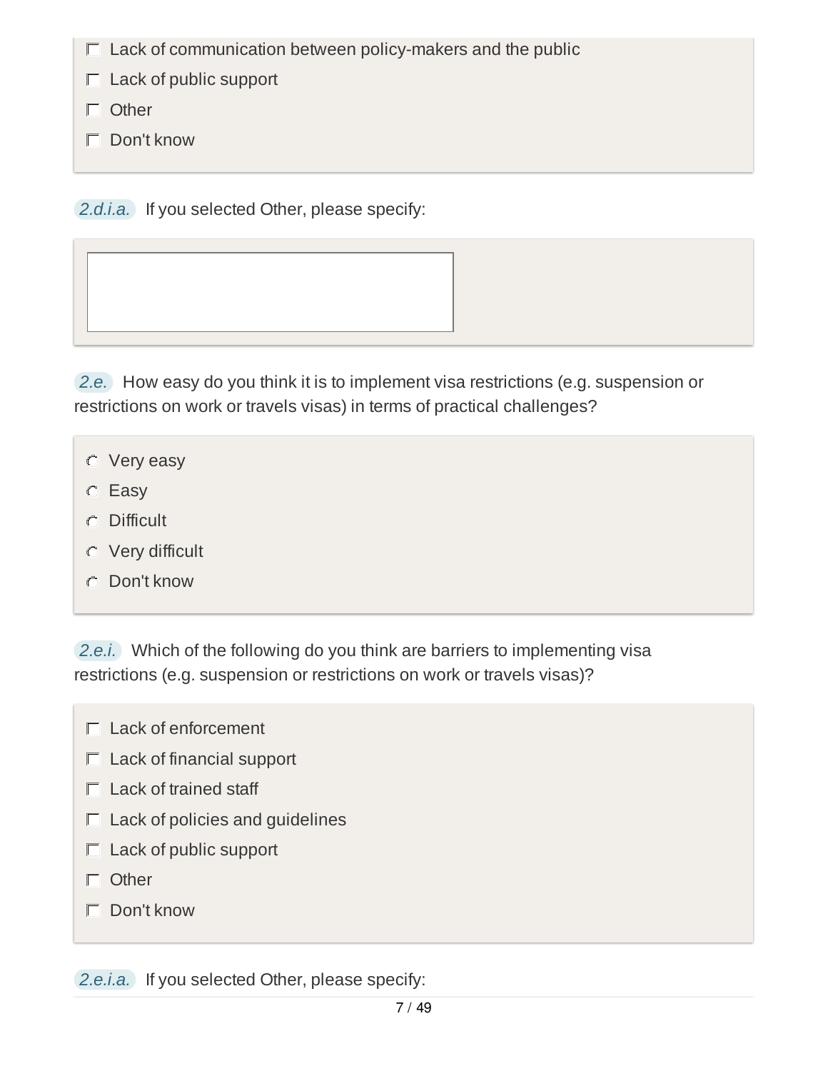- ☐ Lack of communication between policy-makers and the public
- ☐ Lack of public support
- ☐ Other
- ☐ Don't know

*2.d.i.a.* If you selected Other, please specify:

*2.e.* How easy do you think it is to implement visa restrictions (e.g. suspension or restrictions on work or travels visas) in terms of practical challenges?

- ○ Very easy
- ○ Easy
- ○ Difficult
- ○ Very difficult
- ○ Don't know

*2.e.i.* Which of the following do you think are barriers to implementing visa restrictions (e.g. suspension or restrictions on work or travels visas)?

- ☐ Lack of enforcement
- ☐ Lack of financial support
- ☐ Lack of trained staff
- ☐ Lack of policies and guidelines
- ☐ Lack of public support
- ☐ Other
- ☐ Don't know

*2.e.i.a.* If you selected Other, please specify: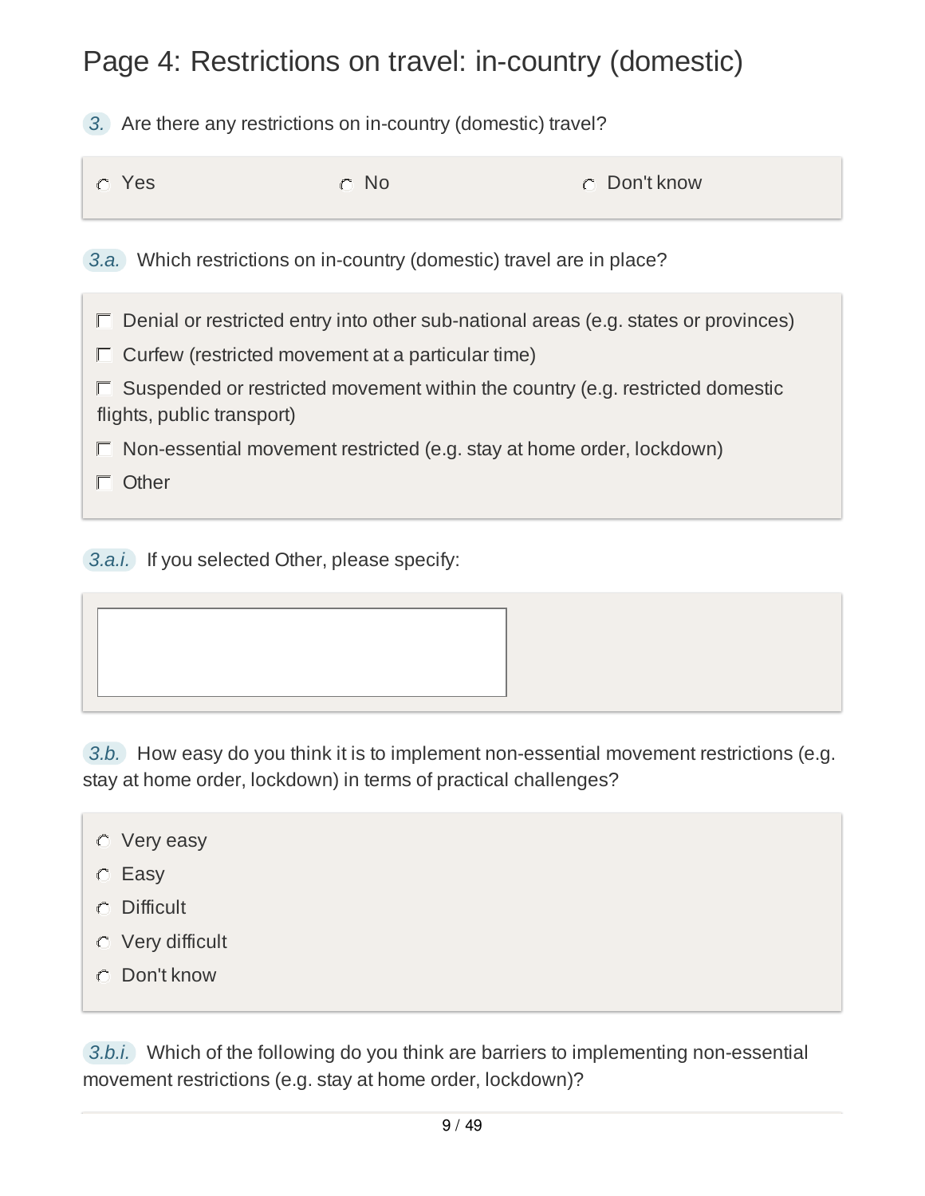# Page 4: Restrictions on travel: in-country (domestic)

*3.* Are there any restrictions on in-country (domestic) travel?

- ○ Yes
- ○ No
- ○ Don't know

*3.a.* Which restrictions on in-country (domestic) travel are in place?

- ☐ Denial or restricted entry into other sub-national areas (e.g. states or provinces)
- ☐ Curfew (restricted movement at a particular time)
- ☐ Suspended or restricted movement within the country (e.g. restricted domestic flights, public transport)
- ☐ Non-essential movement restricted (e.g. stay at home order, lockdown)
- ☐ Other

*3.a.i.* If you selected Other, please specify:

*3.b.* How easy do you think it is to implement non-essential movement restrictions (e.g. stay at home order, lockdown) in terms of practical challenges?

- ○ Very easy
- ○ Easy
- ○ Difficult
- ○ Very difficult
- ○ Don't know

*3.b.i.* Which of the following do you think are barriers to implementing non-essential movement restrictions (e.g. stay at home order, lockdown)?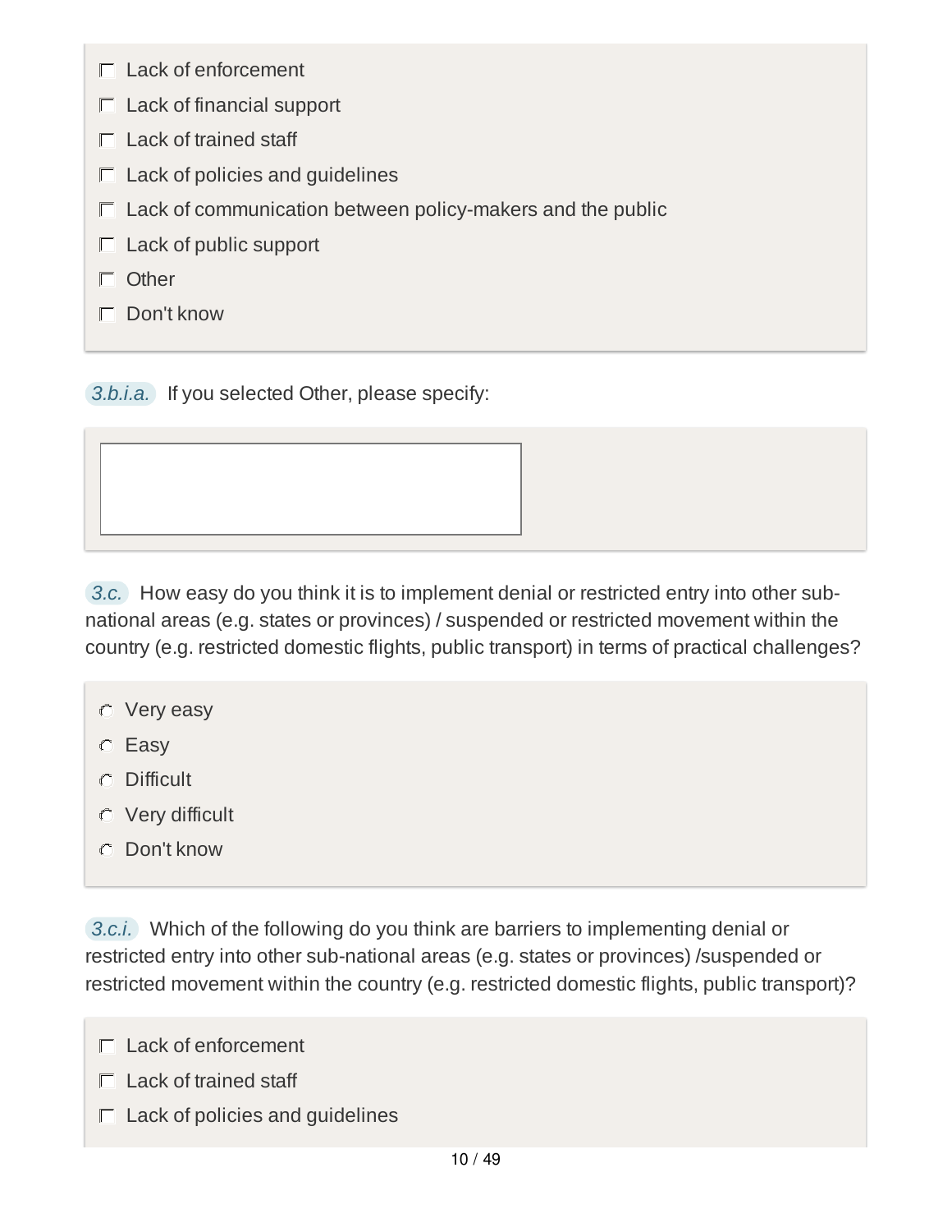- ☐ Lack of enforcement
- ☐ Lack of financial support
- ☐ Lack of trained staff
- ☐ Lack of policies and guidelines
- ☐ Lack of communication between policy-makers and the public
- ☐ Lack of public support
- ☐ Other
- ☐ Don't know

*3.b.i.a.* If you selected Other, please specify:

*3.c.* How easy do you think it is to implement denial or restricted entry into other sub-national areas (e.g. states or provinces) / suspended or restricted movement within the country (e.g. restricted domestic flights, public transport) in terms of practical challenges?

- ○ Very easy
- ○ Easy
- ○ Difficult
- ○ Very difficult
- ○ Don't know

*3.c.i.* Which of the following do you think are barriers to implementing denial or restricted entry into other sub-national areas (e.g. states or provinces) /suspended or restricted movement within the country (e.g. restricted domestic flights, public transport)?

- ☐ Lack of enforcement
- ☐ Lack of trained staff
- ☐ Lack of policies and guidelines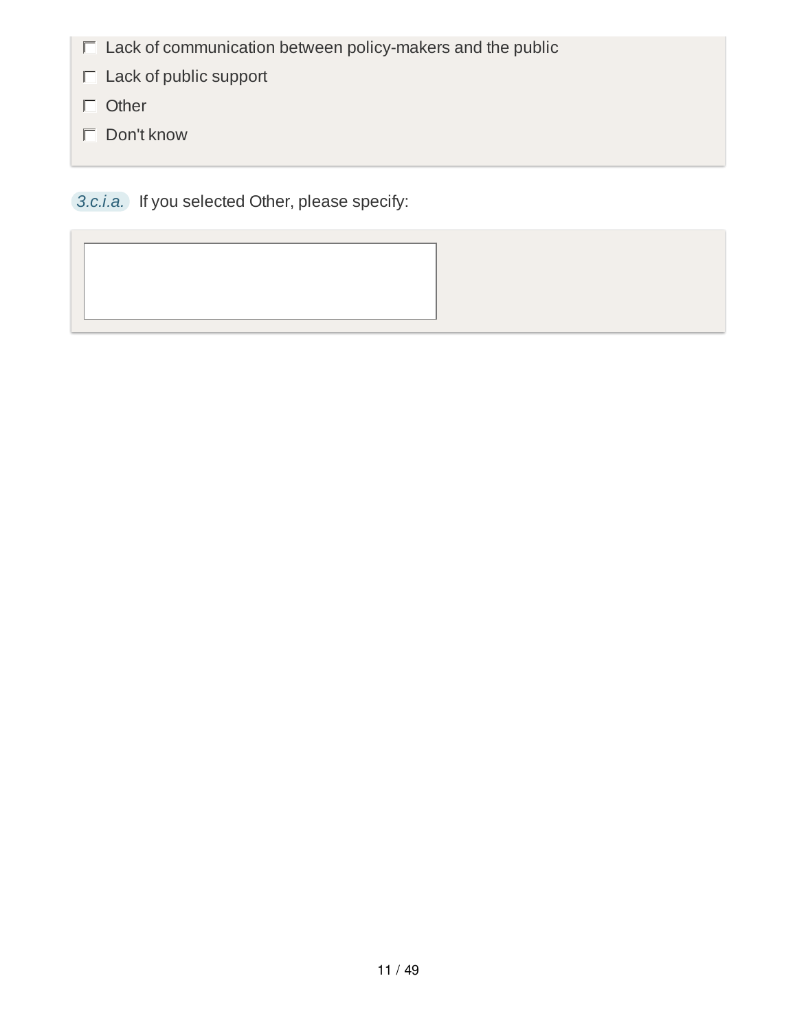- [ ] Lack of communication between policy-makers and the public
- [ ] Lack of public support
- [ ] Other
- [ ] Don't know

*3.c.i.a.* If you selected Other, please specify: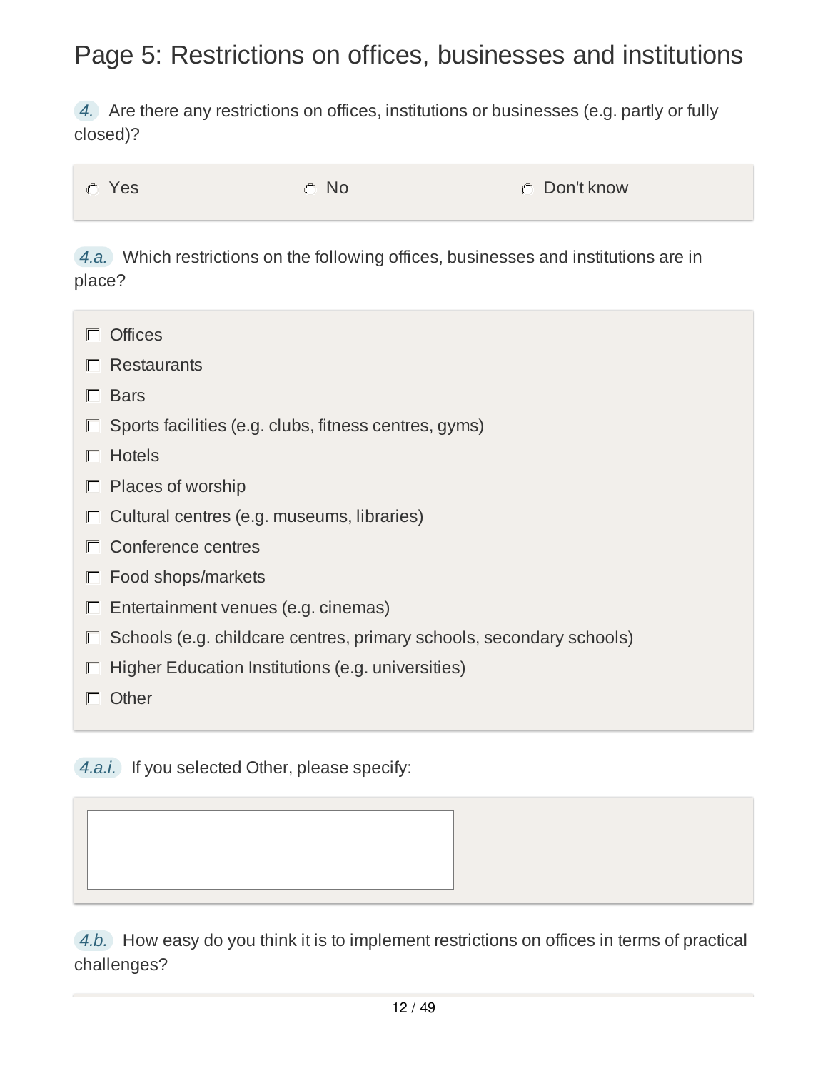# Page 5: Restrictions on offices, businesses and institutions

4. Are there any restrictions on offices, institutions or businesses (e.g. partly or fully closed)?

- Yes
- No
- Don't know

4.a. Which restrictions on the following offices, businesses and institutions are in place?

- Offices
- Restaurants
- Bars
- Sports facilities (e.g. clubs, fitness centres, gyms)
- Hotels
- Places of worship
- Cultural centres (e.g. museums, libraries)
- Conference centres
- Food shops/markets
- Entertainment venues (e.g. cinemas)
- Schools (e.g. childcare centres, primary schools, secondary schools)
- Higher Education Institutions (e.g. universities)
- Other

4.a.i. If you selected Other, please specify:

4.b. How easy do you think it is to implement restrictions on offices in terms of practical challenges?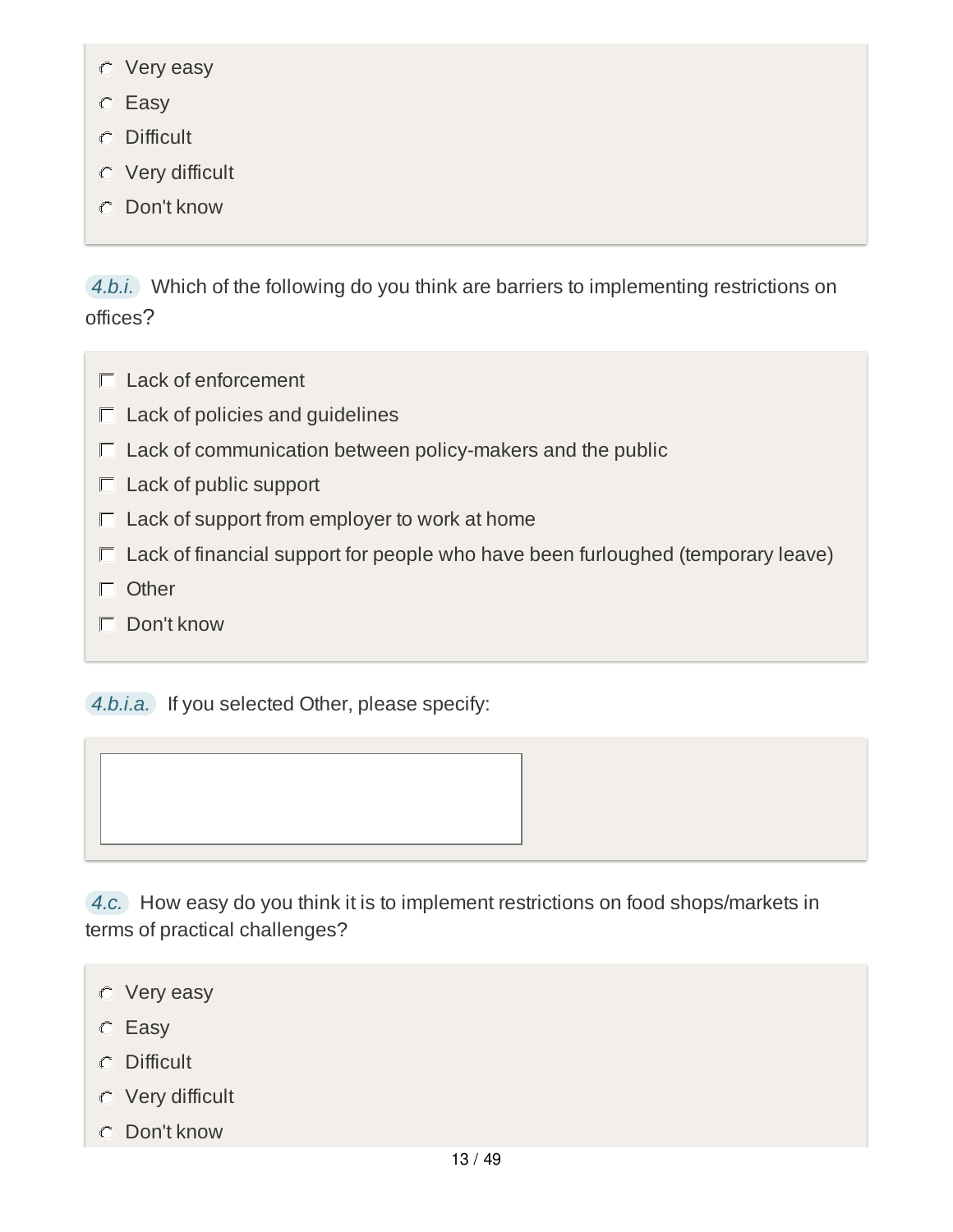- Very easy
- Easy
- Difficult
- Very difficult
- Don't know

*4.b.i.* Which of the following do you think are barriers to implementing restrictions on offices?

- [ ] Lack of enforcement
- [ ] Lack of policies and guidelines
- [ ] Lack of communication between policy-makers and the public
- [ ] Lack of public support
- [ ] Lack of support from employer to work at home
- [ ] Lack of financial support for people who have been furloughed (temporary leave)
- [ ] Other
- [ ] Don't know

*4.b.i.a.* If you selected Other, please specify:

*4.c.* How easy do you think it is to implement restrictions on food shops/markets in terms of practical challenges?

- Very easy
- Easy
- Difficult
- Very difficult
- Don't know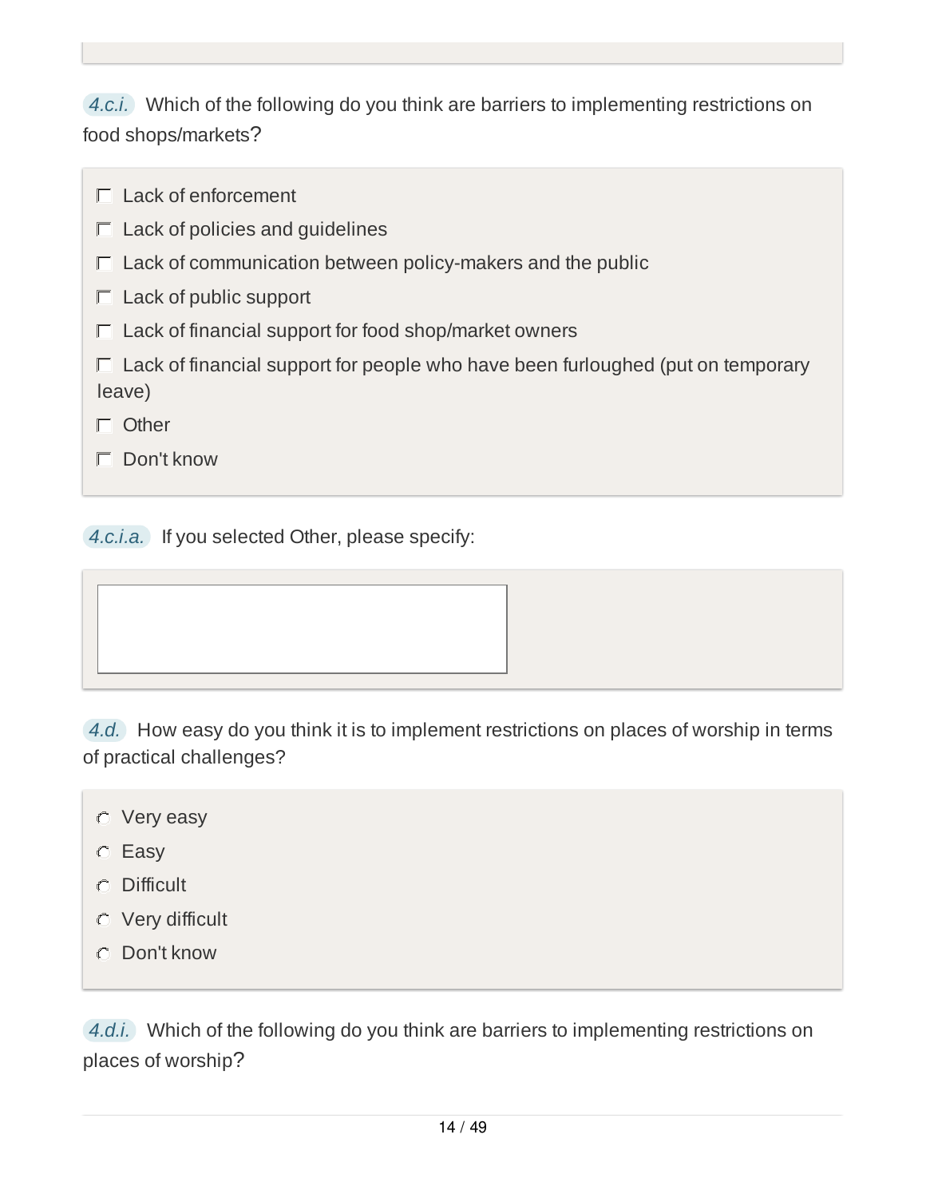*4.c.i.* Which of the following do you think are barriers to implementing restrictions on food shops/markets?

- [ ] Lack of enforcement
- [ ] Lack of policies and guidelines
- [ ] Lack of communication between policy-makers and the public
- [ ] Lack of public support
- [ ] Lack of financial support for food shop/market owners
- [ ] Lack of financial support for people who have been furloughed (put on temporary leave)
- [ ] Other
- [ ] Don't know

*4.c.i.a.* If you selected Other, please specify:

*4.d.* How easy do you think it is to implement restrictions on places of worship in terms of practical challenges?

- ○ Very easy
- ○ Easy
- ○ Difficult
- ○ Very difficult
- ○ Don't know

*4.d.i.* Which of the following do you think are barriers to implementing restrictions on places of worship?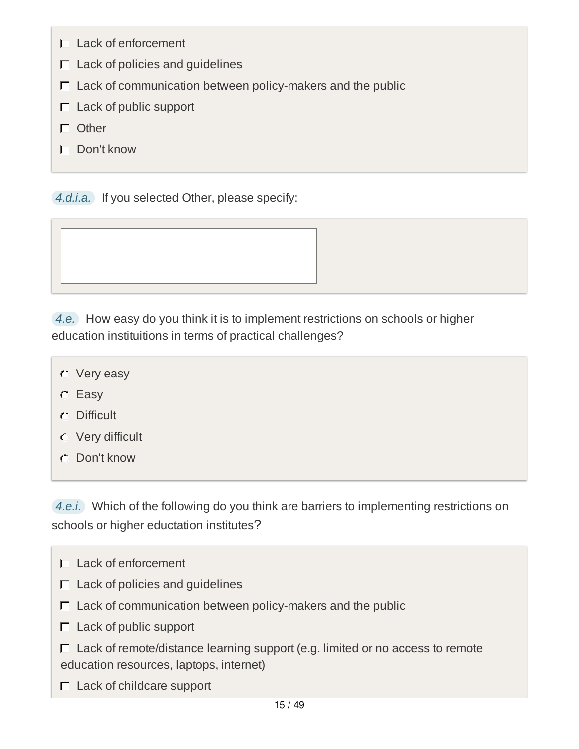- ☐ Lack of enforcement
- ☐ Lack of policies and guidelines
- ☐ Lack of communication between policy-makers and the public
- ☐ Lack of public support
- ☐ Other
- ☐ Don't know

*4.d.i.a.* If you selected Other, please specify:

*4.e.* How easy do you think it is to implement restrictions on schools or higher education instituitions in terms of practical challenges?

- ○ Very easy
- ○ Easy
- ○ Difficult
- ○ Very difficult
- ○ Don't know

*4.e.i.* Which of the following do you think are barriers to implementing restrictions on schools or higher eductation institutes?

- ☐ Lack of enforcement
- ☐ Lack of policies and guidelines
- ☐ Lack of communication between policy-makers and the public
- ☐ Lack of public support
- ☐ Lack of remote/distance learning support (e.g. limited or no access to remote education resources, laptops, internet)
- ☐ Lack of childcare support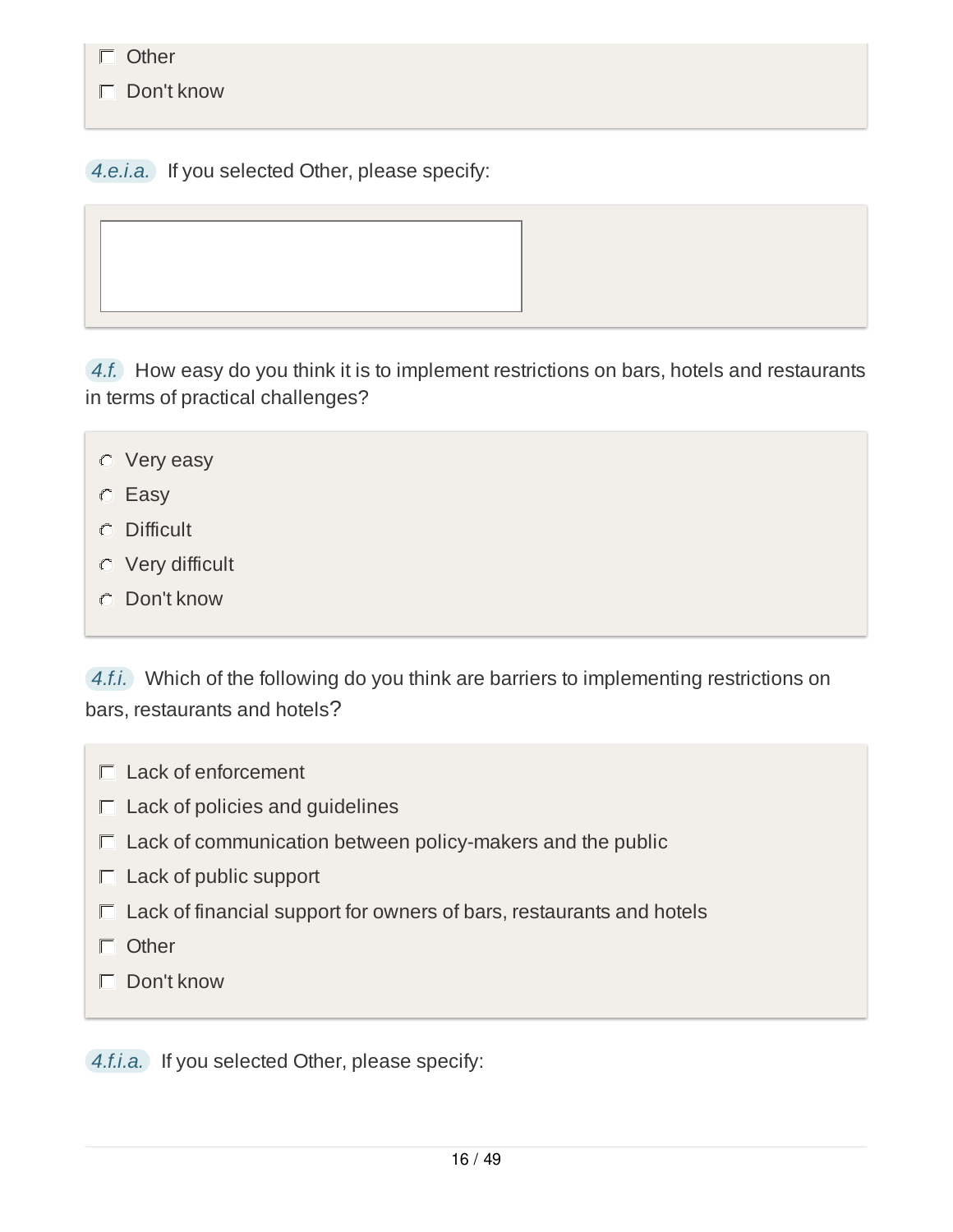- [ ] Other
- [ ] Don't know

*4.e.i.a.* If you selected Other, please specify:

*4.f.* How easy do you think it is to implement restrictions on bars, hotels and restaurants in terms of practical challenges?

- ○ Very easy
- ○ Easy
- ○ Difficult
- ○ Very difficult
- ○ Don't know

*4.f.i.* Which of the following do you think are barriers to implementing restrictions on bars, restaurants and hotels?

- [ ] Lack of enforcement
- [ ] Lack of policies and guidelines
- [ ] Lack of communication between policy-makers and the public
- [ ] Lack of public support
- [ ] Lack of financial support for owners of bars, restaurants and hotels
- [ ] Other
- [ ] Don't know

*4.f.i.a.* If you selected Other, please specify: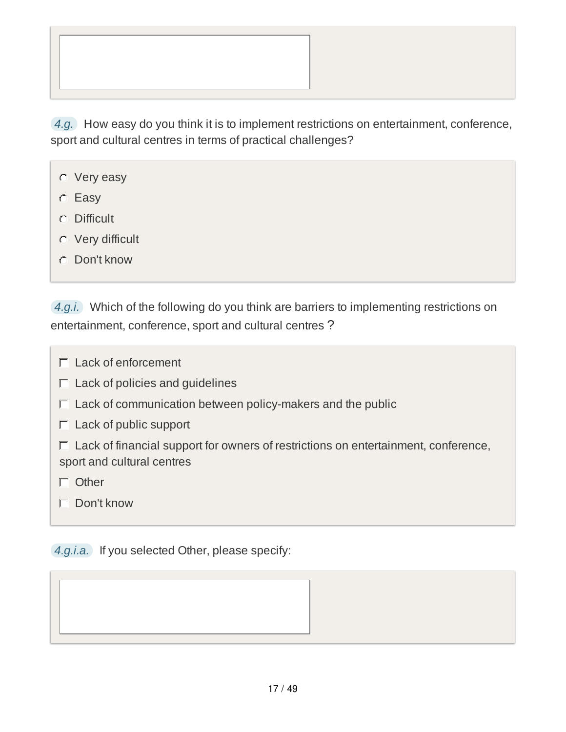4.g. How easy do you think it is to implement restrictions on entertainment, conference, sport and cultural centres in terms of practical challenges?

- Very easy
- Easy
- Difficult
- Very difficult
- Don't know

4.g.i. Which of the following do you think are barriers to implementing restrictions on entertainment, conference, sport and cultural centres ?

- [ ] Lack of enforcement
- [ ] Lack of policies and guidelines
- [ ] Lack of communication between policy-makers and the public
- [ ] Lack of public support
- [ ] Lack of financial support for owners of restrictions on entertainment, conference, sport and cultural centres
- [ ] Other
- [ ] Don't know

4.g.i.a. If you selected Other, please specify: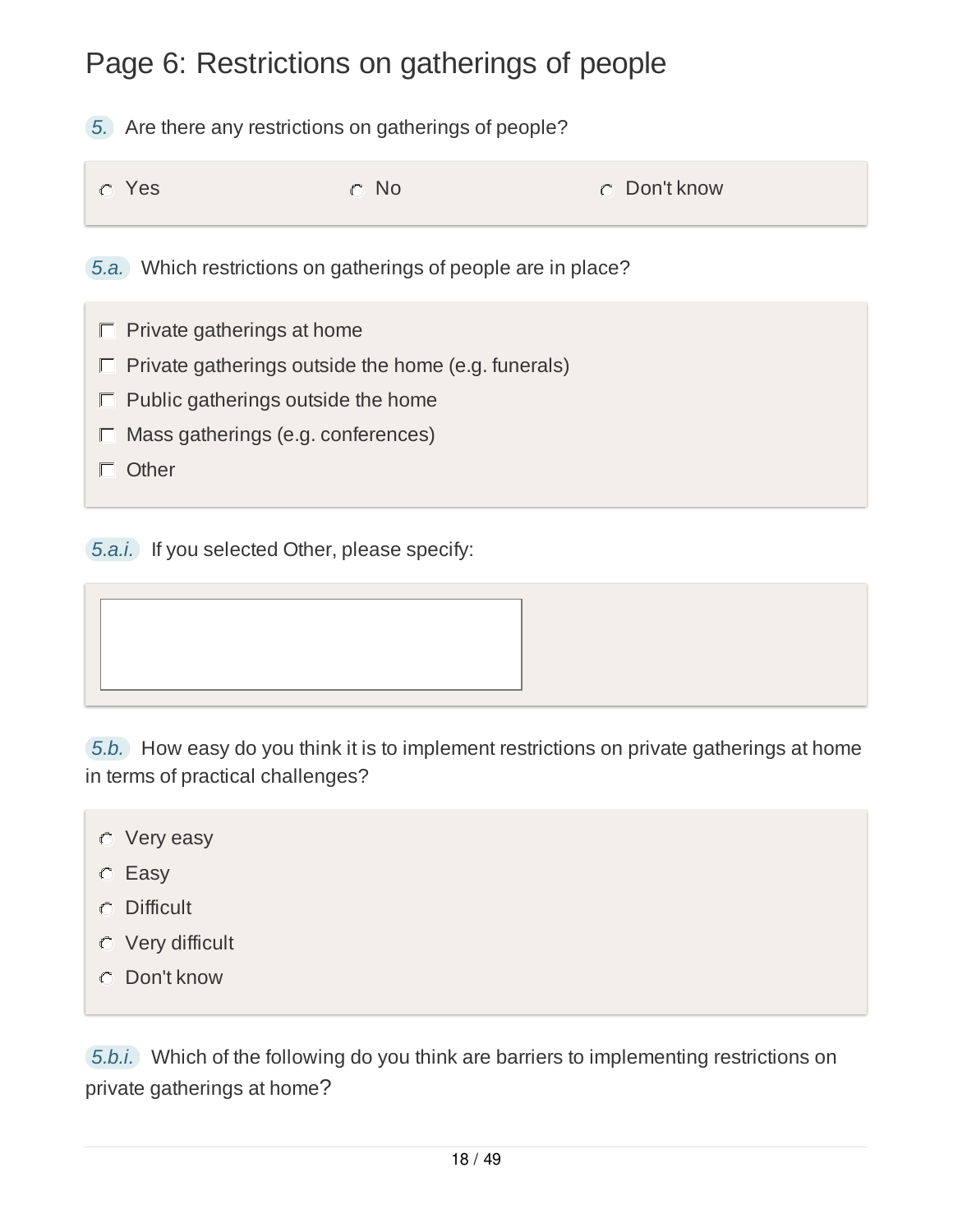# Page 6: Restrictions on gatherings of people

*5.* Are there any restrictions on gatherings of people?

- ○ Yes
- ○ No
- ○ Don't know

*5.a.* Which restrictions on gatherings of people are in place?

- ☐ Private gatherings at home
- ☐ Private gatherings outside the home (e.g. funerals)
- ☐ Public gatherings outside the home
- ☐ Mass gatherings (e.g. conferences)
- ☐ Other

*5.a.i.* If you selected Other, please specify:

*5.b.* How easy do you think it is to implement restrictions on private gatherings at home in terms of practical challenges?

- ○ Very easy
- ○ Easy
- ○ Difficult
- ○ Very difficult
- ○ Don't know

*5.b.i.* Which of the following do you think are barriers to implementing restrictions on private gatherings at home?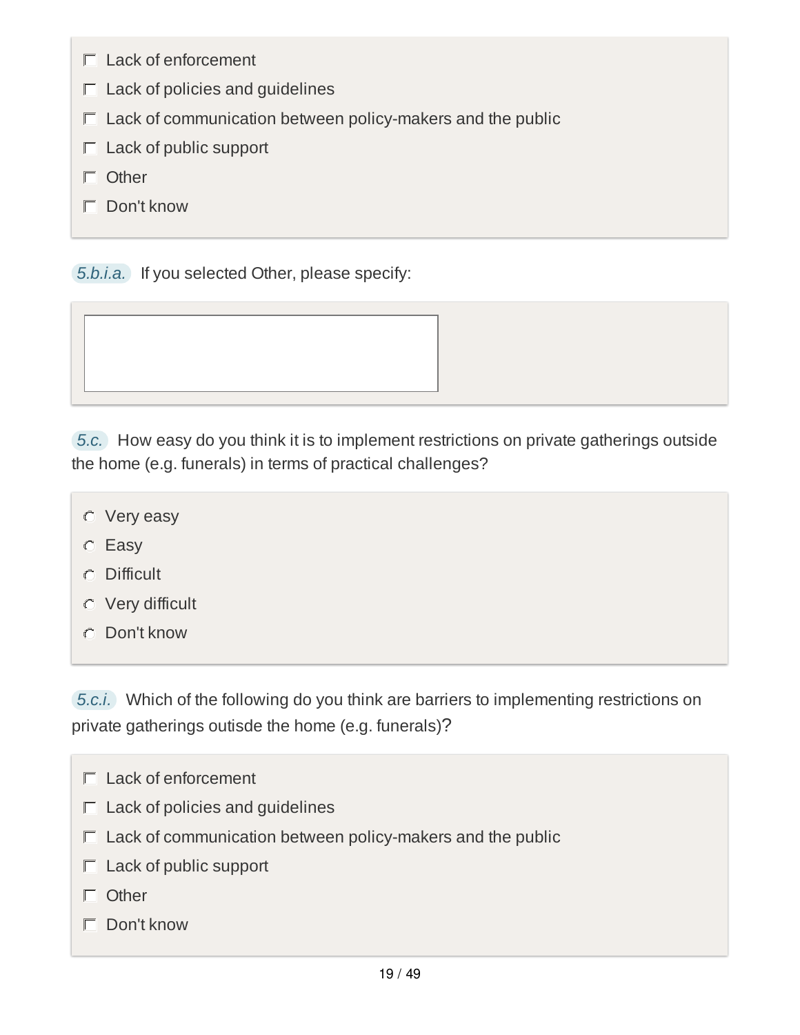- [ ] Lack of enforcement
- [ ] Lack of policies and guidelines
- [ ] Lack of communication between policy-makers and the public
- [ ] Lack of public support
- [ ] Other
- [ ] Don't know

*5.b.i.a.* If you selected Other, please specify:

*5.c.* How easy do you think it is to implement restrictions on private gatherings outside the home (e.g. funerals) in terms of practical challenges?

- ◯ Very easy
- ◯ Easy
- ◯ Difficult
- ◯ Very difficult
- ◯ Don't know

*5.c.i.* Which of the following do you think are barriers to implementing restrictions on private gatherings outisde the home (e.g. funerals)?

- [ ] Lack of enforcement
- [ ] Lack of policies and guidelines
- [ ] Lack of communication between policy-makers and the public
- [ ] Lack of public support
- [ ] Other
- [ ] Don't know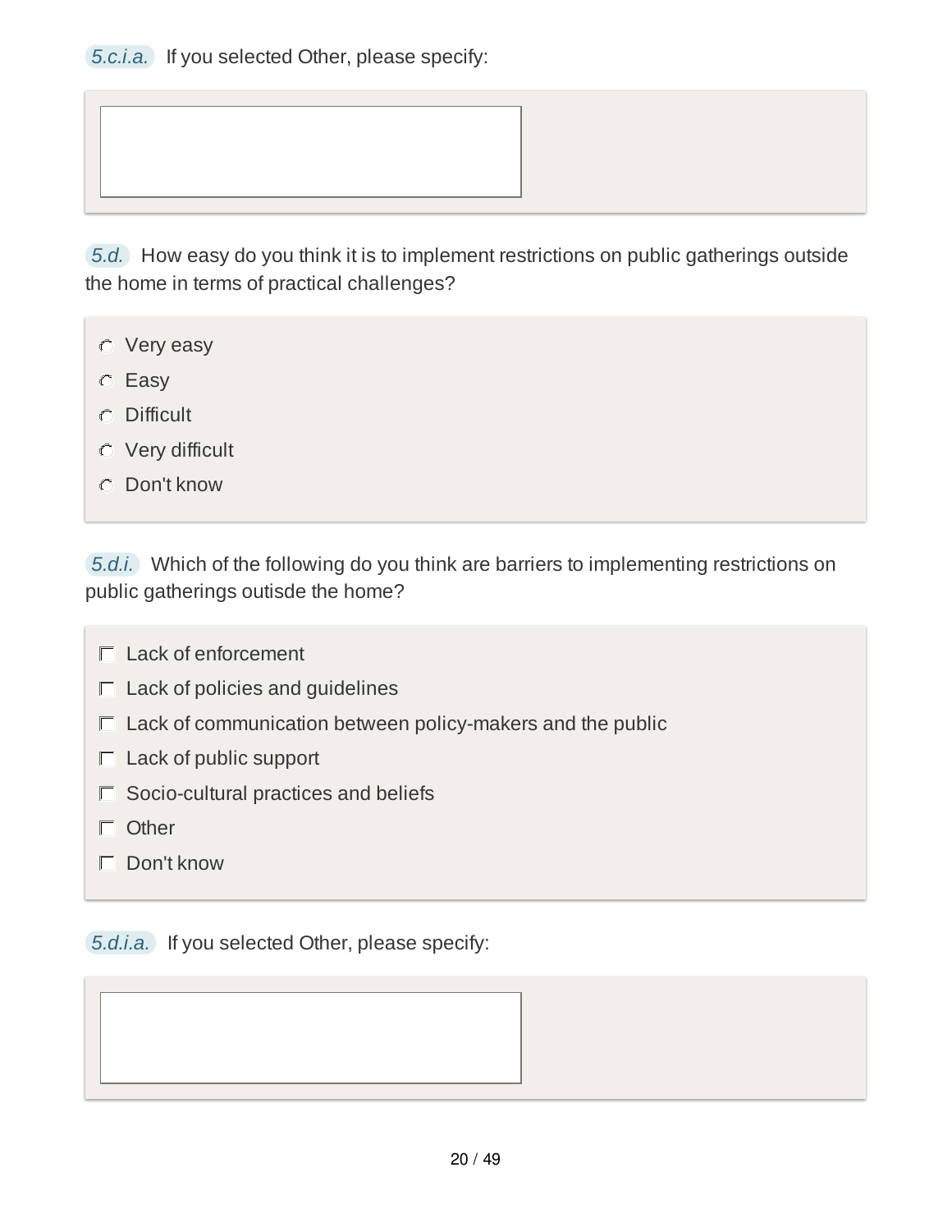*5.c.i.a.* If you selected Other, please specify:

*5.d.* How easy do you think it is to implement restrictions on public gatherings outside the home in terms of practical challenges?

- Very easy
- Easy
- Difficult
- Very difficult
- Don't know

*5.d.i.* Which of the following do you think are barriers to implementing restrictions on public gatherings outisde the home?

- Lack of enforcement
- Lack of policies and guidelines
- Lack of communication between policy-makers and the public
- Lack of public support
- Socio-cultural practices and beliefs
- Other
- Don't know

*5.d.i.a.* If you selected Other, please specify: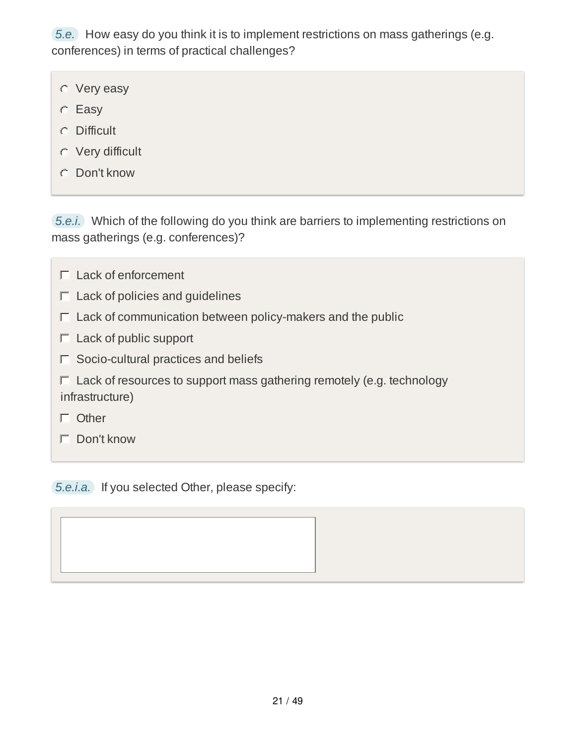*5.e.* How easy do you think it is to implement restrictions on mass gatherings (e.g. conferences) in terms of practical challenges?

- Very easy
- Easy
- Difficult
- Very difficult
- Don't know

*5.e.i.* Which of the following do you think are barriers to implementing restrictions on mass gatherings (e.g. conferences)?

- [ ] Lack of enforcement
- [ ] Lack of policies and guidelines
- [ ] Lack of communication between policy-makers and the public
- [ ] Lack of public support
- [ ] Socio-cultural practices and beliefs
- [ ] Lack of resources to support mass gathering remotely (e.g. technology infrastructure)
- [ ] Other
- [ ] Don't know

*5.e.i.a.* If you selected Other, please specify: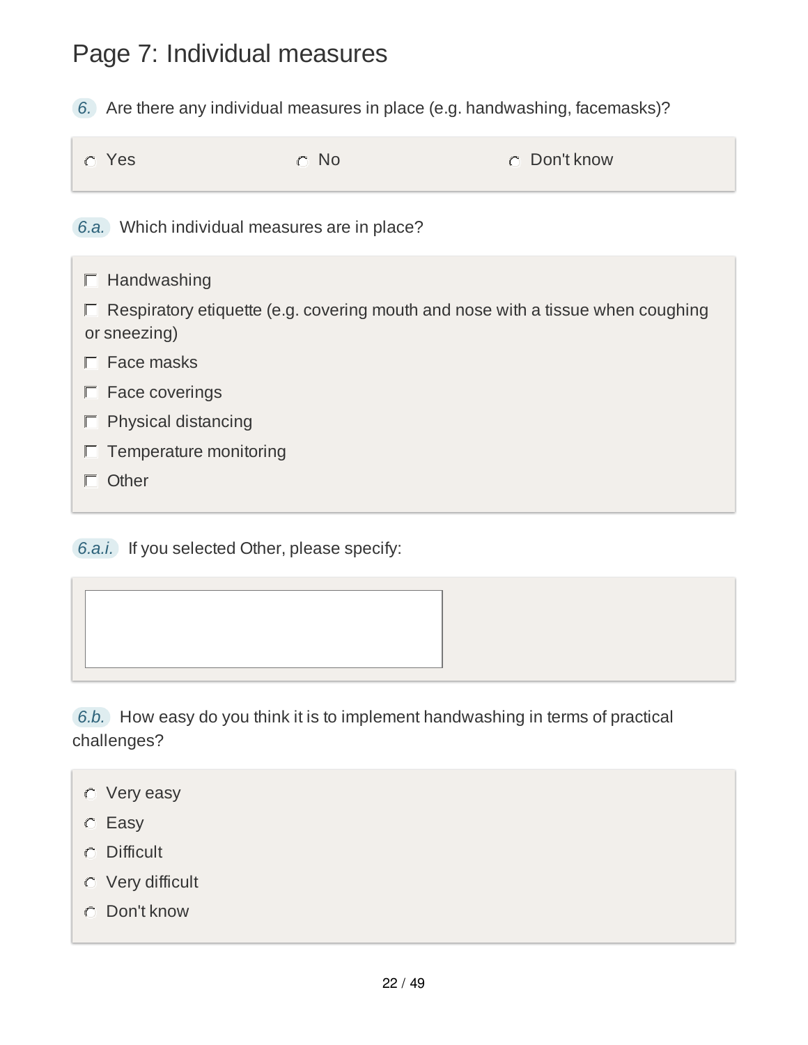# Page 7: Individual measures

*6.* Are there any individual measures in place (e.g. handwashing, facemasks)?

- ○ Yes
- ○ No
- ○ Don't know

*6.a.* Which individual measures are in place?

- ☐ Handwashing
- ☐ Respiratory etiquette (e.g. covering mouth and nose with a tissue when coughing or sneezing)
- ☐ Face masks
- ☐ Face coverings
- ☐ Physical distancing
- ☐ Temperature monitoring
- ☐ Other

*6.a.i.* If you selected Other, please specify:

*6.b.* How easy do you think it is to implement handwashing in terms of practical challenges?

- ○ Very easy
- ○ Easy
- ○ Difficult
- ○ Very difficult
- ○ Don't know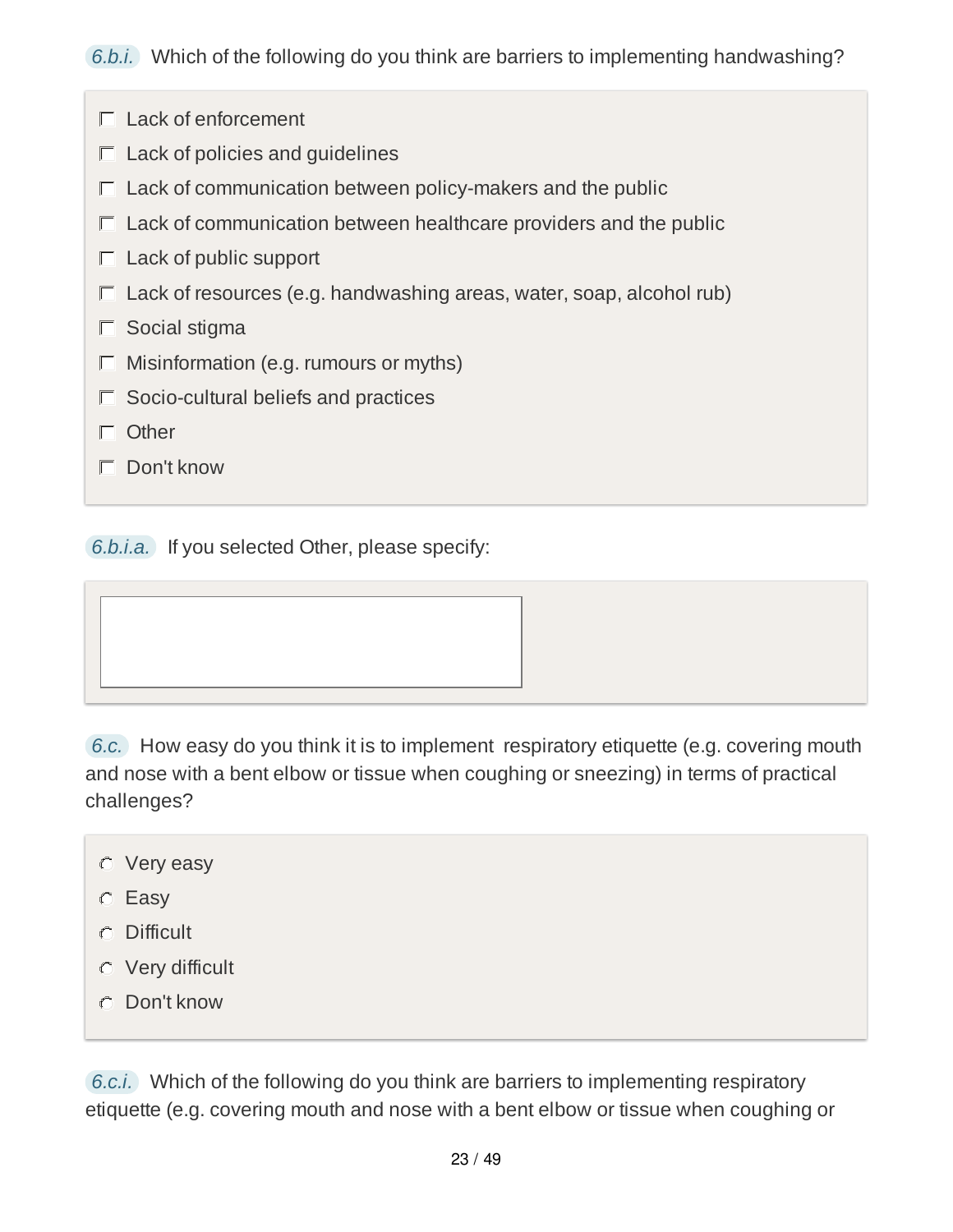6.b.i. Which of the following do you think are barriers to implementing handwashing?

- [ ] Lack of enforcement
- [ ] Lack of policies and guidelines
- [ ] Lack of communication between policy-makers and the public
- [ ] Lack of communication between healthcare providers and the public
- [ ] Lack of public support
- [ ] Lack of resources (e.g. handwashing areas, water, soap, alcohol rub)
- [ ] Social stigma
- [ ] Misinformation (e.g. rumours or myths)
- [ ] Socio-cultural beliefs and practices
- [ ] Other
- [ ] Don't know

6.b.i.a. If you selected Other, please specify:

6.c. How easy do you think it is to implement respiratory etiquette (e.g. covering mouth and nose with a bent elbow or tissue when coughing or sneezing) in terms of practical challenges?

- ○ Very easy
- ○ Easy
- ○ Difficult
- ○ Very difficult
- ○ Don't know

6.c.i. Which of the following do you think are barriers to implementing respiratory etiquette (e.g. covering mouth and nose with a bent elbow or tissue when coughing or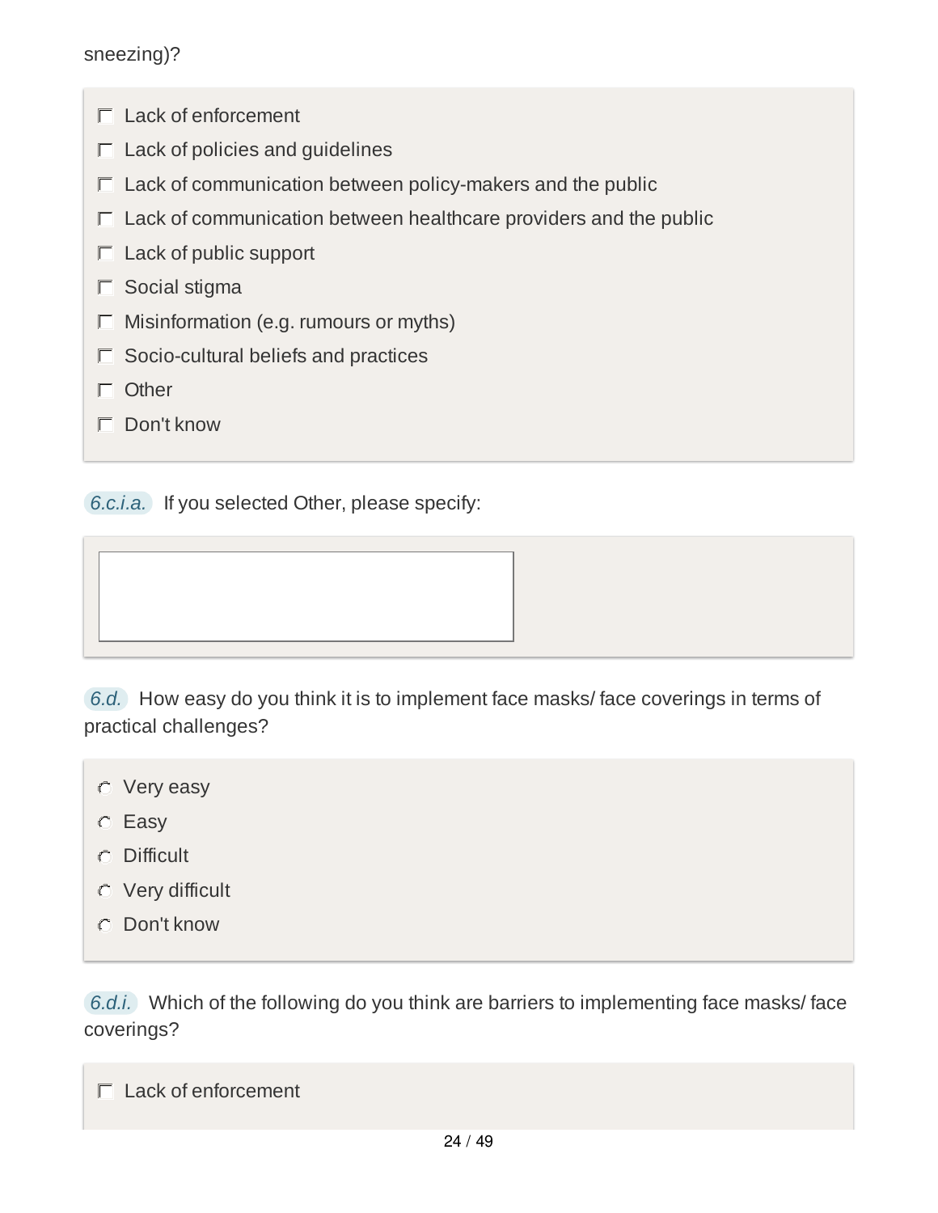sneezing)?

- ☐ Lack of enforcement
- ☐ Lack of policies and guidelines
- ☐ Lack of communication between policy-makers and the public
- ☐ Lack of communication between healthcare providers and the public
- ☐ Lack of public support
- ☐ Social stigma
- ☐ Misinformation (e.g. rumours or myths)
- ☐ Socio-cultural beliefs and practices
- ☐ Other
- ☐ Don't know

*6.c.i.a.* If you selected Other, please specify:

*6.d.* How easy do you think it is to implement face masks/ face coverings in terms of practical challenges?

- ○ Very easy
- ○ Easy
- ○ Difficult
- ○ Very difficult
- ○ Don't know

*6.d.i.* Which of the following do you think are barriers to implementing face masks/ face coverings?

- ☐ Lack of enforcement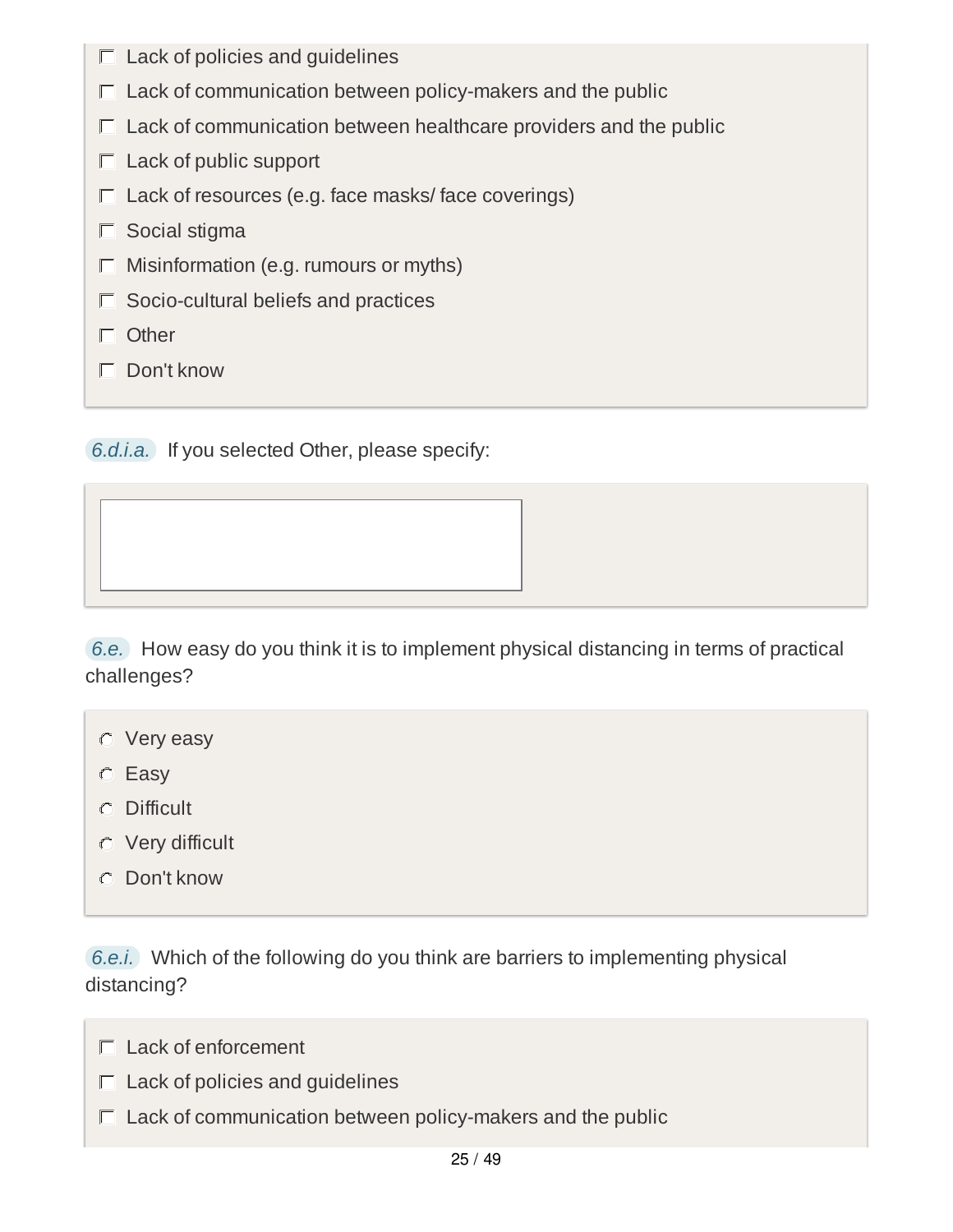- ☐ Lack of policies and guidelines
- ☐ Lack of communication between policy-makers and the public
- ☐ Lack of communication between healthcare providers and the public
- ☐ Lack of public support
- ☐ Lack of resources (e.g. face masks/ face coverings)
- ☐ Social stigma
- ☐ Misinformation (e.g. rumours or myths)
- ☐ Socio-cultural beliefs and practices
- ☐ Other
- ☐ Don't know

*6.d.i.a.* If you selected Other, please specify:

*6.e.* How easy do you think it is to implement physical distancing in terms of practical challenges?

- ○ Very easy
- ○ Easy
- ○ Difficult
- ○ Very difficult
- ○ Don't know

*6.e.i.* Which of the following do you think are barriers to implementing physical distancing?

- ☐ Lack of enforcement
- ☐ Lack of policies and guidelines
- ☐ Lack of communication between policy-makers and the public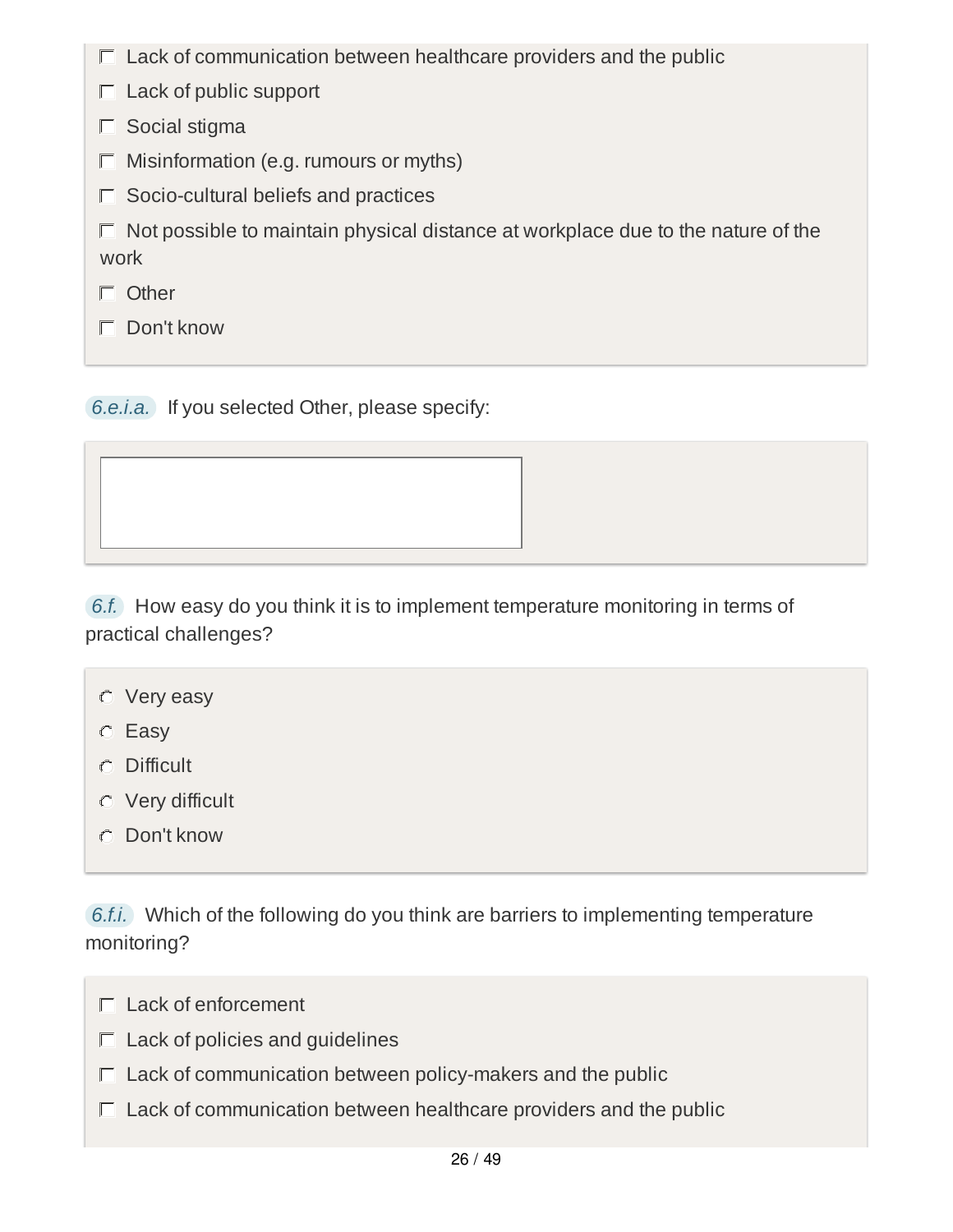- [ ] Lack of communication between healthcare providers and the public
- [ ] Lack of public support
- [ ] Social stigma
- [ ] Misinformation (e.g. rumours or myths)
- [ ] Socio-cultural beliefs and practices
- [ ] Not possible to maintain physical distance at workplace due to the nature of the work
- [ ] Other
- [ ] Don't know

*6.e.i.a.* If you selected Other, please specify:

*6.f.* How easy do you think it is to implement temperature monitoring in terms of practical challenges?

- ○ Very easy
- ○ Easy
- ○ Difficult
- ○ Very difficult
- ○ Don't know

*6.f.i.* Which of the following do you think are barriers to implementing temperature monitoring?

- [ ] Lack of enforcement
- [ ] Lack of policies and guidelines
- [ ] Lack of communication between policy-makers and the public
- [ ] Lack of communication between healthcare providers and the public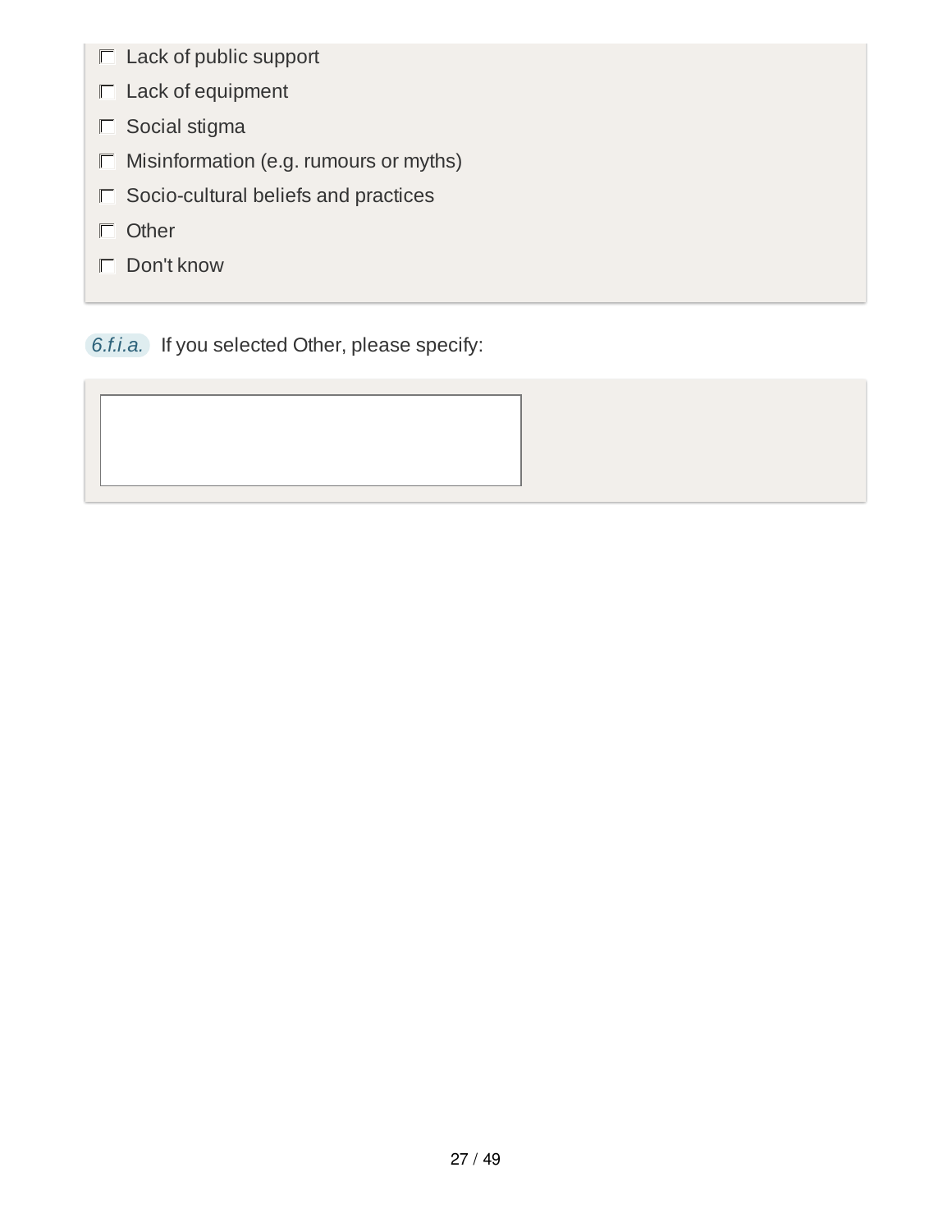- [ ] Lack of public support
- [ ] Lack of equipment
- [ ] Social stigma
- [ ] Misinformation (e.g. rumours or myths)
- [ ] Socio-cultural beliefs and practices
- [ ] Other
- [ ] Don't know

*6.f.i.a.* If you selected Other, please specify: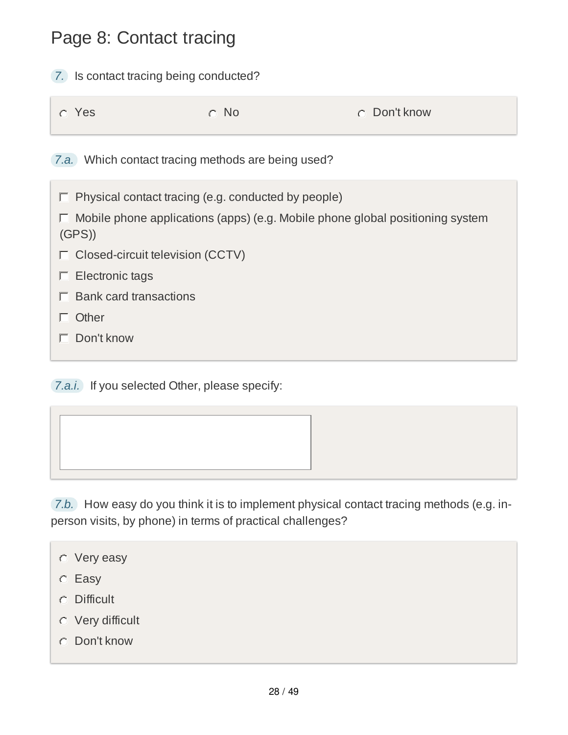# Page 8: Contact tracing

*7.* Is contact tracing being conducted?

- ○ Yes
- ○ No
- ○ Don't know

*7.a.* Which contact tracing methods are being used?

- ☐ Physical contact tracing (e.g. conducted by people)
- ☐ Mobile phone applications (apps) (e.g. Mobile phone global positioning system (GPS))
- ☐ Closed-circuit television (CCTV)
- ☐ Electronic tags
- ☐ Bank card transactions
- ☐ Other
- ☐ Don't know

*7.a.i.* If you selected Other, please specify:

*7.b.* How easy do you think it is to implement physical contact tracing methods (e.g. in-person visits, by phone) in terms of practical challenges?

- ○ Very easy
- ○ Easy
- ○ Difficult
- ○ Very difficult
- ○ Don't know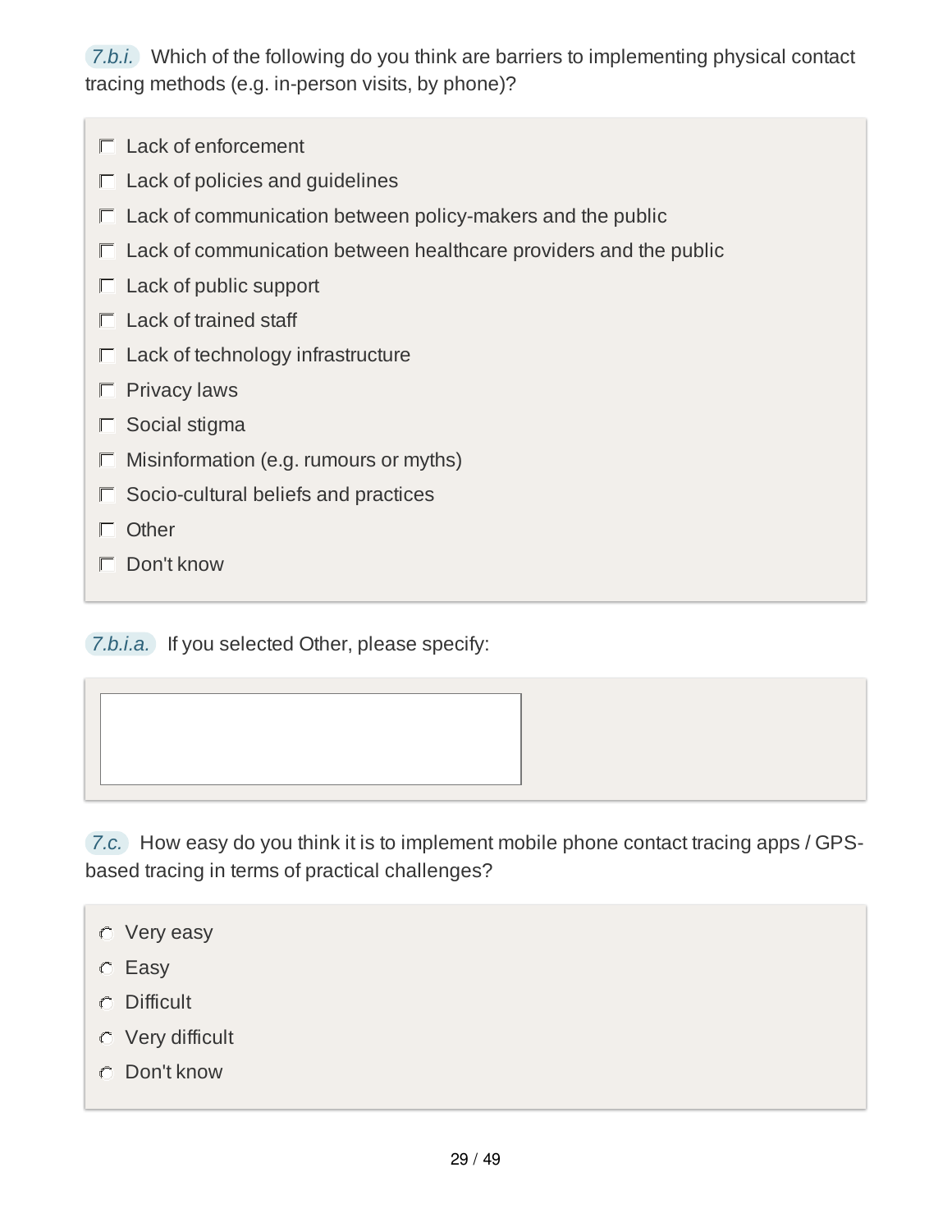*7.b.i.* Which of the following do you think are barriers to implementing physical contact tracing methods (e.g. in-person visits, by phone)?

- [ ] Lack of enforcement
- [ ] Lack of policies and guidelines
- [ ] Lack of communication between policy-makers and the public
- [ ] Lack of communication between healthcare providers and the public
- [ ] Lack of public support
- [ ] Lack of trained staff
- [ ] Lack of technology infrastructure
- [ ] Privacy laws
- [ ] Social stigma
- [ ] Misinformation (e.g. rumours or myths)
- [ ] Socio-cultural beliefs and practices
- [ ] Other
- [ ] Don't know

*7.b.i.a.* If you selected Other, please specify:

*7.c.* How easy do you think it is to implement mobile phone contact tracing apps / GPS-based tracing in terms of practical challenges?

- Very easy
- Easy
- Difficult
- Very difficult
- Don't know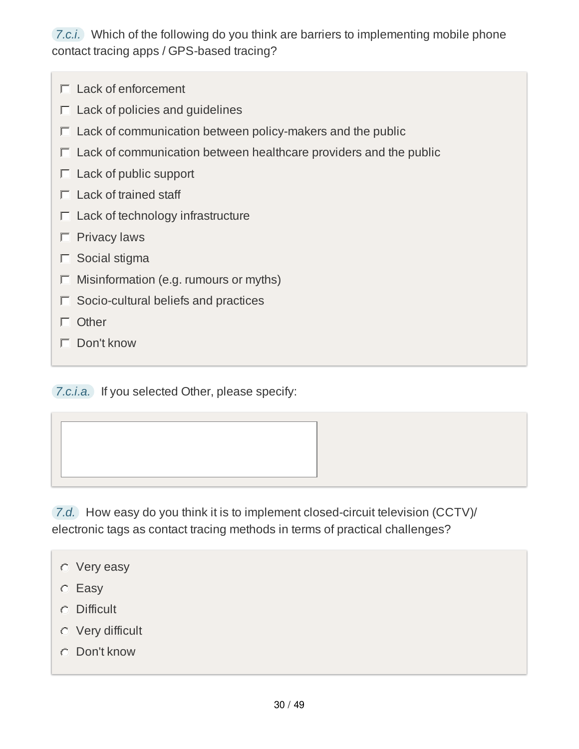7.c.i. Which of the following do you think are barriers to implementing mobile phone contact tracing apps / GPS-based tracing?

- [ ] Lack of enforcement
- [ ] Lack of policies and guidelines
- [ ] Lack of communication between policy-makers and the public
- [ ] Lack of communication between healthcare providers and the public
- [ ] Lack of public support
- [ ] Lack of trained staff
- [ ] Lack of technology infrastructure
- [ ] Privacy laws
- [ ] Social stigma
- [ ] Misinformation (e.g. rumours or myths)
- [ ] Socio-cultural beliefs and practices
- [ ] Other
- [ ] Don't know

7.c.i.a. If you selected Other, please specify:

7.d. How easy do you think it is to implement closed-circuit television (CCTV)/ electronic tags as contact tracing methods in terms of practical challenges?

- Very easy
- Easy
- Difficult
- Very difficult
- Don't know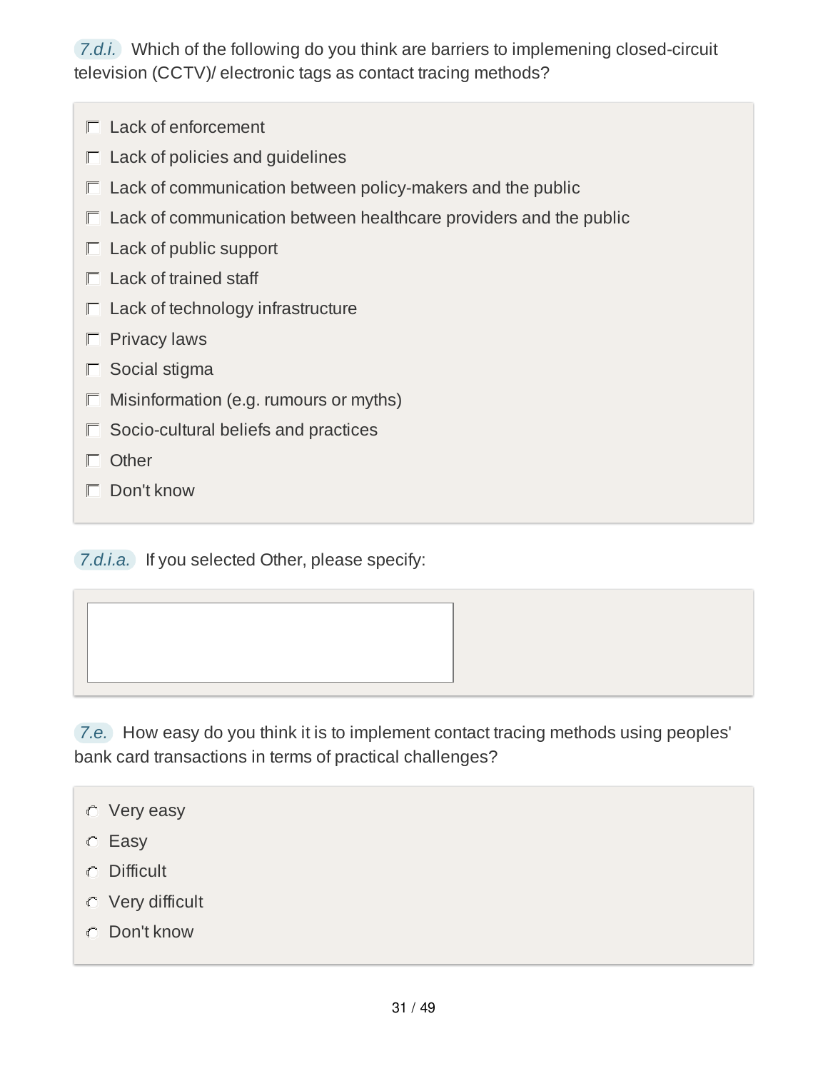7.d.i. Which of the following do you think are barriers to implemening closed-circuit television (CCTV)/ electronic tags as contact tracing methods?

- ☐ Lack of enforcement
- ☐ Lack of policies and guidelines
- ☐ Lack of communication between policy-makers and the public
- ☐ Lack of communication between healthcare providers and the public
- ☐ Lack of public support
- ☐ Lack of trained staff
- ☐ Lack of technology infrastructure
- ☐ Privacy laws
- ☐ Social stigma
- ☐ Misinformation (e.g. rumours or myths)
- ☐ Socio-cultural beliefs and practices
- ☐ Other
- ☐ Don't know

7.d.i.a. If you selected Other, please specify:

7.e. How easy do you think it is to implement contact tracing methods using peoples' bank card transactions in terms of practical challenges?

- ○ Very easy
- ○ Easy
- ○ Difficult
- ○ Very difficult
- ○ Don't know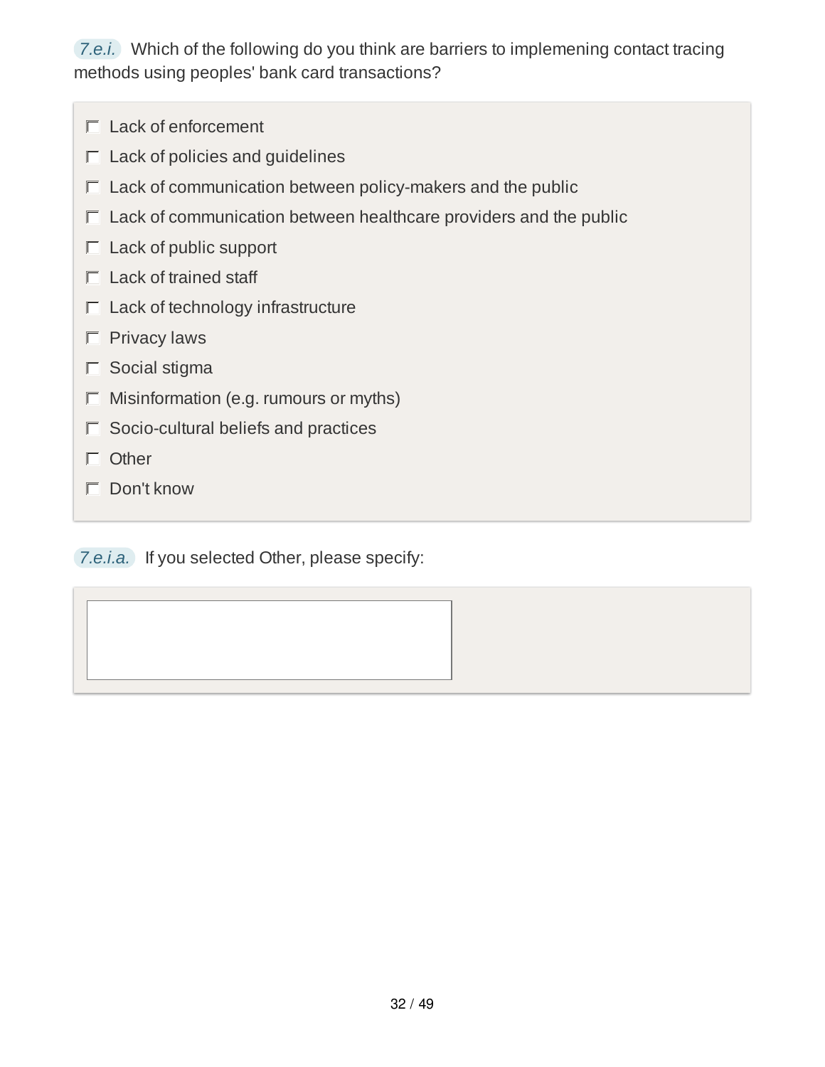7.e.i. Which of the following do you think are barriers to implemening contact tracing methods using peoples' bank card transactions?

- ☐ Lack of enforcement
- ☐ Lack of policies and guidelines
- ☐ Lack of communication between policy-makers and the public
- ☐ Lack of communication between healthcare providers and the public
- ☐ Lack of public support
- ☐ Lack of trained staff
- ☐ Lack of technology infrastructure
- ☐ Privacy laws
- ☐ Social stigma
- ☐ Misinformation (e.g. rumours or myths)
- ☐ Socio-cultural beliefs and practices
- ☐ Other
- ☐ Don't know

7.e.i.a. If you selected Other, please specify: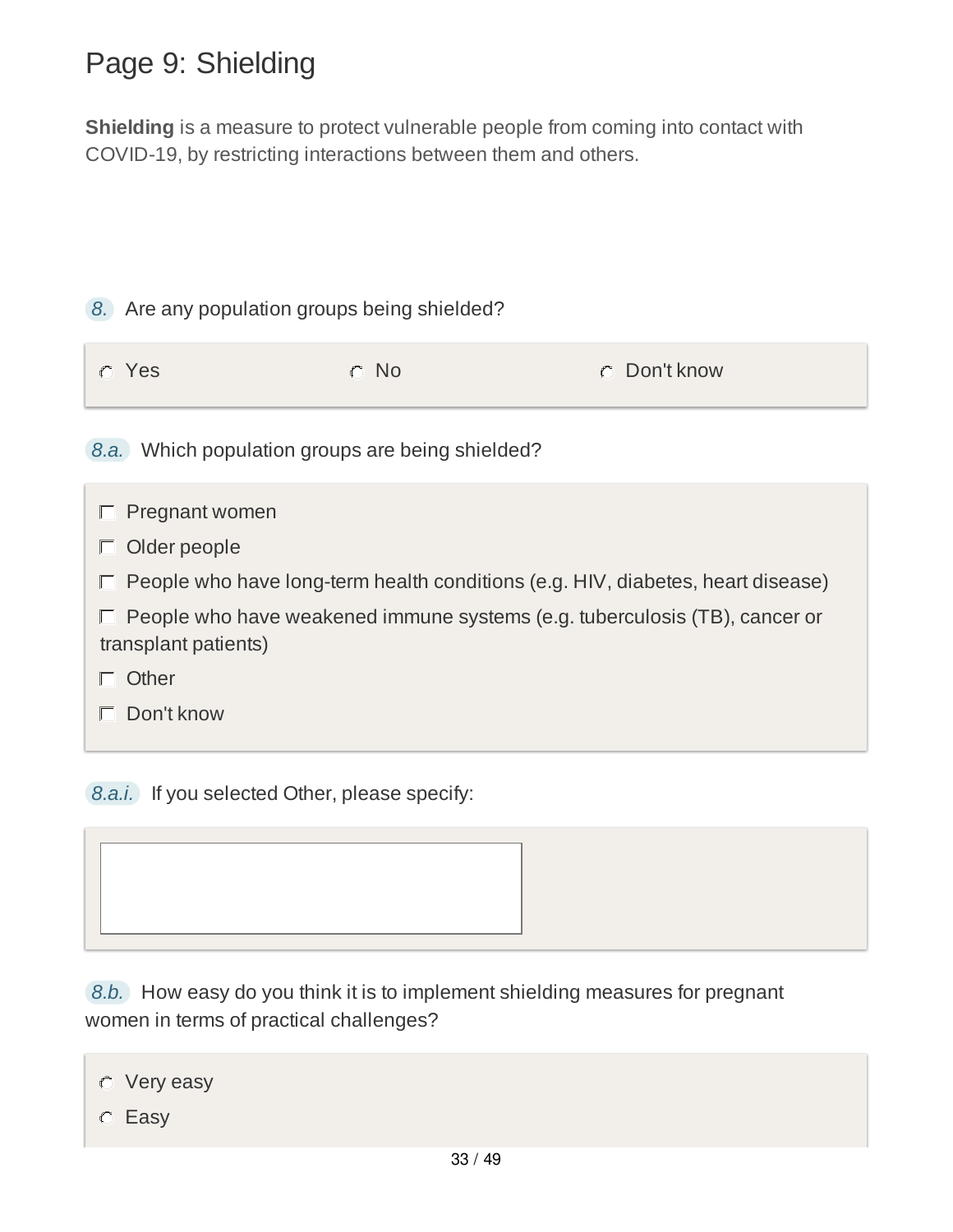# Page 9: Shielding

**Shielding** is a measure to protect vulnerable people from coming into contact with COVID-19, by restricting interactions between them and others.

*8.* Are any population groups being shielded?

- ○ Yes
- ○ No
- ○ Don't know

*8.a.* Which population groups are being shielded?

- ☐ Pregnant women
- ☐ Older people
- ☐ People who have long-term health conditions (e.g. HIV, diabetes, heart disease)
- ☐ People who have weakened immune systems (e.g. tuberculosis (TB), cancer or transplant patients)
- ☐ Other
- ☐ Don't know

*8.a.i.* If you selected Other, please specify:

*8.b.* How easy do you think it is to implement shielding measures for pregnant women in terms of practical challenges?

- ○ Very easy
- ○ Easy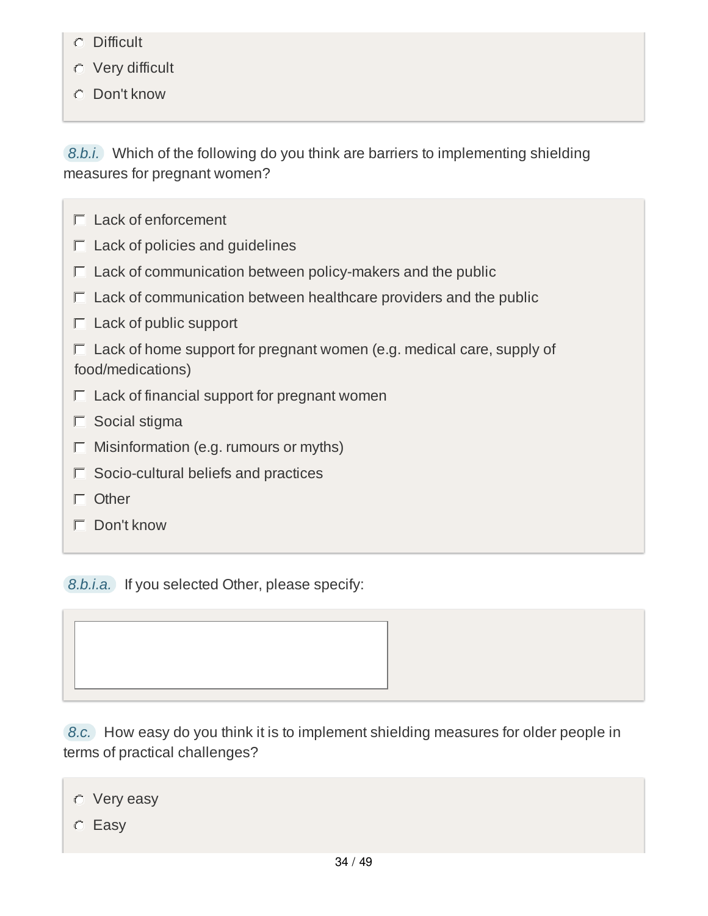- Difficult
- Very difficult
- Don't know

*8.b.i.* Which of the following do you think are barriers to implementing shielding measures for pregnant women?

- [ ] Lack of enforcement
- [ ] Lack of policies and guidelines
- [ ] Lack of communication between policy-makers and the public
- [ ] Lack of communication between healthcare providers and the public
- [ ] Lack of public support
- [ ] Lack of home support for pregnant women (e.g. medical care, supply of food/medications)
- [ ] Lack of financial support for pregnant women
- [ ] Social stigma
- [ ] Misinformation (e.g. rumours or myths)
- [ ] Socio-cultural beliefs and practices
- [ ] Other
- [ ] Don't know

*8.b.i.a.* If you selected Other, please specify:

*8.c.* How easy do you think it is to implement shielding measures for older people in terms of practical challenges?

- Very easy
- Easy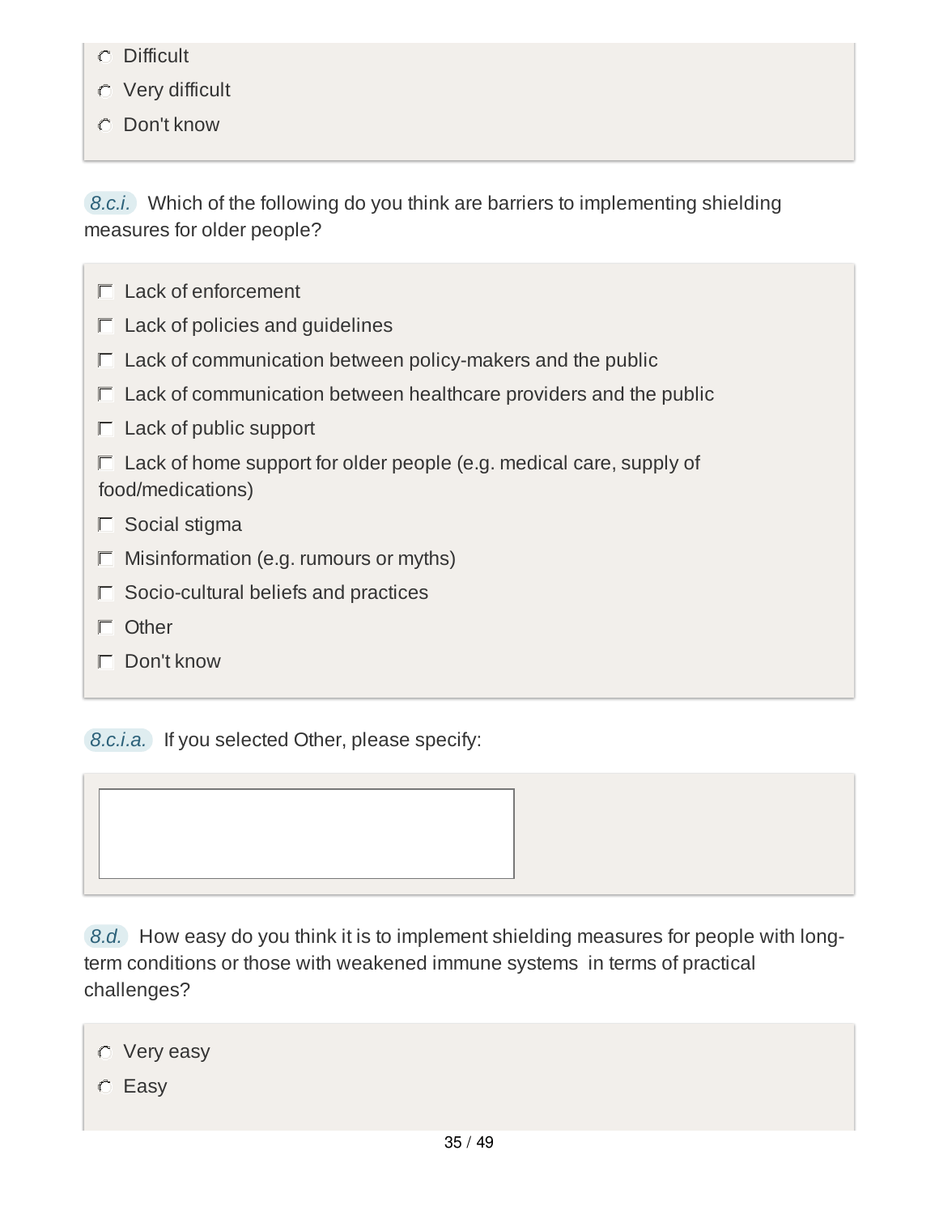- Difficult
- Very difficult
- Don't know

*8.c.i.* Which of the following do you think are barriers to implementing shielding measures for older people?

- [ ] Lack of enforcement
- [ ] Lack of policies and guidelines
- [ ] Lack of communication between policy-makers and the public
- [ ] Lack of communication between healthcare providers and the public
- [ ] Lack of public support
- [ ] Lack of home support for older people (e.g. medical care, supply of food/medications)
- [ ] Social stigma
- [ ] Misinformation (e.g. rumours or myths)
- [ ] Socio-cultural beliefs and practices
- [ ] Other
- [ ] Don't know

*8.c.i.a.* If you selected Other, please specify:

*8.d.* How easy do you think it is to implement shielding measures for people with long-term conditions or those with weakened immune systems in terms of practical challenges?

- Very easy
- Easy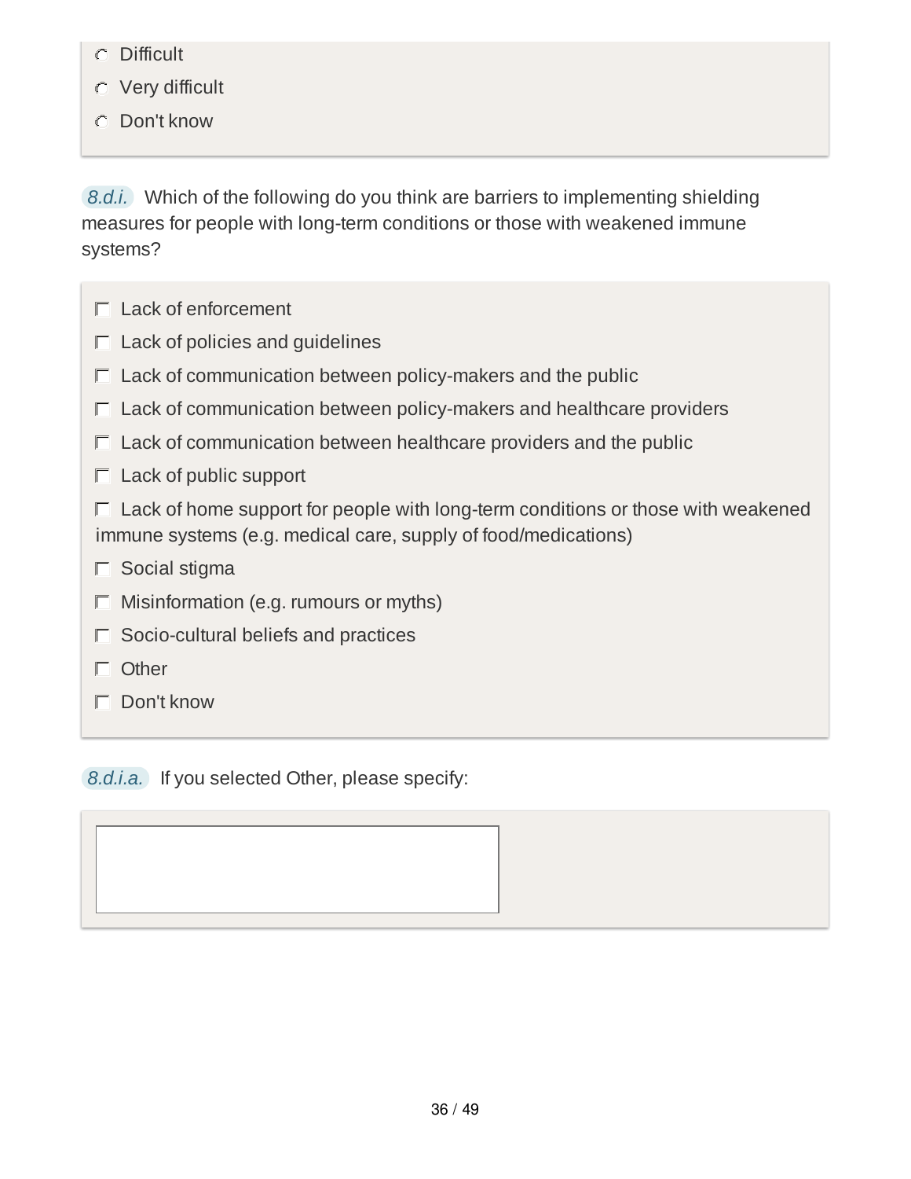- Difficult
- Very difficult
- Don't know

*8.d.i.* Which of the following do you think are barriers to implementing shielding measures for people with long-term conditions or those with weakened immune systems?

- [ ] Lack of enforcement
- [ ] Lack of policies and guidelines
- [ ] Lack of communication between policy-makers and the public
- [ ] Lack of communication between policy-makers and healthcare providers
- [ ] Lack of communication between healthcare providers and the public
- [ ] Lack of public support
- [ ] Lack of home support for people with long-term conditions or those with weakened immune systems (e.g. medical care, supply of food/medications)
- [ ] Social stigma
- [ ] Misinformation (e.g. rumours or myths)
- [ ] Socio-cultural beliefs and practices
- [ ] Other
- [ ] Don't know

*8.d.i.a.* If you selected Other, please specify: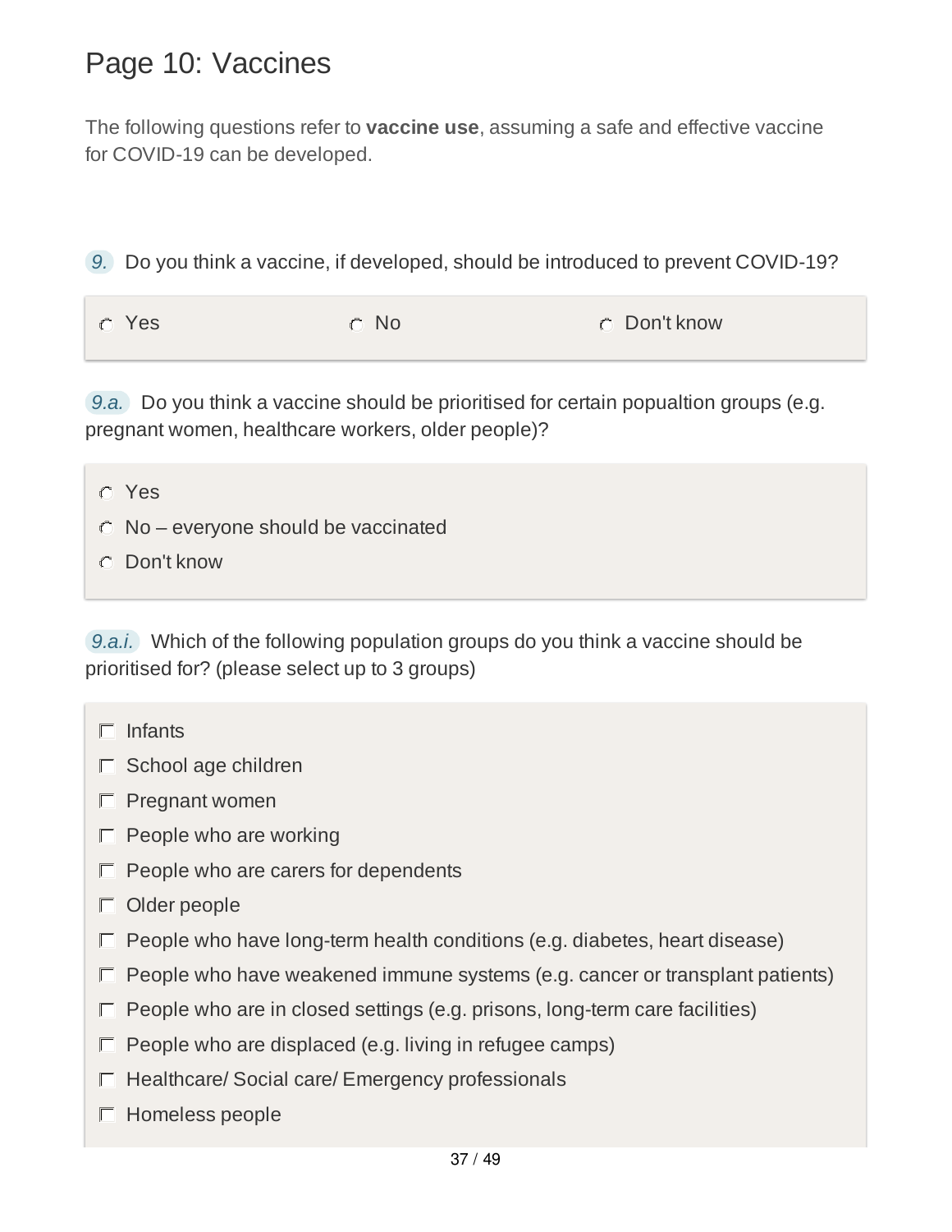# Page 10: Vaccines

The following questions refer to **vaccine use**, assuming a safe and effective vaccine for COVID-19 can be developed.

*9.* Do you think a vaccine, if developed, should be introduced to prevent COVID-19?

- ○ Yes
- ○ No
- ○ Don't know

*9.a.* Do you think a vaccine should be prioritised for certain popualtion groups (e.g. pregnant women, healthcare workers, older people)?

- ○ Yes
- ○ No – everyone should be vaccinated
- ○ Don't know

*9.a.i.* Which of the following population groups do you think a vaccine should be prioritised for? (please select up to 3 groups)

- ☐ Infants
- ☐ School age children
- ☐ Pregnant women
- ☐ People who are working
- ☐ People who are carers for dependents
- ☐ Older people
- ☐ People who have long-term health conditions (e.g. diabetes, heart disease)
- ☐ People who have weakened immune systems (e.g. cancer or transplant patients)
- ☐ People who are in closed settings (e.g. prisons, long-term care facilities)
- ☐ People who are displaced (e.g. living in refugee camps)
- ☐ Healthcare/ Social care/ Emergency professionals
- ☐ Homeless people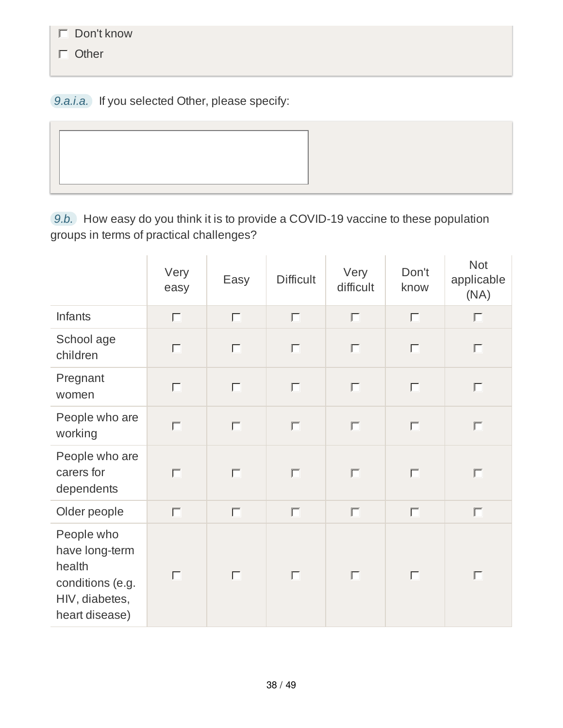- [ ] Don't know
- [ ] Other

9.a.i.a. If you selected Other, please specify:

9.b. How easy do you think it is to provide a COVID-19 vaccine to these population groups in terms of practical challenges?

| | Very easy | Easy | Difficult | Very difficult | Don't know | Not applicable (NA) |
|---|---|---|---|---|---|---|
| Infants | ☐ | ☐ | ☐ | ☐ | ☐ | ☐ |
| School age children | ☐ | ☐ | ☐ | ☐ | ☐ | ☐ |
| Pregnant women | ☐ | ☐ | ☐ | ☐ | ☐ | ☐ |
| People who are working | ☐ | ☐ | ☐ | ☐ | ☐ | ☐ |
| People who are carers for dependents | ☐ | ☐ | ☐ | ☐ | ☐ | ☐ |
| Older people | ☐ | ☐ | ☐ | ☐ | ☐ | ☐ |
| People who have long-term health conditions (e.g. HIV, diabetes, heart disease) | ☐ | ☐ | ☐ | ☐ | ☐ | ☐ |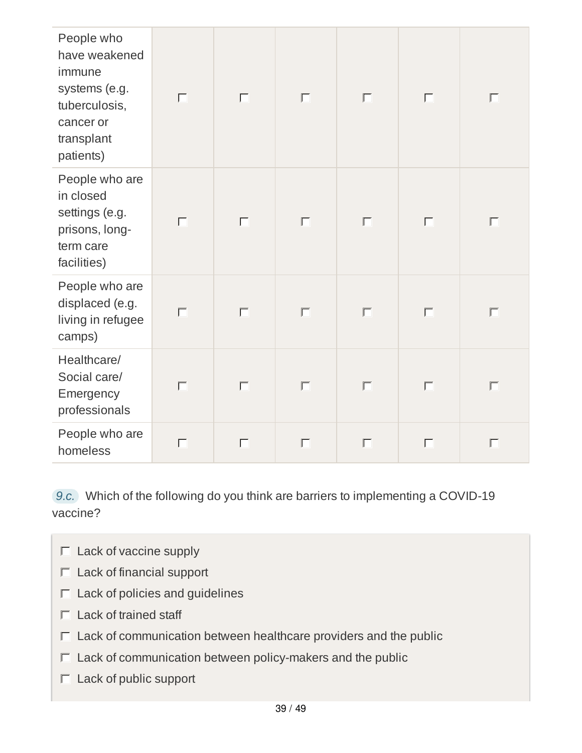| | | | | | | |
|---|---|---|---|---|---|---|
| People who have weakened immune systems (e.g. tuberculosis, cancer or transplant patients) | ☐ | ☐ | ☐ | ☐ | ☐ | ☐ |
| People who are in closed settings (e.g. prisons, long-term care facilities) | ☐ | ☐ | ☐ | ☐ | ☐ | ☐ |
| People who are displaced (e.g. living in refugee camps) | ☐ | ☐ | ☐ | ☐ | ☐ | ☐ |
| Healthcare/ Social care/ Emergency professionals | ☐ | ☐ | ☐ | ☐ | ☐ | ☐ |
| People who are homeless | ☐ | ☐ | ☐ | ☐ | ☐ | ☐ |

*9.c.* Which of the following do you think are barriers to implementing a COVID-19 vaccine?

- ☐ Lack of vaccine supply
- ☐ Lack of financial support
- ☐ Lack of policies and guidelines
- ☐ Lack of trained staff
- ☐ Lack of communication between healthcare providers and the public
- ☐ Lack of communication between policy-makers and the public
- ☐ Lack of public support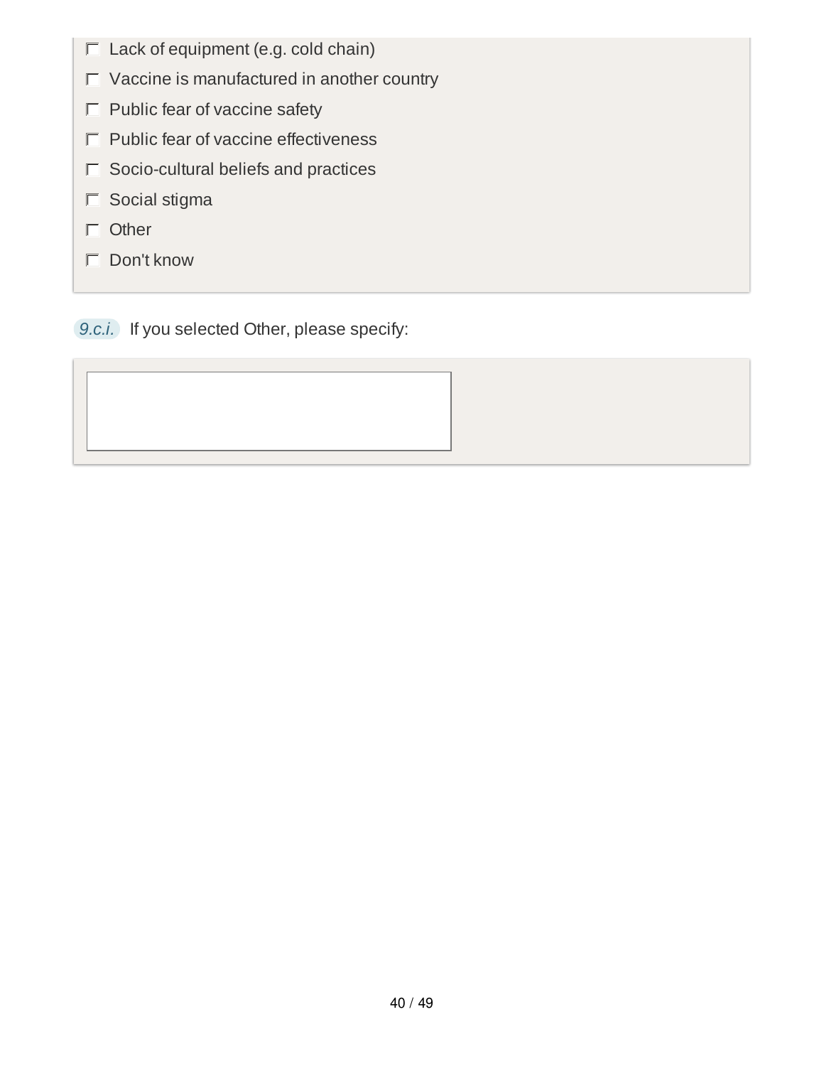- ☐ Lack of equipment (e.g. cold chain)
- ☐ Vaccine is manufactured in another country
- ☐ Public fear of vaccine safety
- ☐ Public fear of vaccine effectiveness
- ☐ Socio-cultural beliefs and practices
- ☐ Social stigma
- ☐ Other
- ☐ Don't know

*9.c.i.* If you selected Other, please specify: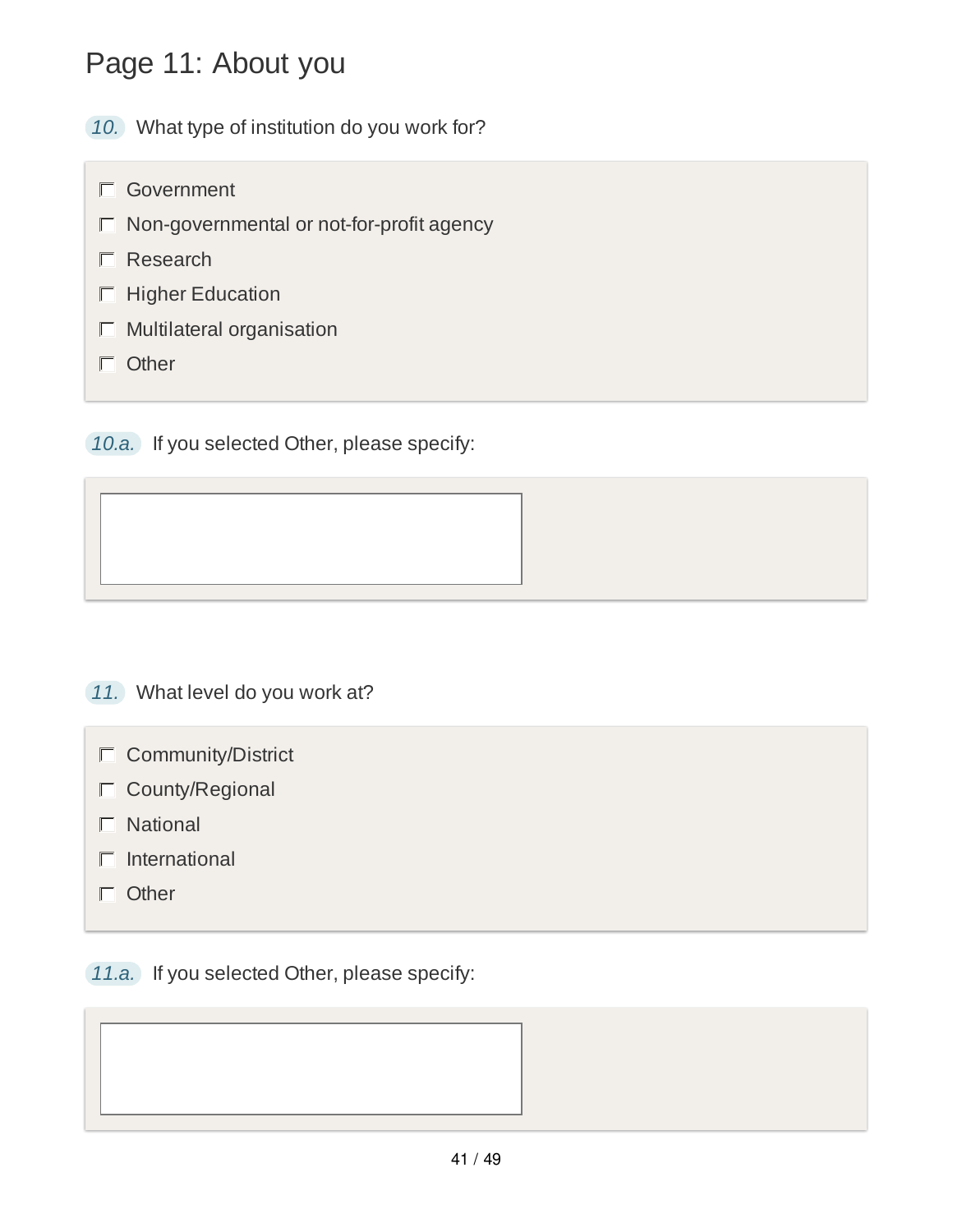# Page 11: About you

10. What type of institution do you work for?

- ☐ Government
- ☐ Non-governmental or not-for-profit agency
- ☐ Research
- ☐ Higher Education
- ☐ Multilateral organisation
- ☐ Other

10.a. If you selected Other, please specify:

11. What level do you work at?

- ☐ Community/District
- ☐ County/Regional
- ☐ National
- ☐ International
- ☐ Other

11.a. If you selected Other, please specify: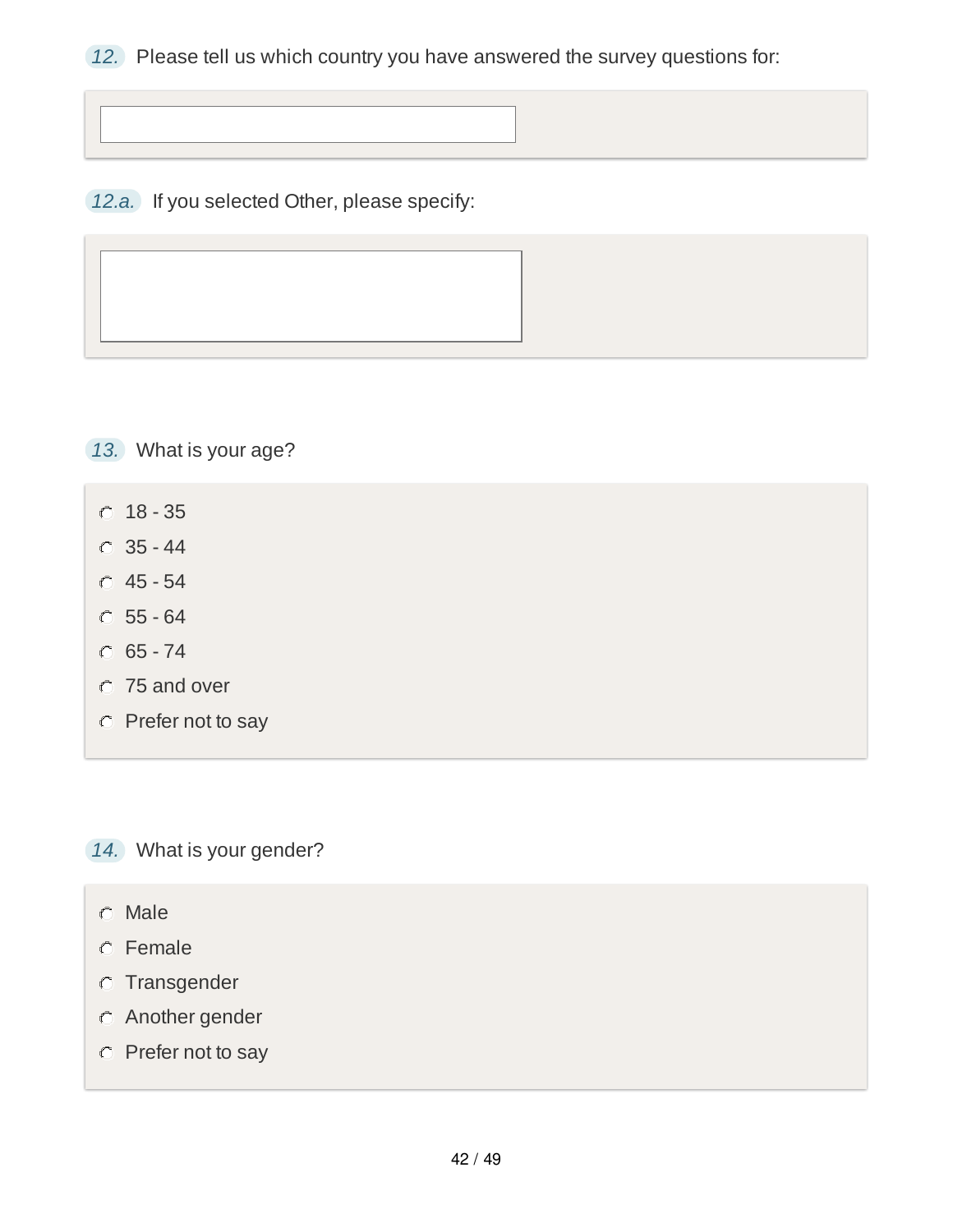12. Please tell us which country you have answered the survey questions for:

12.a. If you selected Other, please specify:

13. What is your age?

- 18 - 35
- 35 - 44
- 45 - 54
- 55 - 64
- 65 - 74
- 75 and over
- Prefer not to say

14. What is your gender?

- Male
- Female
- Transgender
- Another gender
- Prefer not to say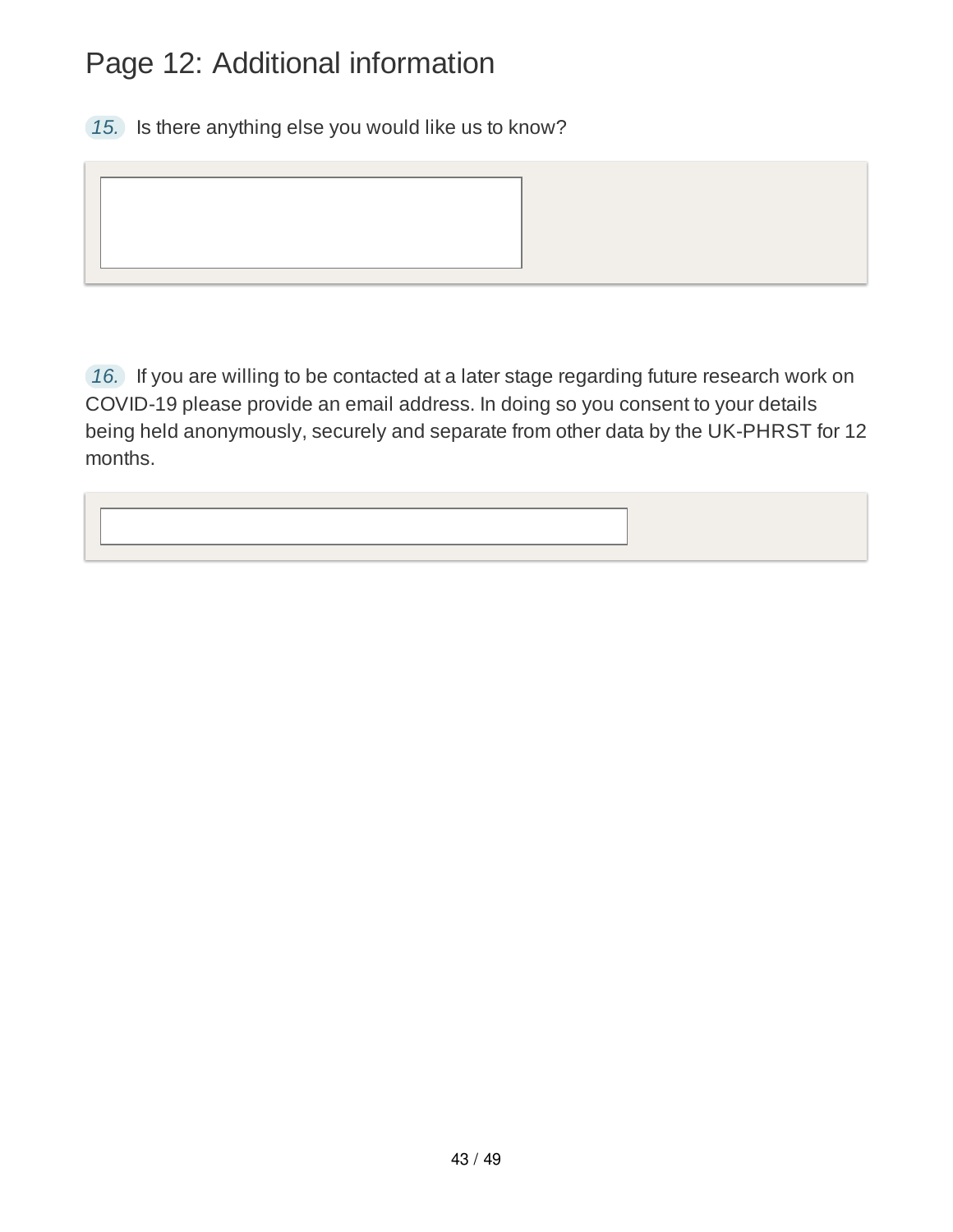# Page 12: Additional information

15. Is there anything else you would like us to know?

16. If you are willing to be contacted at a later stage regarding future research work on COVID-19 please provide an email address. In doing so you consent to your details being held anonymously, securely and separate from other data by the UK-PHRST for 12 months.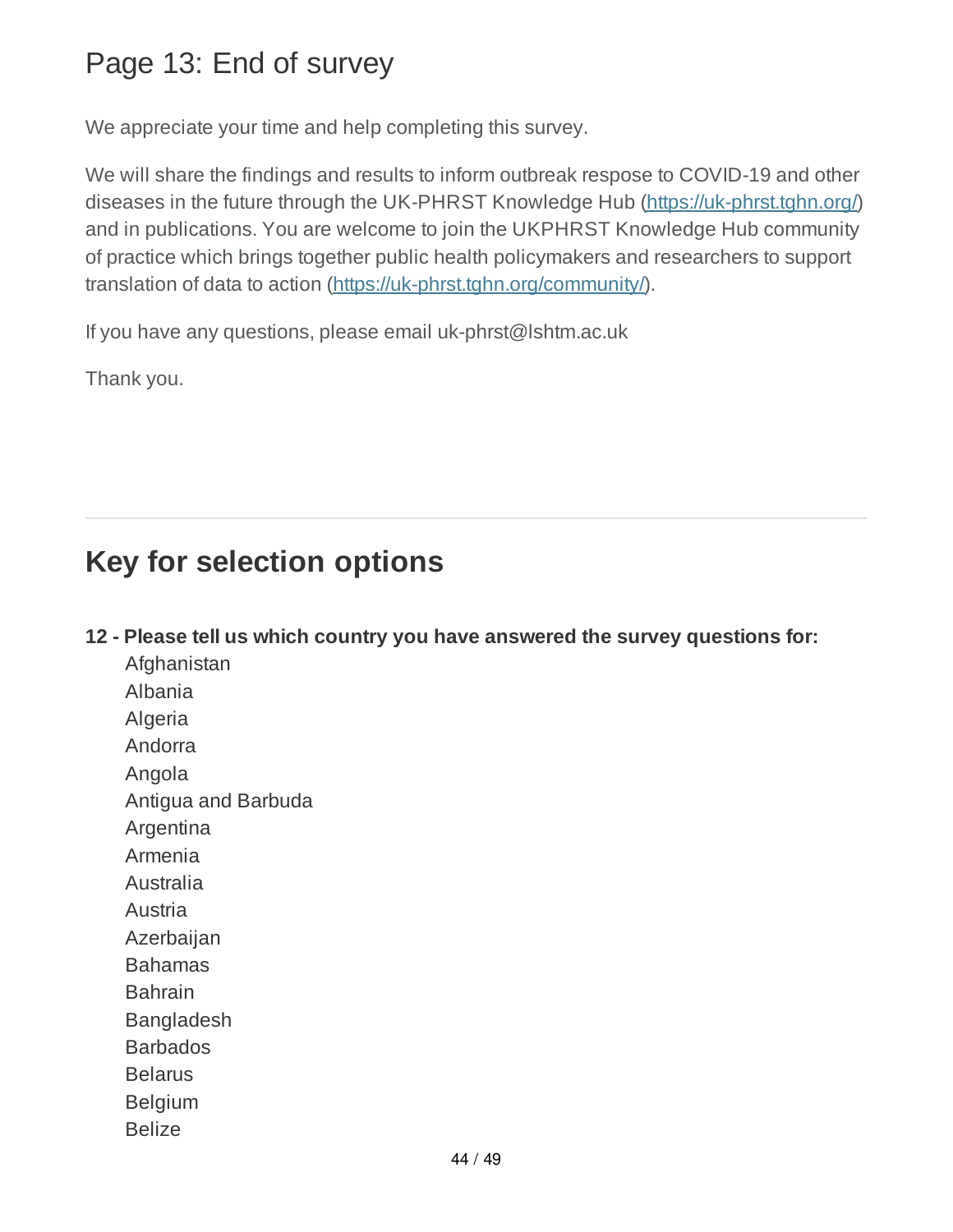# Page 13: End of survey

We appreciate your time and help completing this survey.

We will share the findings and results to inform outbreak respose to COVID-19 and other diseases in the future through the UK-PHRST Knowledge Hub (https://uk-phrst.tghn.org/) and in publications. You are welcome to join the UKPHRST Knowledge Hub community of practice which brings together public health policymakers and researchers to support translation of data to action (https://uk-phrst.tghn.org/community/).

If you have any questions, please email uk-phrst@lshtm.ac.uk

Thank you.

---

## Key for selection options

**12 - Please tell us which country you have answered the survey questions for:**

Afghanistan
Albania
Algeria
Andorra
Angola
Antigua and Barbuda
Argentina
Armenia
Australia
Austria
Azerbaijan
Bahamas
Bahrain
Bangladesh
Barbados
Belarus
Belgium
Belize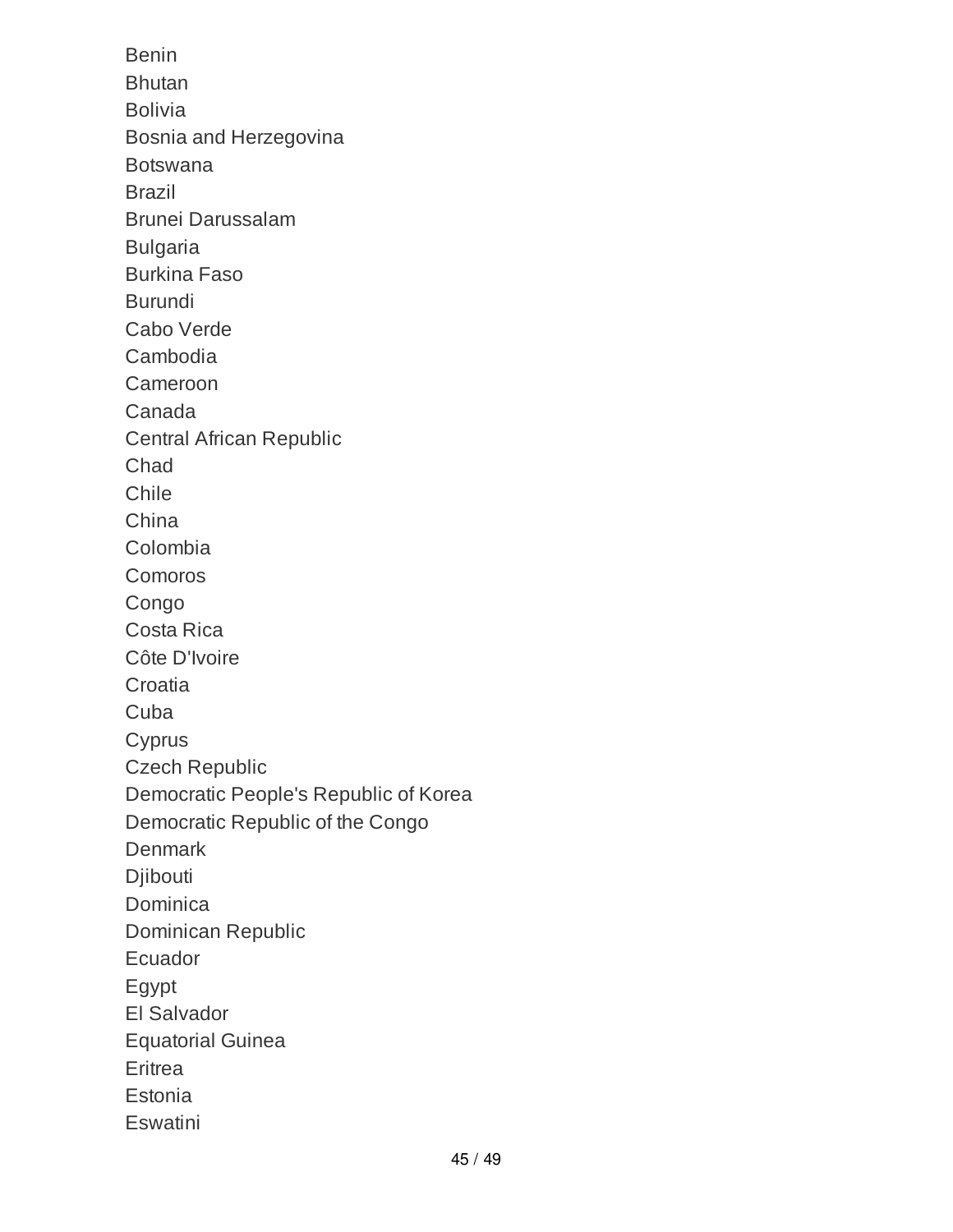Benin
Bhutan
Bolivia
Bosnia and Herzegovina
Botswana
Brazil
Brunei Darussalam
Bulgaria
Burkina Faso
Burundi
Cabo Verde
Cambodia
Cameroon
Canada
Central African Republic
Chad
Chile
China
Colombia
Comoros
Congo
Costa Rica
Côte D'Ivoire
Croatia
Cuba
Cyprus
Czech Republic
Democratic People's Republic of Korea
Democratic Republic of the Congo
Denmark
Djibouti
Dominica
Dominican Republic
Ecuador
Egypt
El Salvador
Equatorial Guinea
Eritrea
Estonia
Eswatini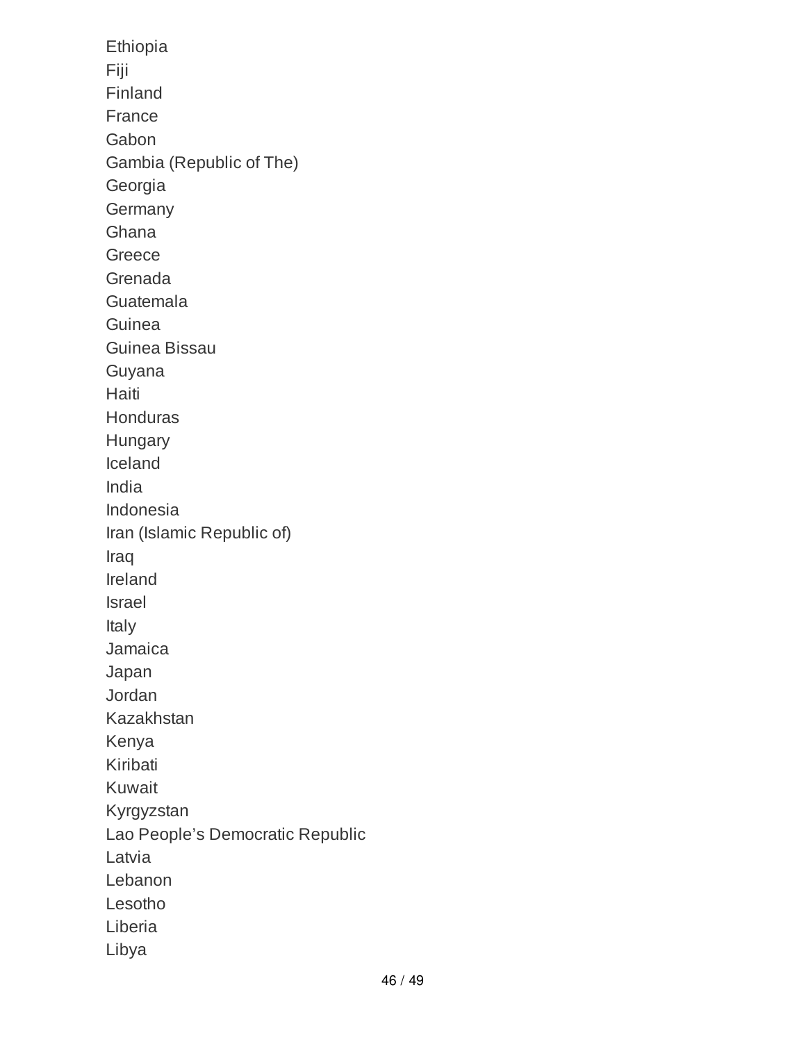Ethiopia
Fiji
Finland
France
Gabon
Gambia (Republic of The)
Georgia
Germany
Ghana
Greece
Grenada
Guatemala
Guinea
Guinea Bissau
Guyana
Haiti
Honduras
Hungary
Iceland
India
Indonesia
Iran (Islamic Republic of)
Iraq
Ireland
Israel
Italy
Jamaica
Japan
Jordan
Kazakhstan
Kenya
Kiribati
Kuwait
Kyrgyzstan
Lao People's Democratic Republic
Latvia
Lebanon
Lesotho
Liberia
Libya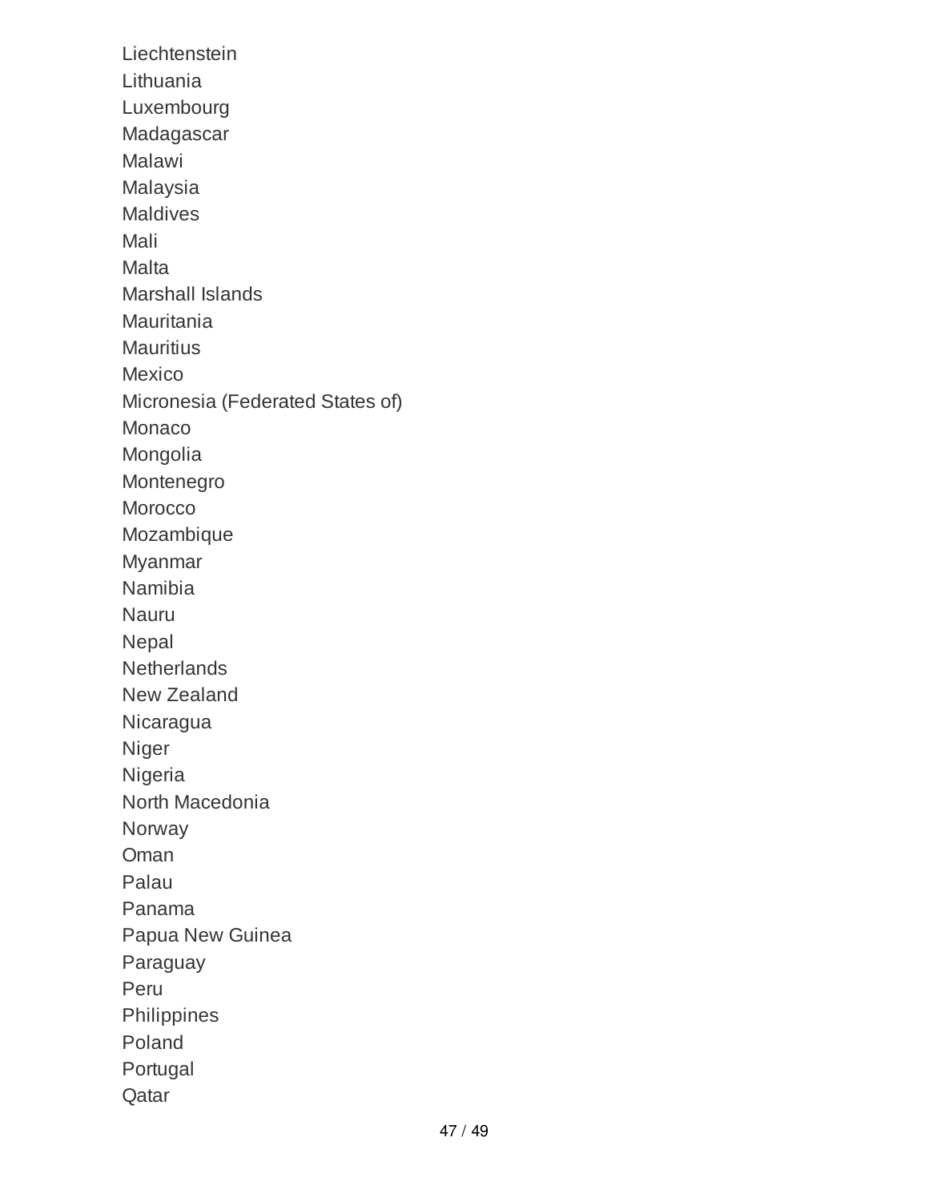Liechtenstein
Lithuania
Luxembourg
Madagascar
Malawi
Malaysia
Maldives
Mali
Malta
Marshall Islands
Mauritania
Mauritius
Mexico
Micronesia (Federated States of)
Monaco
Mongolia
Montenegro
Morocco
Mozambique
Myanmar
Namibia
Nauru
Nepal
Netherlands
New Zealand
Nicaragua
Niger
Nigeria
North Macedonia
Norway
Oman
Palau
Panama
Papua New Guinea
Paraguay
Peru
Philippines
Poland
Portugal
Qatar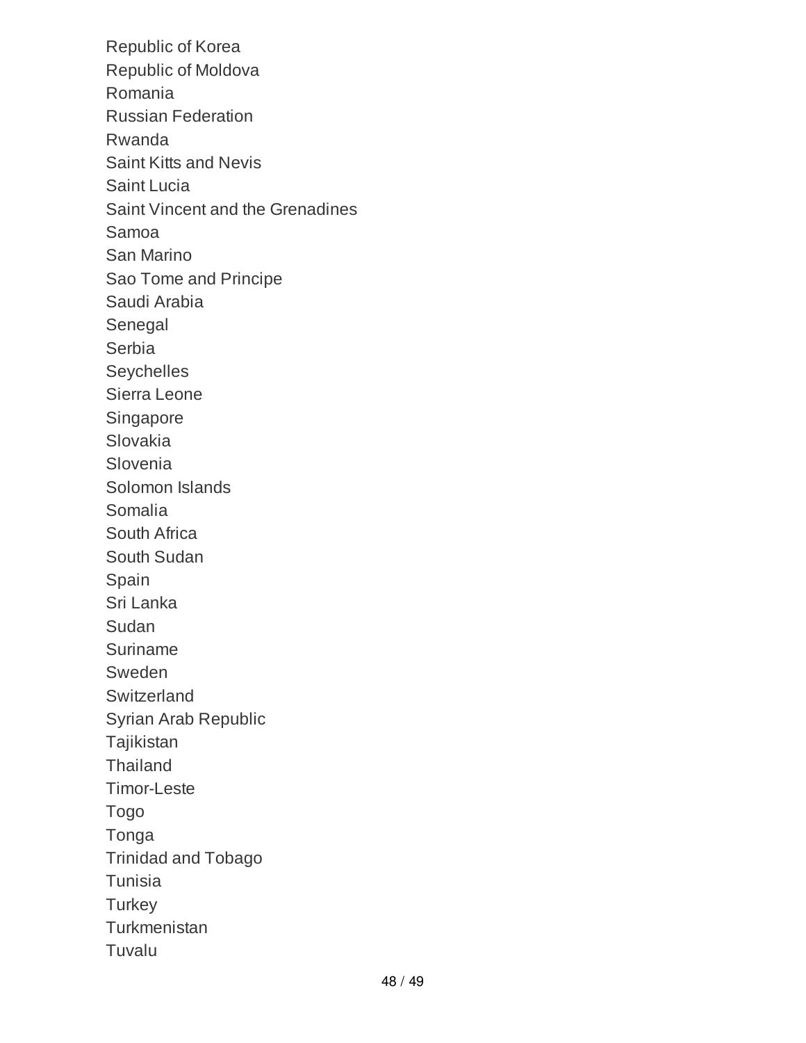Republic of Korea
Republic of Moldova
Romania
Russian Federation
Rwanda
Saint Kitts and Nevis
Saint Lucia
Saint Vincent and the Grenadines
Samoa
San Marino
Sao Tome and Principe
Saudi Arabia
Senegal
Serbia
Seychelles
Sierra Leone
Singapore
Slovakia
Slovenia
Solomon Islands
Somalia
South Africa
South Sudan
Spain
Sri Lanka
Sudan
Suriname
Sweden
Switzerland
Syrian Arab Republic
Tajikistan
Thailand
Timor-Leste
Togo
Tonga
Trinidad and Tobago
Tunisia
Turkey
Turkmenistan
Tuvalu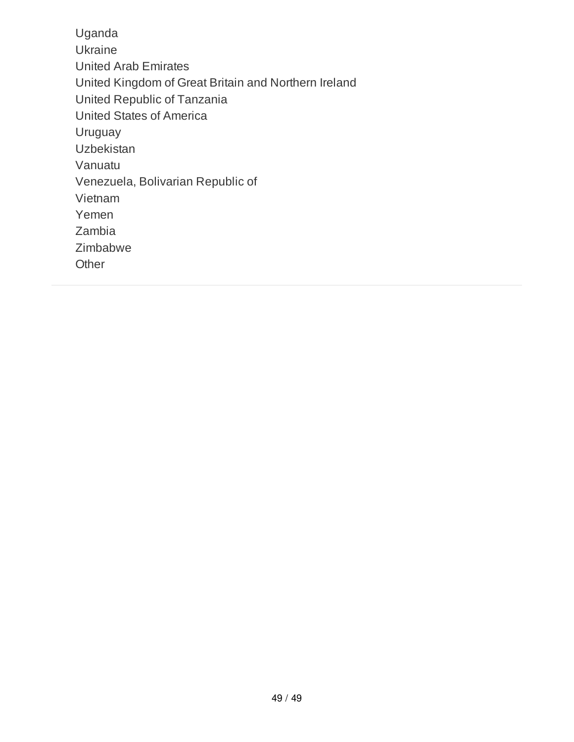Uganda
Ukraine
United Arab Emirates
United Kingdom of Great Britain and Northern Ireland
United Republic of Tanzania
United States of America
Uruguay
Uzbekistan
Vanuatu
Venezuela, Bolivarian Republic of
Vietnam
Yemen
Zambia
Zimbabwe
Other

---